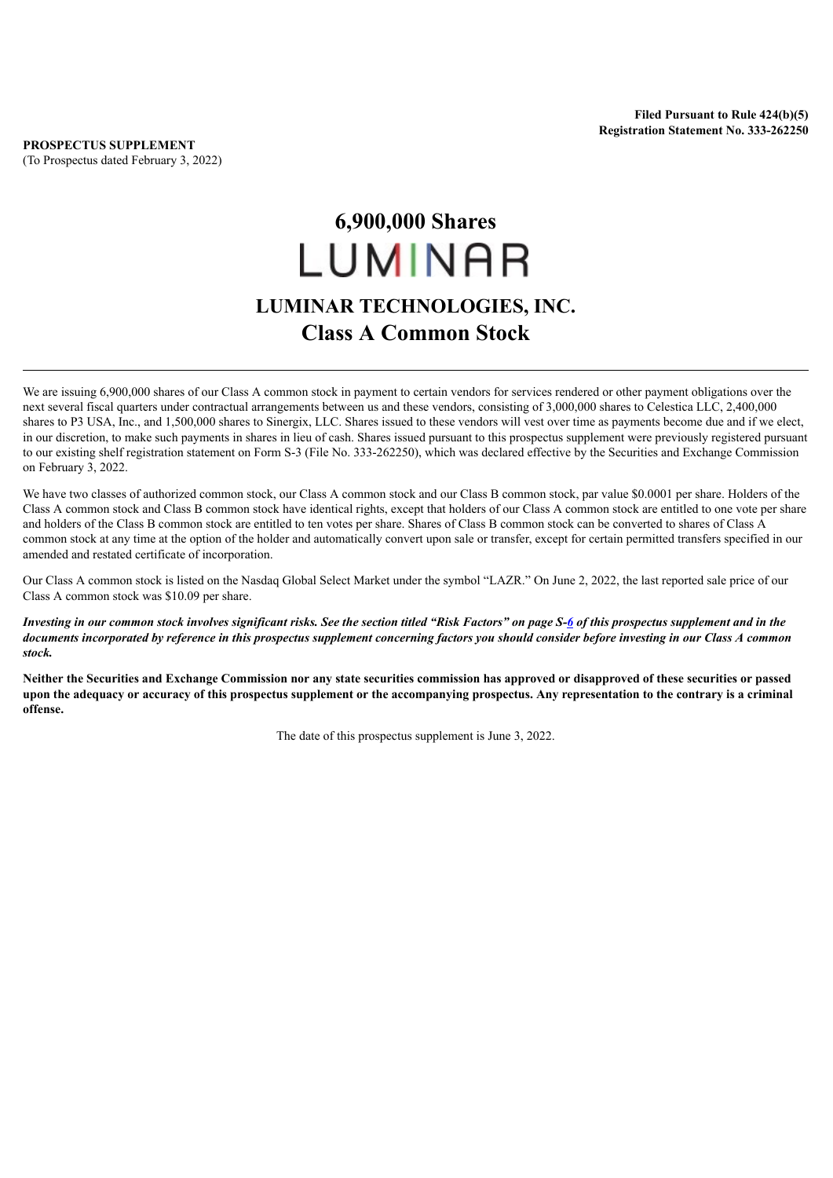**Filed Pursuant to Rule 424(b)(5)**
**Registration Statement No. 333-262250**

**PROSPECTUS SUPPLEMENT**
(To Prospectus dated February 3, 2022)

# 6,900,000 Shares

LUMINAR

# LUMINAR TECHNOLOGIES, INC.

## Class A Common Stock

---

We are issuing 6,900,000 shares of our Class A common stock in payment to certain vendors for services rendered or other payment obligations over the next several fiscal quarters under contractual arrangements between us and these vendors, consisting of 3,000,000 shares to Celestica LLC, 2,400,000 shares to P3 USA, Inc., and 1,500,000 shares to Sinergix, LLC. Shares issued to these vendors will vest over time as payments become due and if we elect, in our discretion, to make such payments in shares in lieu of cash. Shares issued pursuant to this prospectus supplement were previously registered pursuant to our existing shelf registration statement on Form S-3 (File No. 333-262250), which was declared effective by the Securities and Exchange Commission on February 3, 2022.

We have two classes of authorized common stock, our Class A common stock and our Class B common stock, par value $0.0001 per share. Holders of the Class A common stock and Class B common stock have identical rights, except that holders of our Class A common stock are entitled to one vote per share and holders of the Class B common stock are entitled to ten votes per share. Shares of Class B common stock can be converted to shares of Class A common stock at any time at the option of the holder and automatically convert upon sale or transfer, except for certain permitted transfers specified in our amended and restated certificate of incorporation.

Our Class A common stock is listed on the Nasdaq Global Select Market under the symbol "LAZR." On June 2, 2022, the last reported sale price of our Class A common stock was $10.09 per share.

***Investing in our common stock involves significant risks. See the section titled "Risk Factors" on page S-6 of this prospectus supplement and in the documents incorporated by reference in this prospectus supplement concerning factors you should consider before investing in our Class A common stock.***

**Neither the Securities and Exchange Commission nor any state securities commission has approved or disapproved of these securities or passed upon the adequacy or accuracy of this prospectus supplement or the accompanying prospectus. Any representation to the contrary is a criminal offense.**

The date of this prospectus supplement is June 3, 2022.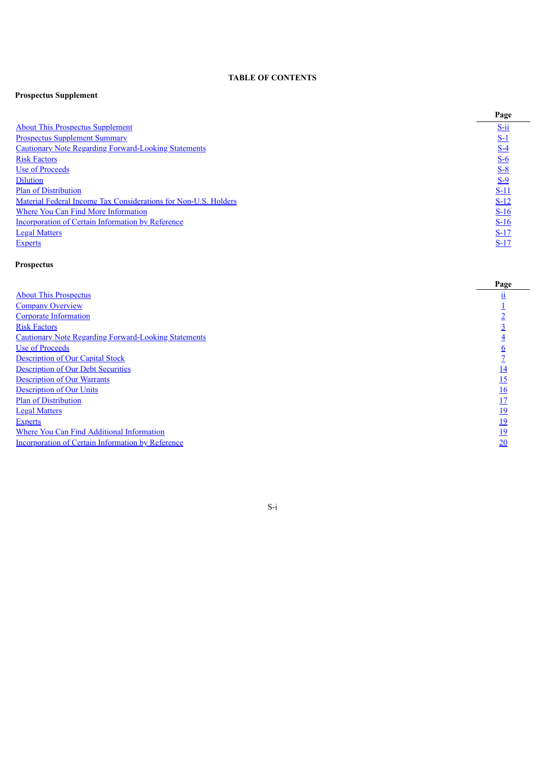# TABLE OF CONTENTS

**Prospectus Supplement**

| | Page |
|---|---|
| About This Prospectus Supplement | S-ii |
| Prospectus Supplement Summary | S-1 |
| Cautionary Note Regarding Forward-Looking Statements | S-4 |
| Risk Factors | S-6 |
| Use of Proceeds | S-8 |
| Dilution | S-9 |
| Plan of Distribution | S-11 |
| Material Federal Income Tax Considerations for Non-U.S. Holders | S-12 |
| Where You Can Find More Information | S-16 |
| Incorporation of Certain Information by Reference | S-16 |
| Legal Matters | S-17 |
| Experts | S-17 |

**Prospectus**

| | Page |
|---|---|
| About This Prospectus | ii |
| Company Overview | 1 |
| Corporate Information | 2 |
| Risk Factors | 3 |
| Cautionary Note Regarding Forward-Looking Statements | 4 |
| Use of Proceeds | 6 |
| Description of Our Capital Stock | 7 |
| Description of Our Debt Securities | 14 |
| Description of Our Warrants | 15 |
| Description of Our Units | 16 |
| Plan of Distribution | 17 |
| Legal Matters | 19 |
| Experts | 19 |
| Where You Can Find Additional Information | 19 |
| Incorporation of Certain Information by Reference | 20 |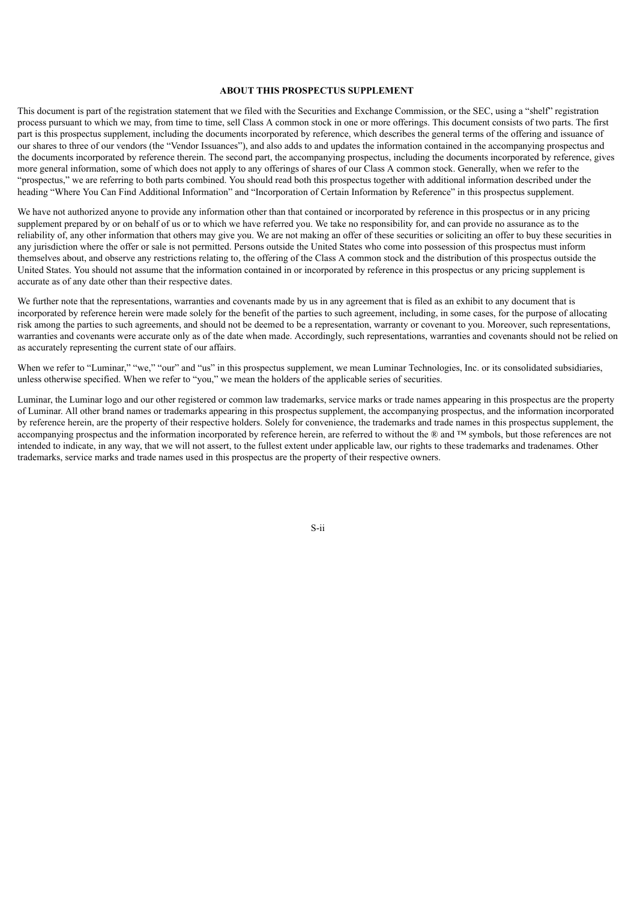## ABOUT THIS PROSPECTUS SUPPLEMENT

This document is part of the registration statement that we filed with the Securities and Exchange Commission, or the SEC, using a "shelf" registration process pursuant to which we may, from time to time, sell Class A common stock in one or more offerings. This document consists of two parts. The first part is this prospectus supplement, including the documents incorporated by reference, which describes the general terms of the offering and issuance of our shares to three of our vendors (the "Vendor Issuances"), and also adds to and updates the information contained in the accompanying prospectus and the documents incorporated by reference therein. The second part, the accompanying prospectus, including the documents incorporated by reference, gives more general information, some of which does not apply to any offerings of shares of our Class A common stock. Generally, when we refer to the "prospectus," we are referring to both parts combined. You should read both this prospectus together with additional information described under the heading "Where You Can Find Additional Information" and "Incorporation of Certain Information by Reference" in this prospectus supplement.

We have not authorized anyone to provide any information other than that contained or incorporated by reference in this prospectus or in any pricing supplement prepared by or on behalf of us or to which we have referred you. We take no responsibility for, and can provide no assurance as to the reliability of, any other information that others may give you. We are not making an offer of these securities or soliciting an offer to buy these securities in any jurisdiction where the offer or sale is not permitted. Persons outside the United States who come into possession of this prospectus must inform themselves about, and observe any restrictions relating to, the offering of the Class A common stock and the distribution of this prospectus outside the United States. You should not assume that the information contained in or incorporated by reference in this prospectus or any pricing supplement is accurate as of any date other than their respective dates.

We further note that the representations, warranties and covenants made by us in any agreement that is filed as an exhibit to any document that is incorporated by reference herein were made solely for the benefit of the parties to such agreement, including, in some cases, for the purpose of allocating risk among the parties to such agreements, and should not be deemed to be a representation, warranty or covenant to you. Moreover, such representations, warranties and covenants were accurate only as of the date when made. Accordingly, such representations, warranties and covenants should not be relied on as accurately representing the current state of our affairs.

When we refer to "Luminar," "we," "our" and "us" in this prospectus supplement, we mean Luminar Technologies, Inc. or its consolidated subsidiaries, unless otherwise specified. When we refer to "you," we mean the holders of the applicable series of securities.

Luminar, the Luminar logo and our other registered or common law trademarks, service marks or trade names appearing in this prospectus are the property of Luminar. All other brand names or trademarks appearing in this prospectus supplement, the accompanying prospectus, and the information incorporated by reference herein, are the property of their respective holders. Solely for convenience, the trademarks and trade names in this prospectus supplement, the accompanying prospectus and the information incorporated by reference herein, are referred to without the ® and ™ symbols, but those references are not intended to indicate, in any way, that we will not assert, to the fullest extent under applicable law, our rights to these trademarks and tradenames. Other trademarks, service marks and trade names used in this prospectus are the property of their respective owners.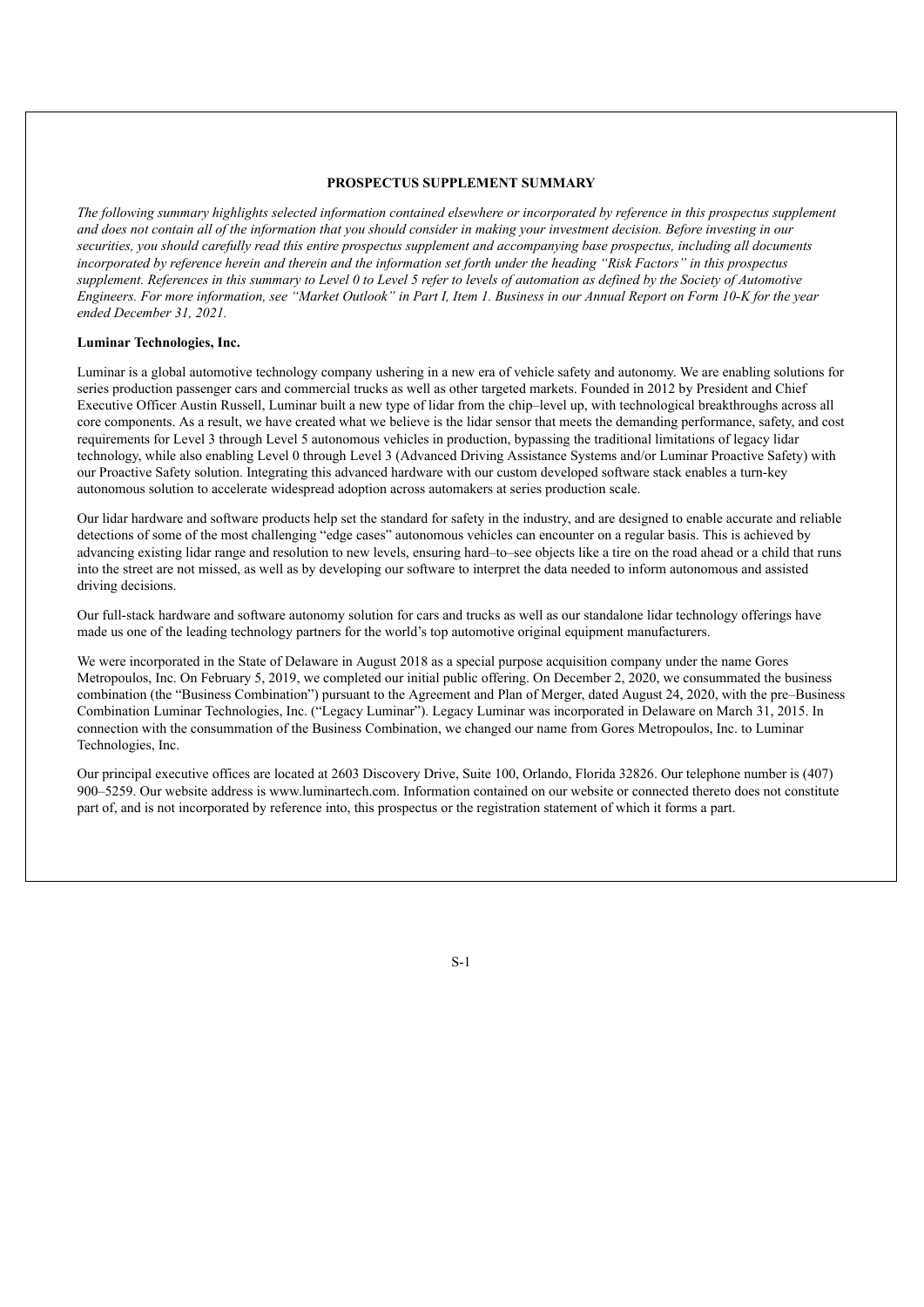## PROSPECTUS SUPPLEMENT SUMMARY

*The following summary highlights selected information contained elsewhere or incorporated by reference in this prospectus supplement and does not contain all of the information that you should consider in making your investment decision. Before investing in our securities, you should carefully read this entire prospectus supplement and accompanying base prospectus, including all documents incorporated by reference herein and therein and the information set forth under the heading "Risk Factors" in this prospectus supplement. References in this summary to Level 0 to Level 5 refer to levels of automation as defined by the Society of Automotive Engineers. For more information, see "Market Outlook" in Part I, Item 1. Business in our Annual Report on Form 10-K for the year ended December 31, 2021.*

### Luminar Technologies, Inc.

Luminar is a global automotive technology company ushering in a new era of vehicle safety and autonomy. We are enabling solutions for series production passenger cars and commercial trucks as well as other targeted markets. Founded in 2012 by President and Chief Executive Officer Austin Russell, Luminar built a new type of lidar from the chip–level up, with technological breakthroughs across all core components. As a result, we have created what we believe is the lidar sensor that meets the demanding performance, safety, and cost requirements for Level 3 through Level 5 autonomous vehicles in production, bypassing the traditional limitations of legacy lidar technology, while also enabling Level 0 through Level 3 (Advanced Driving Assistance Systems and/or Luminar Proactive Safety) with our Proactive Safety solution. Integrating this advanced hardware with our custom developed software stack enables a turn-key autonomous solution to accelerate widespread adoption across automakers at series production scale.

Our lidar hardware and software products help set the standard for safety in the industry, and are designed to enable accurate and reliable detections of some of the most challenging "edge cases" autonomous vehicles can encounter on a regular basis. This is achieved by advancing existing lidar range and resolution to new levels, ensuring hard–to–see objects like a tire on the road ahead or a child that runs into the street are not missed, as well as by developing our software to interpret the data needed to inform autonomous and assisted driving decisions.

Our full-stack hardware and software autonomy solution for cars and trucks as well as our standalone lidar technology offerings have made us one of the leading technology partners for the world's top automotive original equipment manufacturers.

We were incorporated in the State of Delaware in August 2018 as a special purpose acquisition company under the name Gores Metropoulos, Inc. On February 5, 2019, we completed our initial public offering. On December 2, 2020, we consummated the business combination (the "Business Combination") pursuant to the Agreement and Plan of Merger, dated August 24, 2020, with the pre–Business Combination Luminar Technologies, Inc. ("Legacy Luminar"). Legacy Luminar was incorporated in Delaware on March 31, 2015. In connection with the consummation of the Business Combination, we changed our name from Gores Metropoulos, Inc. to Luminar Technologies, Inc.

Our principal executive offices are located at 2603 Discovery Drive, Suite 100, Orlando, Florida 32826. Our telephone number is (407) 900–5259. Our website address is www.luminartech.com. Information contained on our website or connected thereto does not constitute part of, and is not incorporated by reference into, this prospectus or the registration statement of which it forms a part.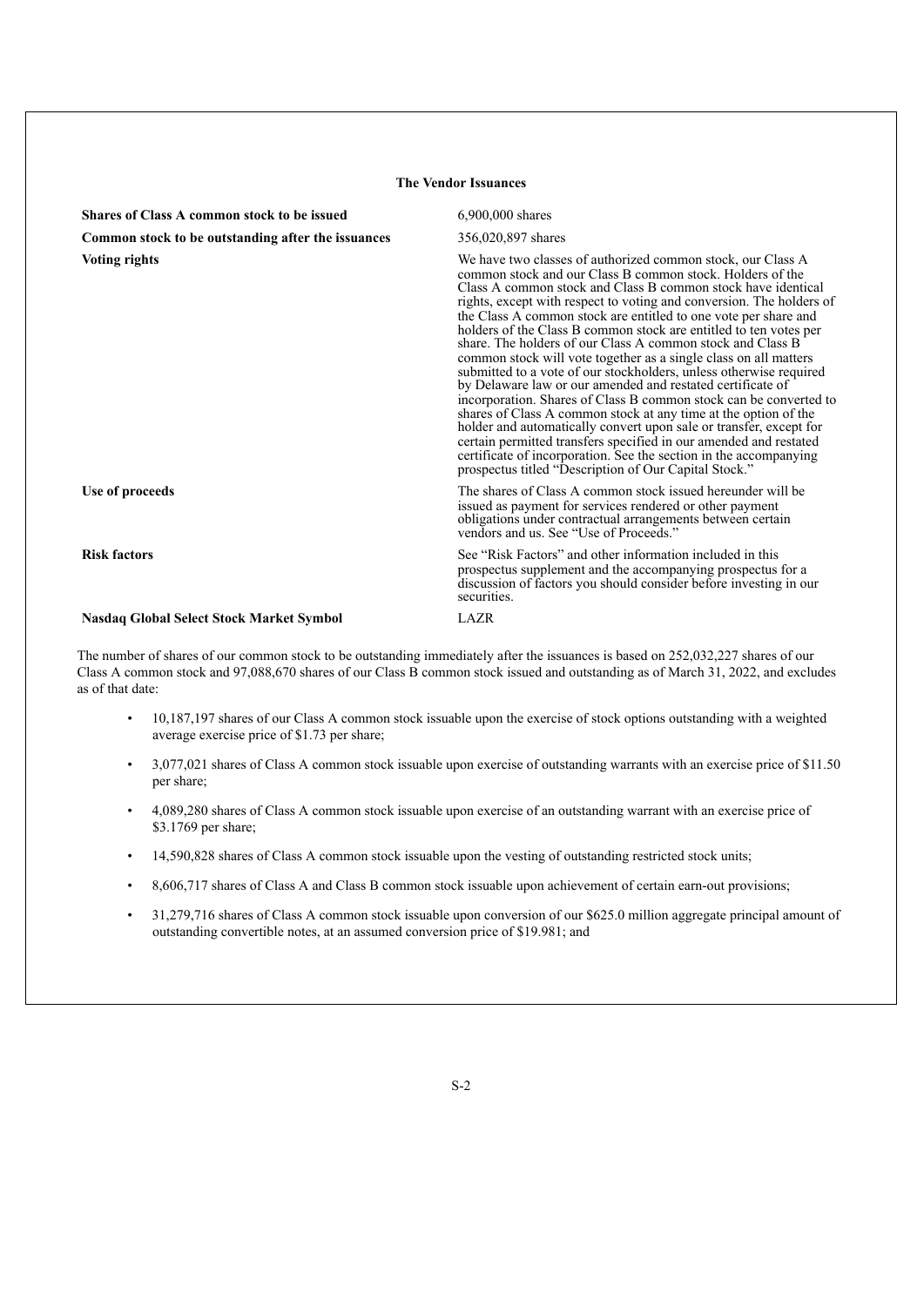### The Vendor Issuances

| | |
|---|---|
| **Shares of Class A common stock to be issued** | 6,900,000 shares |
| **Common stock to be outstanding after the issuances** | 356,020,897 shares |
| **Voting rights** | We have two classes of authorized common stock, our Class A common stock and our Class B common stock. Holders of the Class A common stock and Class B common stock have identical rights, except with respect to voting and conversion. The holders of the Class A common stock are entitled to one vote per share and holders of the Class B common stock are entitled to ten votes per share. The holders of our Class A common stock and Class B common stock will vote together as a single class on all matters submitted to a vote of our stockholders, unless otherwise required by Delaware law or our amended and restated certificate of incorporation. Shares of Class B common stock can be converted to shares of Class A common stock at any time at the option of the holder and automatically convert upon sale or transfer, except for certain permitted transfers specified in our amended and restated certificate of incorporation. See the section in the accompanying prospectus titled "Description of Our Capital Stock." |
| **Use of proceeds** | The shares of Class A common stock issued hereunder will be issued as payment for services rendered or other payment obligations under contractual arrangements between certain vendors and us. See "Use of Proceeds." |
| **Risk factors** | See "Risk Factors" and other information included in this prospectus supplement and the accompanying prospectus for a discussion of factors you should consider before investing in our securities. |
| **Nasdaq Global Select Stock Market Symbol** | LAZR |

The number of shares of our common stock to be outstanding immediately after the issuances is based on 252,032,227 shares of our Class A common stock and 97,088,670 shares of our Class B common stock issued and outstanding as of March 31, 2022, and excludes as of that date:

- 10,187,197 shares of our Class A common stock issuable upon the exercise of stock options outstanding with a weighted average exercise price of $1.73 per share;
- 3,077,021 shares of Class A common stock issuable upon exercise of outstanding warrants with an exercise price of $11.50 per share;
- 4,089,280 shares of Class A common stock issuable upon exercise of an outstanding warrant with an exercise price of $3.1769 per share;
- 14,590,828 shares of Class A common stock issuable upon the vesting of outstanding restricted stock units;
- 8,606,717 shares of Class A and Class B common stock issuable upon achievement of certain earn-out provisions;
- 31,279,716 shares of Class A common stock issuable upon conversion of our $625.0 million aggregate principal amount of outstanding convertible notes, at an assumed conversion price of $19.981; and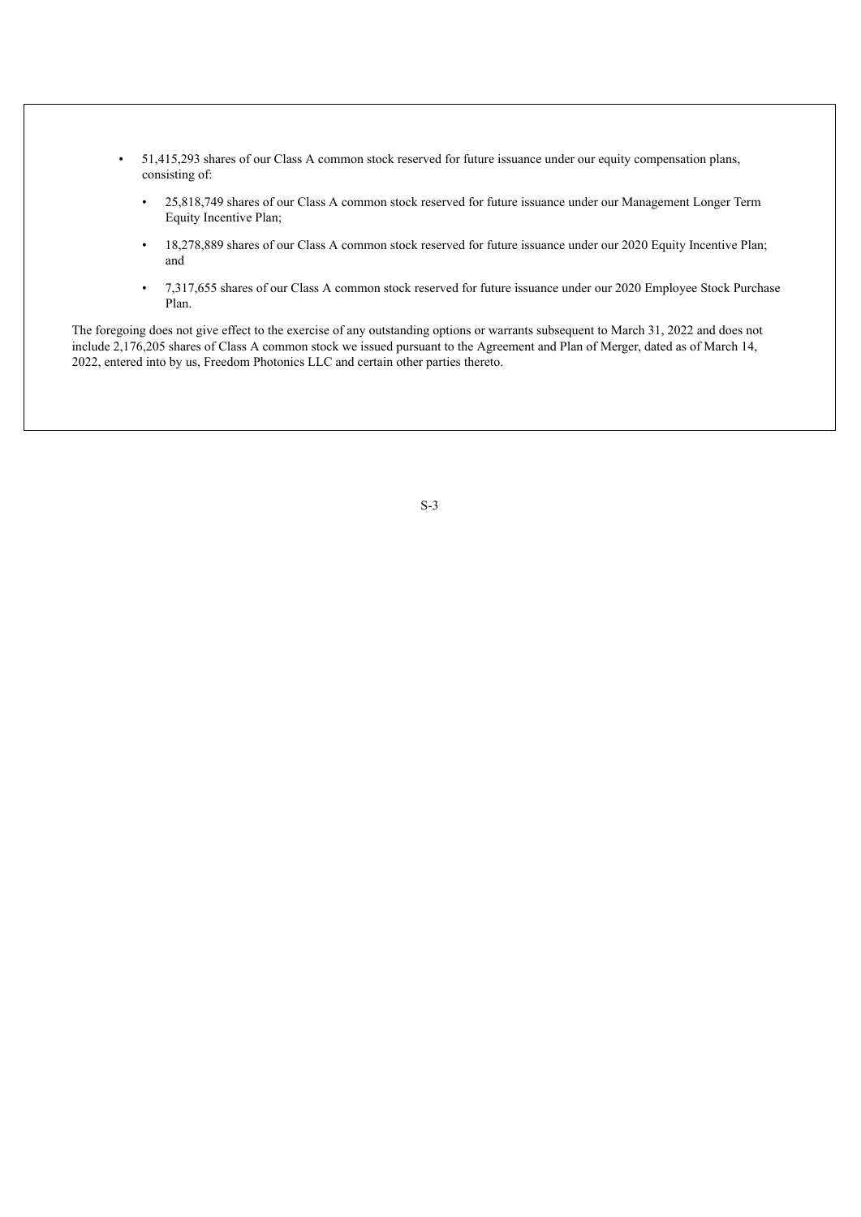- 51,415,293 shares of our Class A common stock reserved for future issuance under our equity compensation plans, consisting of:
  - 25,818,749 shares of our Class A common stock reserved for future issuance under our Management Longer Term Equity Incentive Plan;
  - 18,278,889 shares of our Class A common stock reserved for future issuance under our 2020 Equity Incentive Plan; and
  - 7,317,655 shares of our Class A common stock reserved for future issuance under our 2020 Employee Stock Purchase Plan.

The foregoing does not give effect to the exercise of any outstanding options or warrants subsequent to March 31, 2022 and does not include 2,176,205 shares of Class A common stock we issued pursuant to the Agreement and Plan of Merger, dated as of March 14, 2022, entered into by us, Freedom Photonics LLC and certain other parties thereto.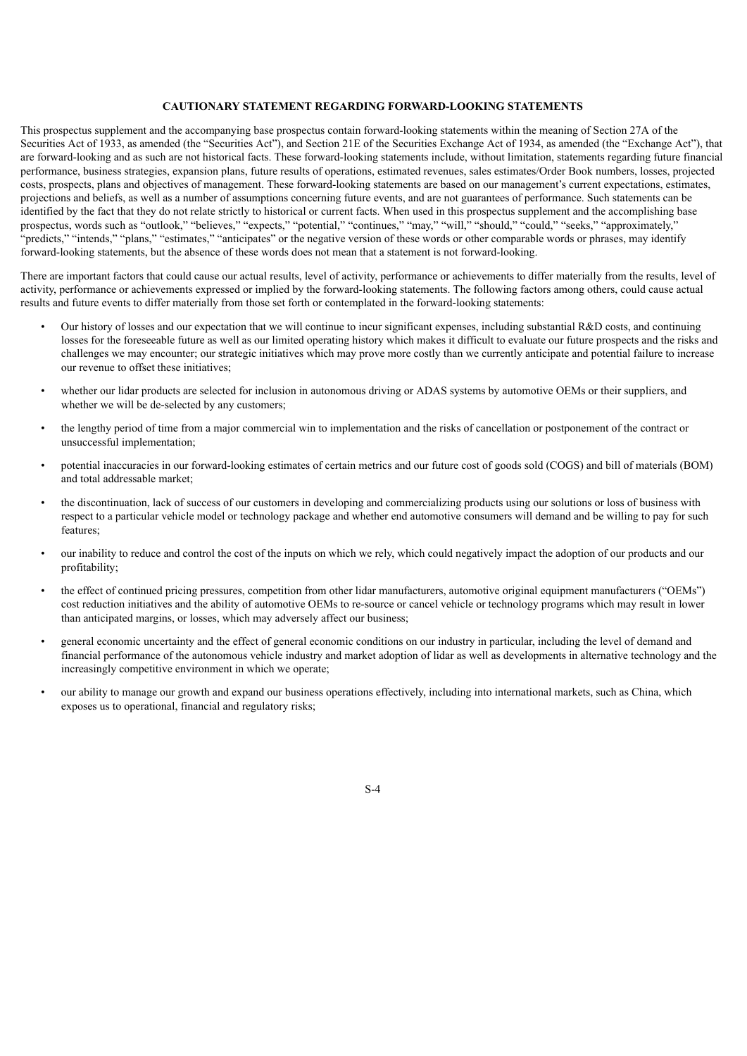## CAUTIONARY STATEMENT REGARDING FORWARD-LOOKING STATEMENTS

This prospectus supplement and the accompanying base prospectus contain forward-looking statements within the meaning of Section 27A of the Securities Act of 1933, as amended (the "Securities Act"), and Section 21E of the Securities Exchange Act of 1934, as amended (the "Exchange Act"), that are forward-looking and as such are not historical facts. These forward-looking statements include, without limitation, statements regarding future financial performance, business strategies, expansion plans, future results of operations, estimated revenues, sales estimates/Order Book numbers, losses, projected costs, prospects, plans and objectives of management. These forward-looking statements are based on our management's current expectations, estimates, projections and beliefs, as well as a number of assumptions concerning future events, and are not guarantees of performance. Such statements can be identified by the fact that they do not relate strictly to historical or current facts. When used in this prospectus supplement and the accomplishing base prospectus, words such as "outlook," "believes," "expects," "potential," "continues," "may," "will," "should," "could," "seeks," "approximately," "predicts," "intends," "plans," "estimates," "anticipates" or the negative version of these words or other comparable words or phrases, may identify forward-looking statements, but the absence of these words does not mean that a statement is not forward-looking.

There are important factors that could cause our actual results, level of activity, performance or achievements to differ materially from the results, level of activity, performance or achievements expressed or implied by the forward-looking statements. The following factors among others, could cause actual results and future events to differ materially from those set forth or contemplated in the forward-looking statements:

- Our history of losses and our expectation that we will continue to incur significant expenses, including substantial R&D costs, and continuing losses for the foreseeable future as well as our limited operating history which makes it difficult to evaluate our future prospects and the risks and challenges we may encounter; our strategic initiatives which may prove more costly than we currently anticipate and potential failure to increase our revenue to offset these initiatives;
- whether our lidar products are selected for inclusion in autonomous driving or ADAS systems by automotive OEMs or their suppliers, and whether we will be de-selected by any customers;
- the lengthy period of time from a major commercial win to implementation and the risks of cancellation or postponement of the contract or unsuccessful implementation;
- potential inaccuracies in our forward-looking estimates of certain metrics and our future cost of goods sold (COGS) and bill of materials (BOM) and total addressable market;
- the discontinuation, lack of success of our customers in developing and commercializing products using our solutions or loss of business with respect to a particular vehicle model or technology package and whether end automotive consumers will demand and be willing to pay for such features;
- our inability to reduce and control the cost of the inputs on which we rely, which could negatively impact the adoption of our products and our profitability;
- the effect of continued pricing pressures, competition from other lidar manufacturers, automotive original equipment manufacturers ("OEMs") cost reduction initiatives and the ability of automotive OEMs to re-source or cancel vehicle or technology programs which may result in lower than anticipated margins, or losses, which may adversely affect our business;
- general economic uncertainty and the effect of general economic conditions on our industry in particular, including the level of demand and financial performance of the autonomous vehicle industry and market adoption of lidar as well as developments in alternative technology and the increasingly competitive environment in which we operate;
- our ability to manage our growth and expand our business operations effectively, including into international markets, such as China, which exposes us to operational, financial and regulatory risks;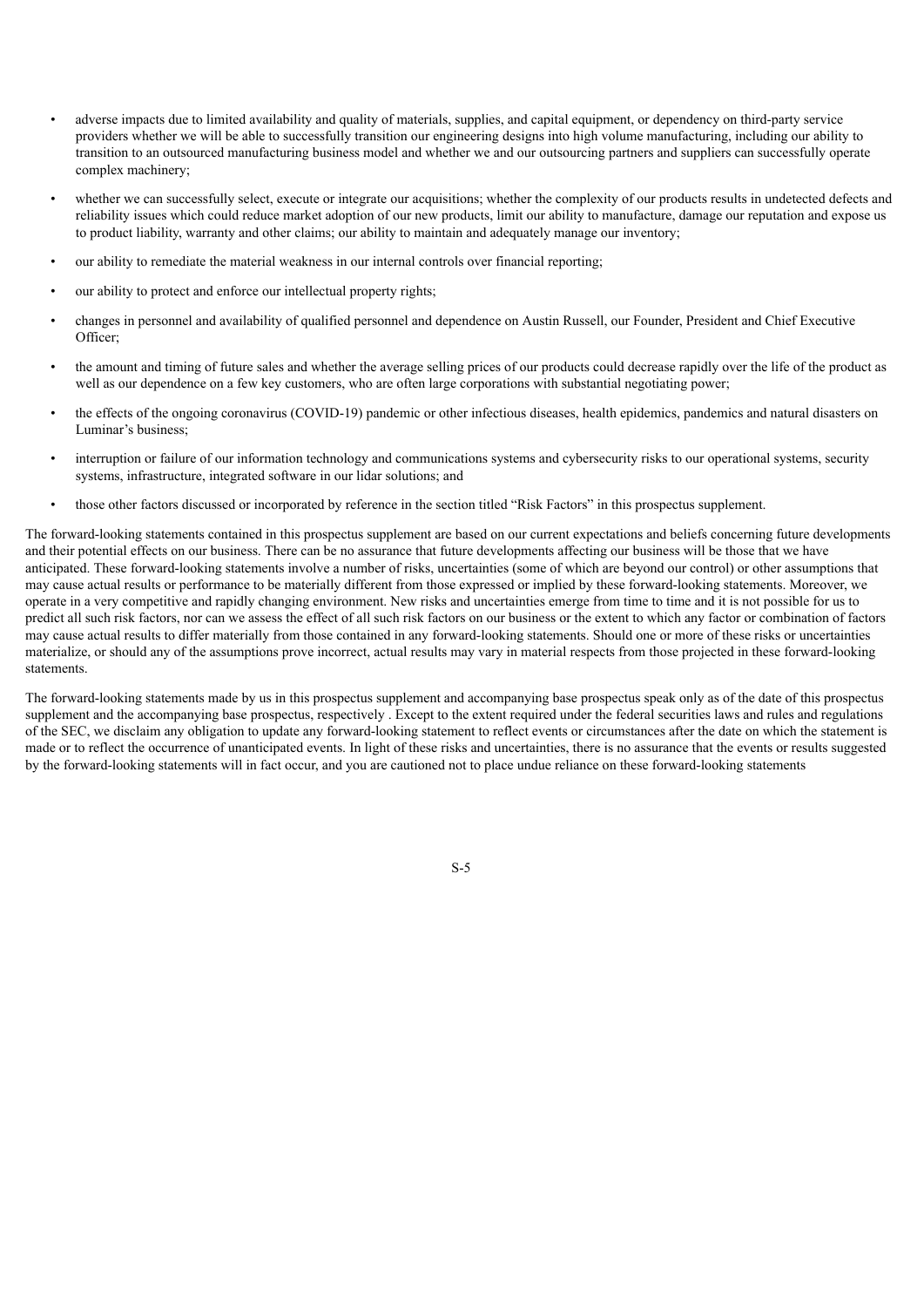- adverse impacts due to limited availability and quality of materials, supplies, and capital equipment, or dependency on third-party service providers whether we will be able to successfully transition our engineering designs into high volume manufacturing, including our ability to transition to an outsourced manufacturing business model and whether we and our outsourcing partners and suppliers can successfully operate complex machinery;
- whether we can successfully select, execute or integrate our acquisitions; whether the complexity of our products results in undetected defects and reliability issues which could reduce market adoption of our new products, limit our ability to manufacture, damage our reputation and expose us to product liability, warranty and other claims; our ability to maintain and adequately manage our inventory;
- our ability to remediate the material weakness in our internal controls over financial reporting;
- our ability to protect and enforce our intellectual property rights;
- changes in personnel and availability of qualified personnel and dependence on Austin Russell, our Founder, President and Chief Executive Officer;
- the amount and timing of future sales and whether the average selling prices of our products could decrease rapidly over the life of the product as well as our dependence on a few key customers, who are often large corporations with substantial negotiating power;
- the effects of the ongoing coronavirus (COVID-19) pandemic or other infectious diseases, health epidemics, pandemics and natural disasters on Luminar's business;
- interruption or failure of our information technology and communications systems and cybersecurity risks to our operational systems, security systems, infrastructure, integrated software in our lidar solutions; and
- those other factors discussed or incorporated by reference in the section titled "Risk Factors" in this prospectus supplement.

The forward-looking statements contained in this prospectus supplement are based on our current expectations and beliefs concerning future developments and their potential effects on our business. There can be no assurance that future developments affecting our business will be those that we have anticipated. These forward-looking statements involve a number of risks, uncertainties (some of which are beyond our control) or other assumptions that may cause actual results or performance to be materially different from those expressed or implied by these forward-looking statements. Moreover, we operate in a very competitive and rapidly changing environment. New risks and uncertainties emerge from time to time and it is not possible for us to predict all such risk factors, nor can we assess the effect of all such risk factors on our business or the extent to which any factor or combination of factors may cause actual results to differ materially from those contained in any forward-looking statements. Should one or more of these risks or uncertainties materialize, or should any of the assumptions prove incorrect, actual results may vary in material respects from those projected in these forward-looking statements.

The forward-looking statements made by us in this prospectus supplement and accompanying base prospectus speak only as of the date of this prospectus supplement and the accompanying base prospectus, respectively . Except to the extent required under the federal securities laws and rules and regulations of the SEC, we disclaim any obligation to update any forward-looking statement to reflect events or circumstances after the date on which the statement is made or to reflect the occurrence of unanticipated events. In light of these risks and uncertainties, there is no assurance that the events or results suggested by the forward-looking statements will in fact occur, and you are cautioned not to place undue reliance on these forward-looking statements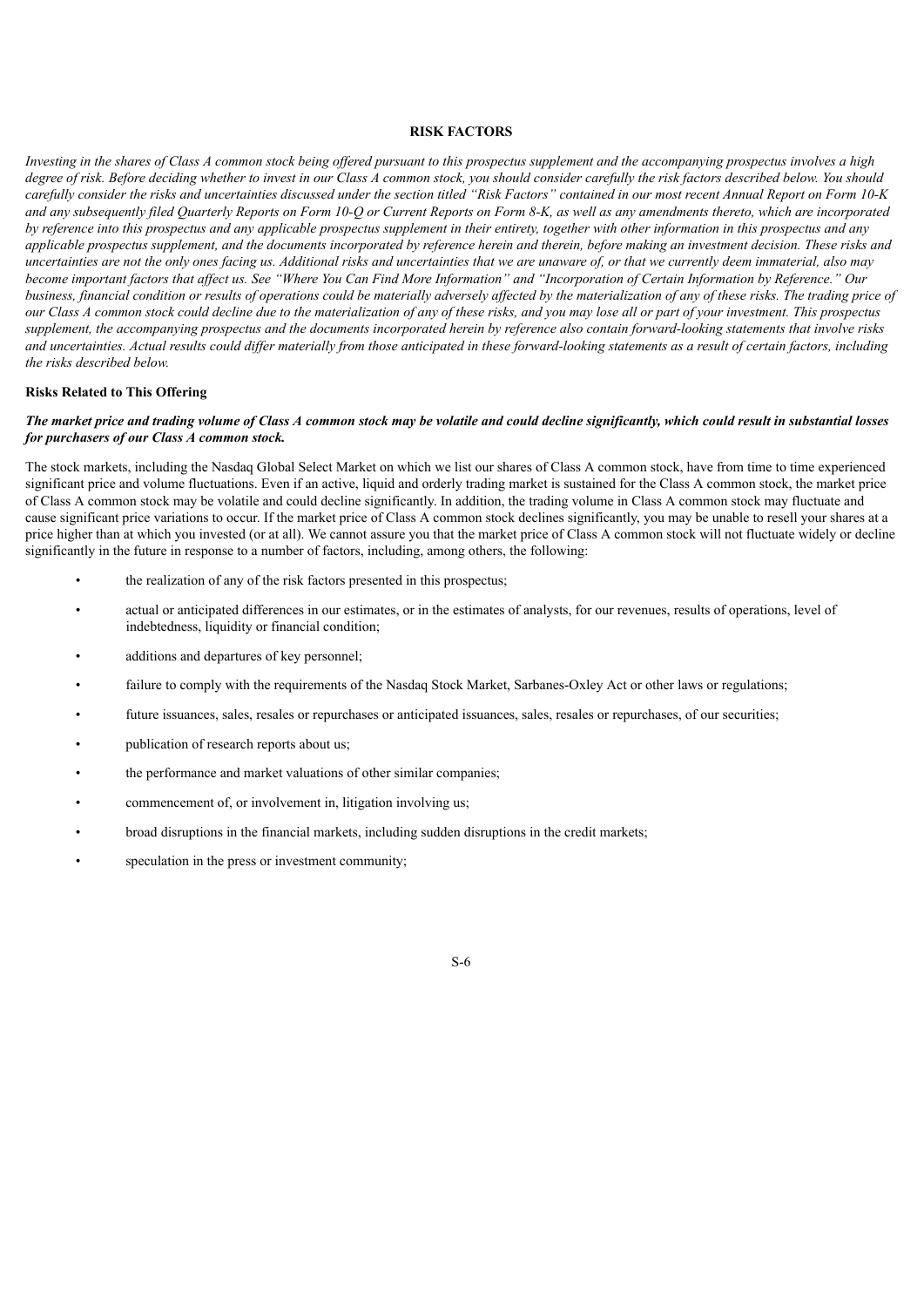## RISK FACTORS

*Investing in the shares of Class A common stock being offered pursuant to this prospectus supplement and the accompanying prospectus involves a high degree of risk. Before deciding whether to invest in our Class A common stock, you should consider carefully the risk factors described below. You should carefully consider the risks and uncertainties discussed under the section titled "Risk Factors" contained in our most recent Annual Report on Form 10-K and any subsequently filed Quarterly Reports on Form 10-Q or Current Reports on Form 8-K, as well as any amendments thereto, which are incorporated by reference into this prospectus and any applicable prospectus supplement in their entirety, together with other information in this prospectus and any applicable prospectus supplement, and the documents incorporated by reference herein and therein, before making an investment decision. These risks and uncertainties are not the only ones facing us. Additional risks and uncertainties that we are unaware of, or that we currently deem immaterial, also may become important factors that affect us. See "Where You Can Find More Information" and "Incorporation of Certain Information by Reference." Our business, financial condition or results of operations could be materially adversely affected by the materialization of any of these risks. The trading price of our Class A common stock could decline due to the materialization of any of these risks, and you may lose all or part of your investment. This prospectus supplement, the accompanying prospectus and the documents incorporated herein by reference also contain forward-looking statements that involve risks and uncertainties. Actual results could differ materially from those anticipated in these forward-looking statements as a result of certain factors, including the risks described below.*

### Risks Related to This Offering

***The market price and trading volume of Class A common stock may be volatile and could decline significantly, which could result in substantial losses for purchasers of our Class A common stock.***

The stock markets, including the Nasdaq Global Select Market on which we list our shares of Class A common stock, have from time to time experienced significant price and volume fluctuations. Even if an active, liquid and orderly trading market is sustained for the Class A common stock, the market price of Class A common stock may be volatile and could decline significantly. In addition, the trading volume in Class A common stock may fluctuate and cause significant price variations to occur. If the market price of Class A common stock declines significantly, you may be unable to resell your shares at a price higher than at which you invested (or at all). We cannot assure you that the market price of Class A common stock will not fluctuate widely or decline significantly in the future in response to a number of factors, including, among others, the following:

- the realization of any of the risk factors presented in this prospectus;
- actual or anticipated differences in our estimates, or in the estimates of analysts, for our revenues, results of operations, level of indebtedness, liquidity or financial condition;
- additions and departures of key personnel;
- failure to comply with the requirements of the Nasdaq Stock Market, Sarbanes-Oxley Act or other laws or regulations;
- future issuances, sales, resales or repurchases or anticipated issuances, sales, resales or repurchases, of our securities;
- publication of research reports about us;
- the performance and market valuations of other similar companies;
- commencement of, or involvement in, litigation involving us;
- broad disruptions in the financial markets, including sudden disruptions in the credit markets;
- speculation in the press or investment community;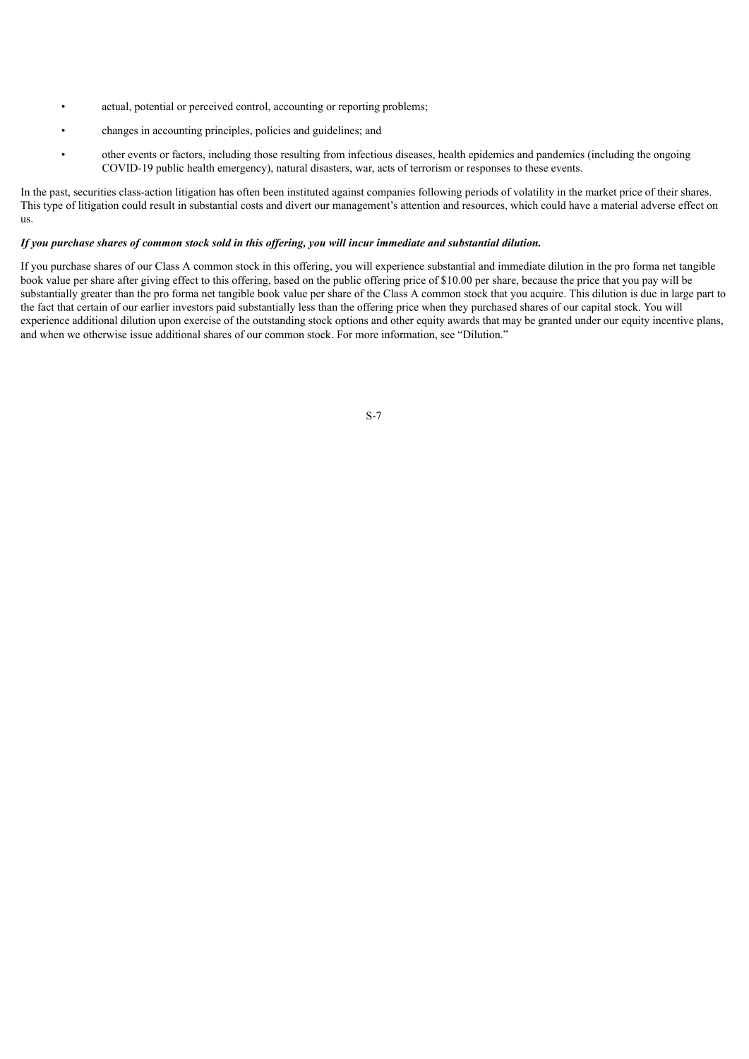- actual, potential or perceived control, accounting or reporting problems;
- changes in accounting principles, policies and guidelines; and
- other events or factors, including those resulting from infectious diseases, health epidemics and pandemics (including the ongoing COVID-19 public health emergency), natural disasters, war, acts of terrorism or responses to these events.

In the past, securities class-action litigation has often been instituted against companies following periods of volatility in the market price of their shares. This type of litigation could result in substantial costs and divert our management's attention and resources, which could have a material adverse effect on us.

***If you purchase shares of common stock sold in this offering, you will incur immediate and substantial dilution.***

If you purchase shares of our Class A common stock in this offering, you will experience substantial and immediate dilution in the pro forma net tangible book value per share after giving effect to this offering, based on the public offering price of $10.00 per share, because the price that you pay will be substantially greater than the pro forma net tangible book value per share of the Class A common stock that you acquire. This dilution is due in large part to the fact that certain of our earlier investors paid substantially less than the offering price when they purchased shares of our capital stock. You will experience additional dilution upon exercise of the outstanding stock options and other equity awards that may be granted under our equity incentive plans, and when we otherwise issue additional shares of our common stock. For more information, see "Dilution."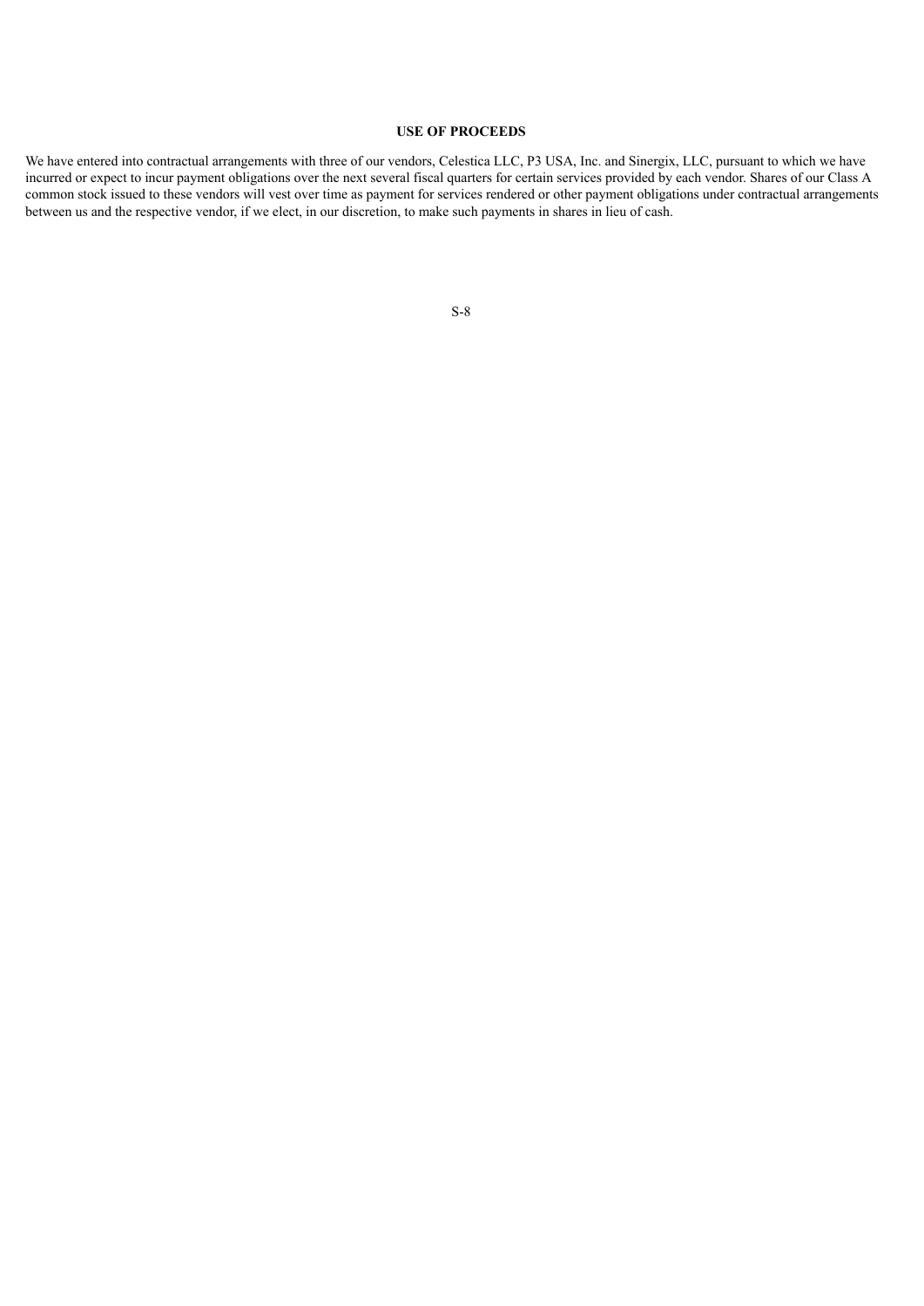## USE OF PROCEEDS

We have entered into contractual arrangements with three of our vendors, Celestica LLC, P3 USA, Inc. and Sinergix, LLC, pursuant to which we have incurred or expect to incur payment obligations over the next several fiscal quarters for certain services provided by each vendor. Shares of our Class A common stock issued to these vendors will vest over time as payment for services rendered or other payment obligations under contractual arrangements between us and the respective vendor, if we elect, in our discretion, to make such payments in shares in lieu of cash.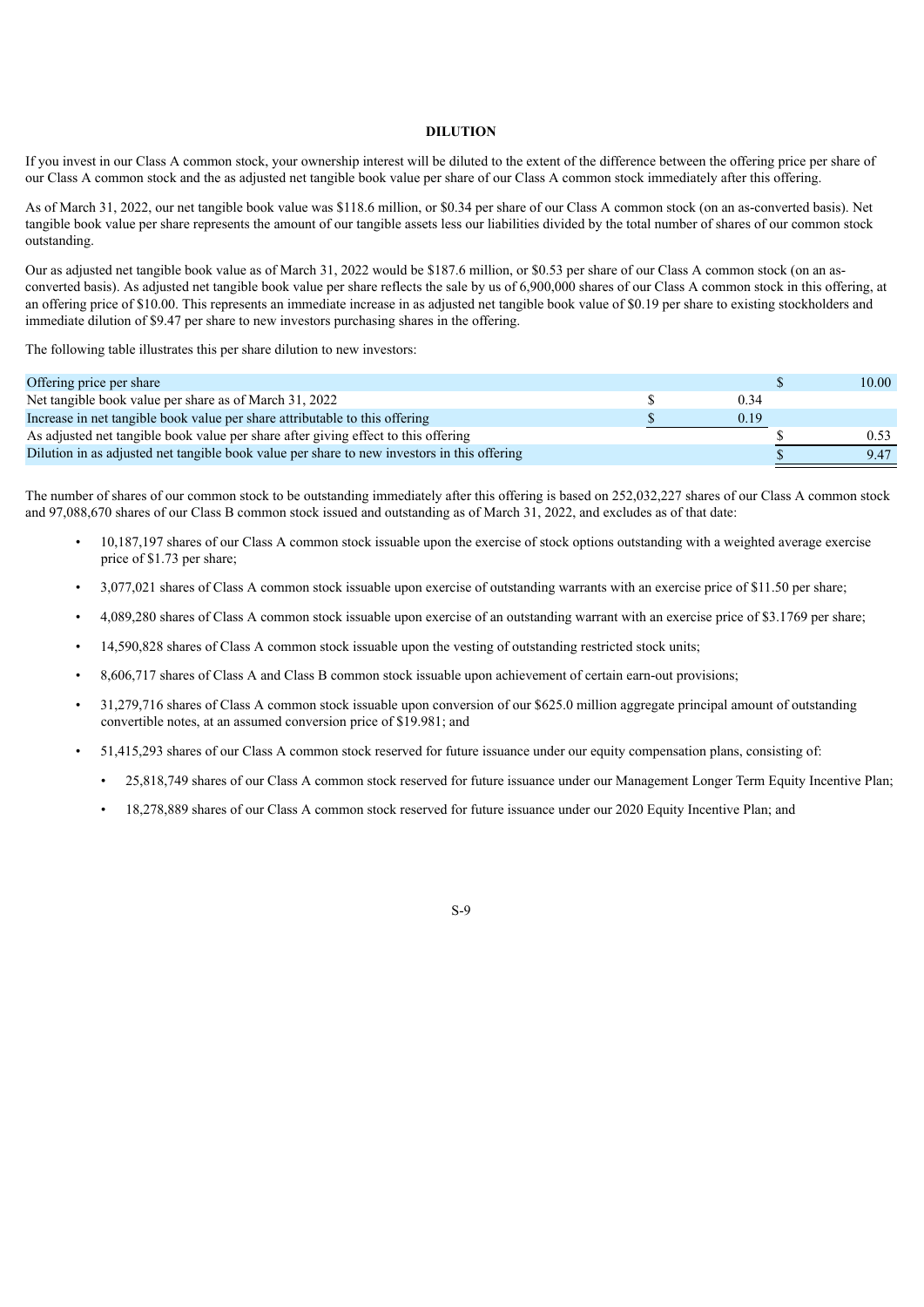## DILUTION

If you invest in our Class A common stock, your ownership interest will be diluted to the extent of the difference between the offering price per share of our Class A common stock and the as adjusted net tangible book value per share of our Class A common stock immediately after this offering.

As of March 31, 2022, our net tangible book value was $118.6 million, or $0.34 per share of our Class A common stock (on an as-converted basis). Net tangible book value per share represents the amount of our tangible assets less our liabilities divided by the total number of shares of our common stock outstanding.

Our as adjusted net tangible book value as of March 31, 2022 would be $187.6 million, or $0.53 per share of our Class A common stock (on an as-converted basis). As adjusted net tangible book value per share reflects the sale by us of 6,900,000 shares of our Class A common stock in this offering, at an offering price of $10.00. This represents an immediate increase in as adjusted net tangible book value of $0.19 per share to existing stockholders and immediate dilution of $9.47 per share to new investors purchasing shares in the offering.

The following table illustrates this per share dilution to new investors:

| | | |
|---|---|---|
| Offering price per share | | $ 10.00 |
| Net tangible book value per share as of March 31, 2022 | $ 0.34 | |
| Increase in net tangible book value per share attributable to this offering | $ 0.19 | |
| As adjusted net tangible book value per share after giving effect to this offering | | $ 0.53 |
| Dilution in as adjusted net tangible book value per share to new investors in this offering | | $ 9.47 |

The number of shares of our common stock to be outstanding immediately after this offering is based on 252,032,227 shares of our Class A common stock and 97,088,670 shares of our Class B common stock issued and outstanding as of March 31, 2022, and excludes as of that date:

- 10,187,197 shares of our Class A common stock issuable upon the exercise of stock options outstanding with a weighted average exercise price of $1.73 per share;
- 3,077,021 shares of Class A common stock issuable upon exercise of outstanding warrants with an exercise price of $11.50 per share;
- 4,089,280 shares of Class A common stock issuable upon exercise of an outstanding warrant with an exercise price of $3.1769 per share;
- 14,590,828 shares of Class A common stock issuable upon the vesting of outstanding restricted stock units;
- 8,606,717 shares of Class A and Class B common stock issuable upon achievement of certain earn-out provisions;
- 31,279,716 shares of Class A common stock issuable upon conversion of our $625.0 million aggregate principal amount of outstanding convertible notes, at an assumed conversion price of $19.981; and
- 51,415,293 shares of our Class A common stock reserved for future issuance under our equity compensation plans, consisting of:
  - 25,818,749 shares of our Class A common stock reserved for future issuance under our Management Longer Term Equity Incentive Plan;
  - 18,278,889 shares of our Class A common stock reserved for future issuance under our 2020 Equity Incentive Plan; and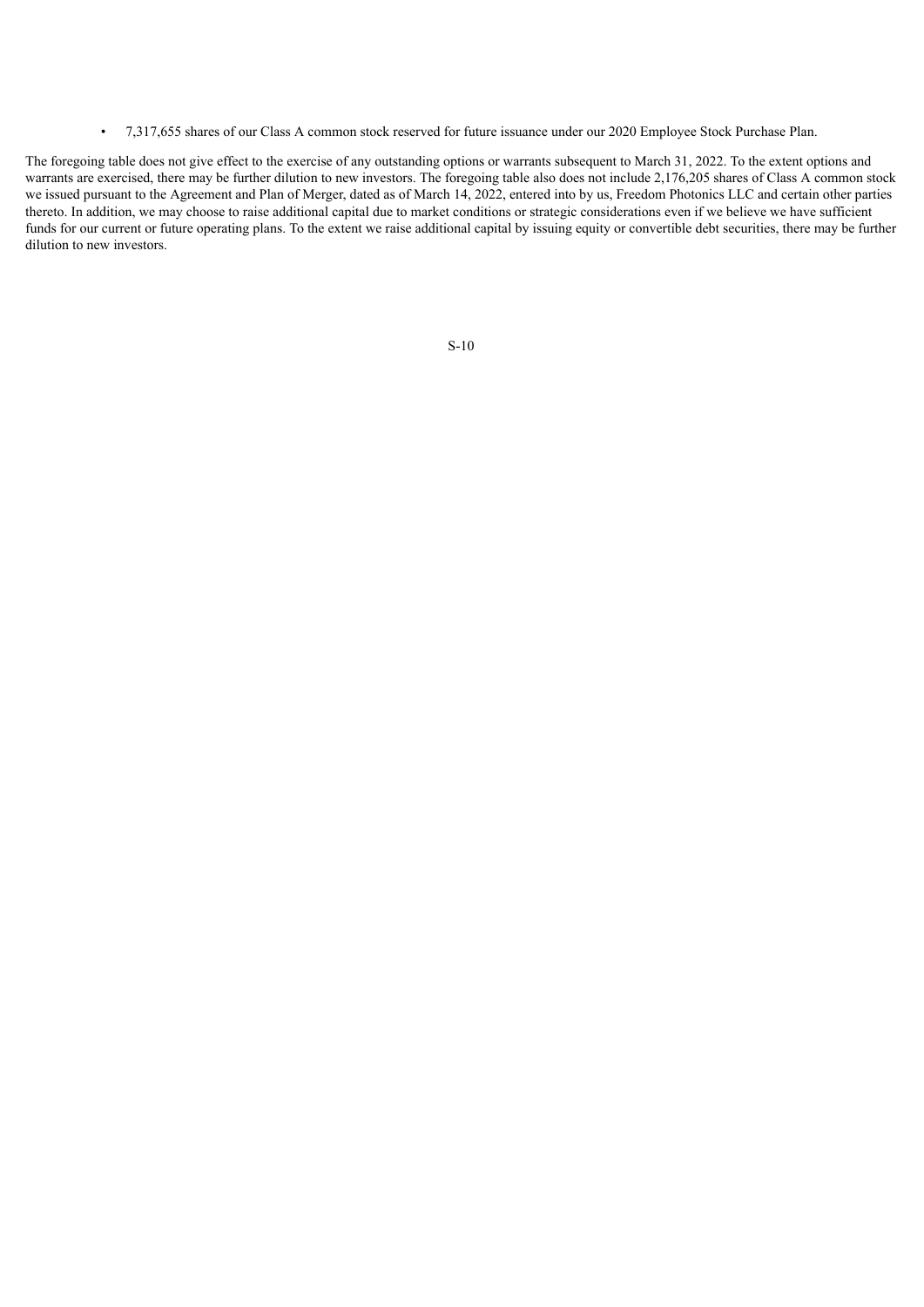- 7,317,655 shares of our Class A common stock reserved for future issuance under our 2020 Employee Stock Purchase Plan.

The foregoing table does not give effect to the exercise of any outstanding options or warrants subsequent to March 31, 2022. To the extent options and warrants are exercised, there may be further dilution to new investors. The foregoing table also does not include 2,176,205 shares of Class A common stock we issued pursuant to the Agreement and Plan of Merger, dated as of March 14, 2022, entered into by us, Freedom Photonics LLC and certain other parties thereto. In addition, we may choose to raise additional capital due to market conditions or strategic considerations even if we believe we have sufficient funds for our current or future operating plans. To the extent we raise additional capital by issuing equity or convertible debt securities, there may be further dilution to new investors.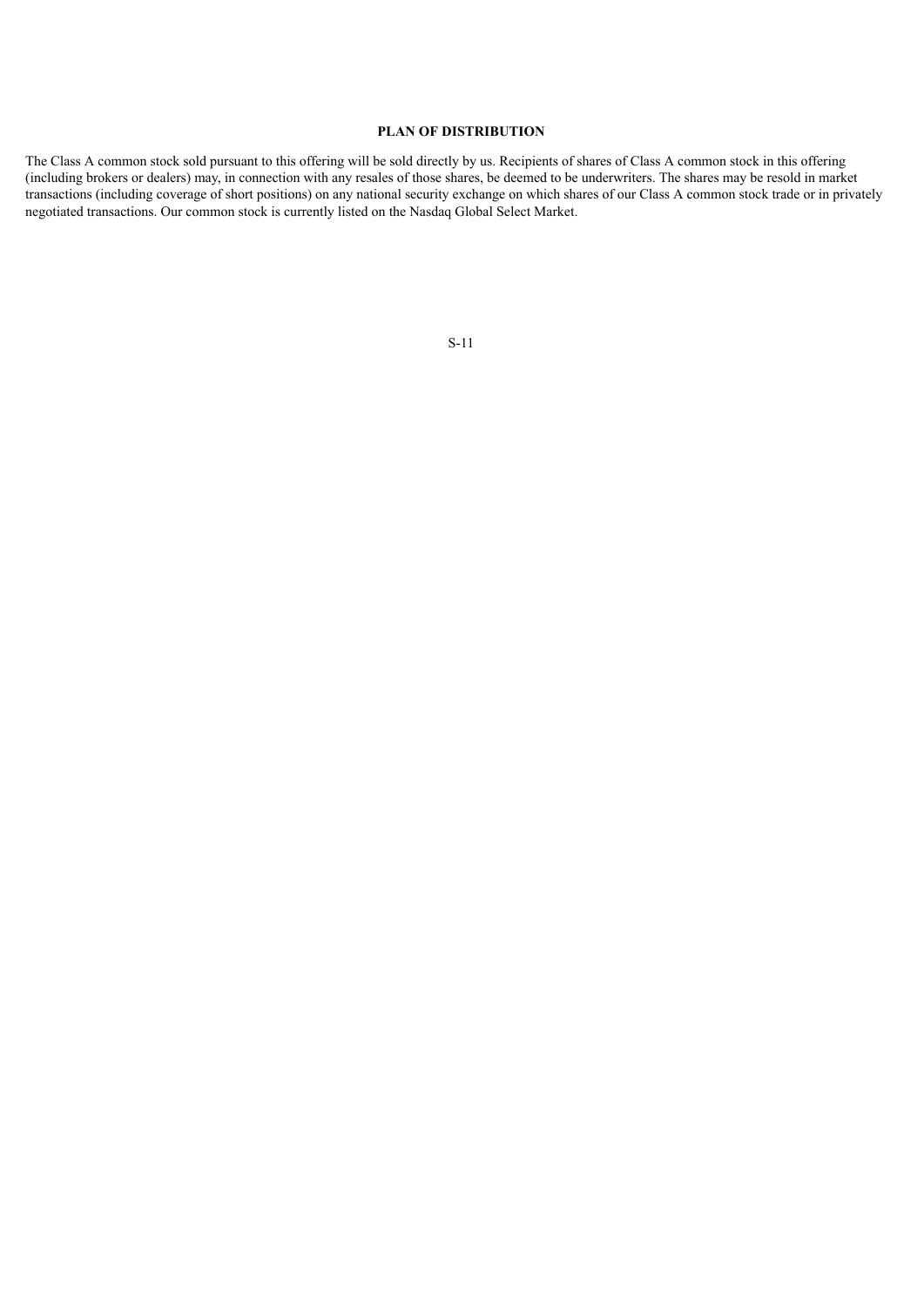# PLAN OF DISTRIBUTION

The Class A common stock sold pursuant to this offering will be sold directly by us. Recipients of shares of Class A common stock in this offering (including brokers or dealers) may, in connection with any resales of those shares, be deemed to be underwriters. The shares may be resold in market transactions (including coverage of short positions) on any national security exchange on which shares of our Class A common stock trade or in privately negotiated transactions. Our common stock is currently listed on the Nasdaq Global Select Market.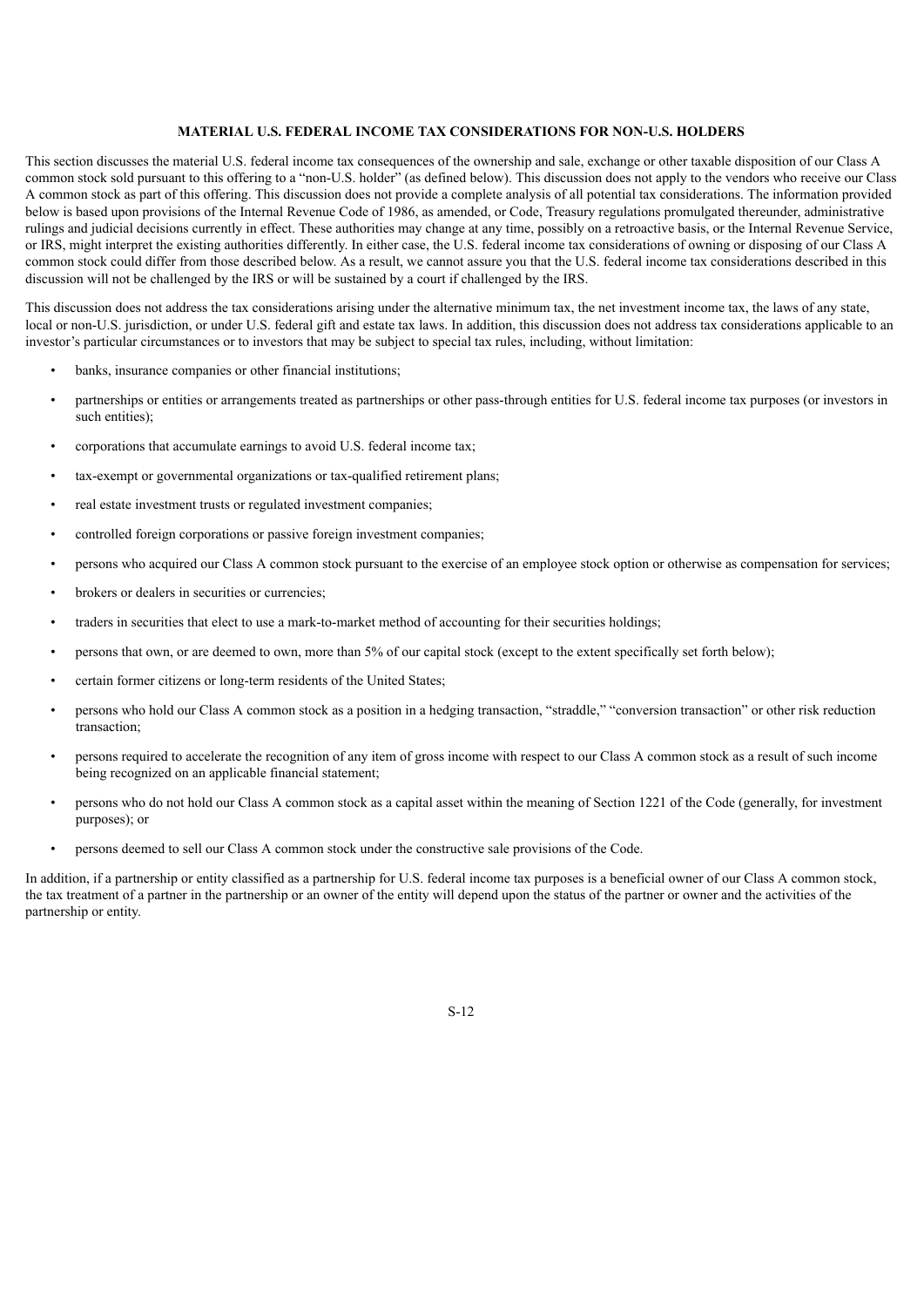## MATERIAL U.S. FEDERAL INCOME TAX CONSIDERATIONS FOR NON-U.S. HOLDERS

This section discusses the material U.S. federal income tax consequences of the ownership and sale, exchange or other taxable disposition of our Class A common stock sold pursuant to this offering to a "non-U.S. holder" (as defined below). This discussion does not apply to the vendors who receive our Class A common stock as part of this offering. This discussion does not provide a complete analysis of all potential tax considerations. The information provided below is based upon provisions of the Internal Revenue Code of 1986, as amended, or Code, Treasury regulations promulgated thereunder, administrative rulings and judicial decisions currently in effect. These authorities may change at any time, possibly on a retroactive basis, or the Internal Revenue Service, or IRS, might interpret the existing authorities differently. In either case, the U.S. federal income tax considerations of owning or disposing of our Class A common stock could differ from those described below. As a result, we cannot assure you that the U.S. federal income tax considerations described in this discussion will not be challenged by the IRS or will be sustained by a court if challenged by the IRS.

This discussion does not address the tax considerations arising under the alternative minimum tax, the net investment income tax, the laws of any state, local or non-U.S. jurisdiction, or under U.S. federal gift and estate tax laws. In addition, this discussion does not address tax considerations applicable to an investor's particular circumstances or to investors that may be subject to special tax rules, including, without limitation:

- banks, insurance companies or other financial institutions;
- partnerships or entities or arrangements treated as partnerships or other pass-through entities for U.S. federal income tax purposes (or investors in such entities);
- corporations that accumulate earnings to avoid U.S. federal income tax;
- tax-exempt or governmental organizations or tax-qualified retirement plans;
- real estate investment trusts or regulated investment companies;
- controlled foreign corporations or passive foreign investment companies;
- persons who acquired our Class A common stock pursuant to the exercise of an employee stock option or otherwise as compensation for services;
- brokers or dealers in securities or currencies;
- traders in securities that elect to use a mark-to-market method of accounting for their securities holdings;
- persons that own, or are deemed to own, more than 5% of our capital stock (except to the extent specifically set forth below);
- certain former citizens or long-term residents of the United States;
- persons who hold our Class A common stock as a position in a hedging transaction, "straddle," "conversion transaction" or other risk reduction transaction;
- persons required to accelerate the recognition of any item of gross income with respect to our Class A common stock as a result of such income being recognized on an applicable financial statement;
- persons who do not hold our Class A common stock as a capital asset within the meaning of Section 1221 of the Code (generally, for investment purposes); or
- persons deemed to sell our Class A common stock under the constructive sale provisions of the Code.

In addition, if a partnership or entity classified as a partnership for U.S. federal income tax purposes is a beneficial owner of our Class A common stock, the tax treatment of a partner in the partnership or an owner of the entity will depend upon the status of the partner or owner and the activities of the partnership or entity.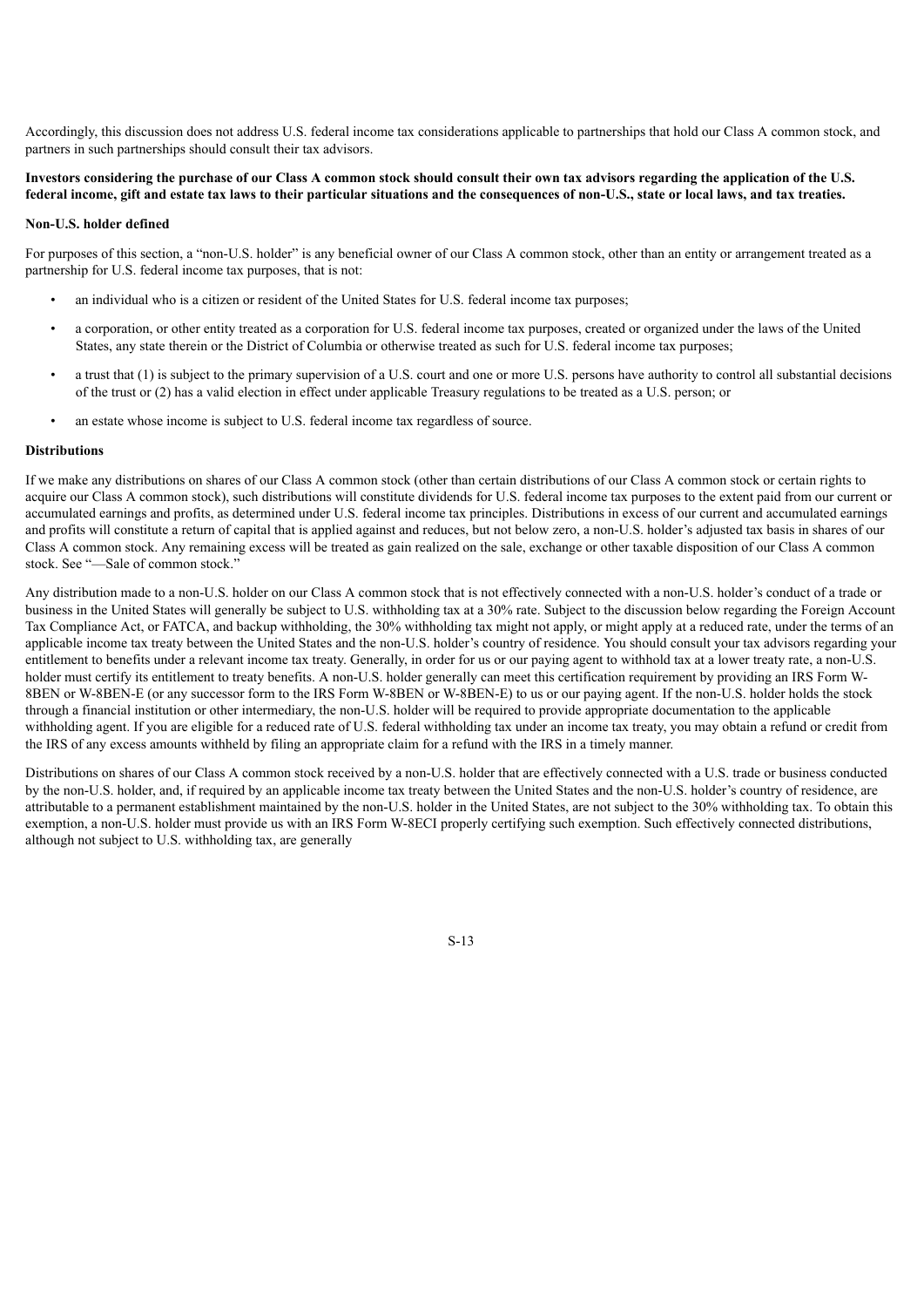Accordingly, this discussion does not address U.S. federal income tax considerations applicable to partnerships that hold our Class A common stock, and partners in such partnerships should consult their tax advisors.

**Investors considering the purchase of our Class A common stock should consult their own tax advisors regarding the application of the U.S. federal income, gift and estate tax laws to their particular situations and the consequences of non-U.S., state or local laws, and tax treaties.**

**Non-U.S. holder defined**

For purposes of this section, a "non-U.S. holder" is any beneficial owner of our Class A common stock, other than an entity or arrangement treated as a partnership for U.S. federal income tax purposes, that is not:

- an individual who is a citizen or resident of the United States for U.S. federal income tax purposes;
- a corporation, or other entity treated as a corporation for U.S. federal income tax purposes, created or organized under the laws of the United States, any state therein or the District of Columbia or otherwise treated as such for U.S. federal income tax purposes;
- a trust that (1) is subject to the primary supervision of a U.S. court and one or more U.S. persons have authority to control all substantial decisions of the trust or (2) has a valid election in effect under applicable Treasury regulations to be treated as a U.S. person; or
- an estate whose income is subject to U.S. federal income tax regardless of source.

**Distributions**

If we make any distributions on shares of our Class A common stock (other than certain distributions of our Class A common stock or certain rights to acquire our Class A common stock), such distributions will constitute dividends for U.S. federal income tax purposes to the extent paid from our current or accumulated earnings and profits, as determined under U.S. federal income tax principles. Distributions in excess of our current and accumulated earnings and profits will constitute a return of capital that is applied against and reduces, but not below zero, a non-U.S. holder's adjusted tax basis in shares of our Class A common stock. Any remaining excess will be treated as gain realized on the sale, exchange or other taxable disposition of our Class A common stock. See "—Sale of common stock."

Any distribution made to a non-U.S. holder on our Class A common stock that is not effectively connected with a non-U.S. holder's conduct of a trade or business in the United States will generally be subject to U.S. withholding tax at a 30% rate. Subject to the discussion below regarding the Foreign Account Tax Compliance Act, or FATCA, and backup withholding, the 30% withholding tax might not apply, or might apply at a reduced rate, under the terms of an applicable income tax treaty between the United States and the non-U.S. holder's country of residence. You should consult your tax advisors regarding your entitlement to benefits under a relevant income tax treaty. Generally, in order for us or our paying agent to withhold tax at a lower treaty rate, a non-U.S. holder must certify its entitlement to treaty benefits. A non-U.S. holder generally can meet this certification requirement by providing an IRS Form W-8BEN or W-8BEN-E (or any successor form to the IRS Form W-8BEN or W-8BEN-E) to us or our paying agent. If the non-U.S. holder holds the stock through a financial institution or other intermediary, the non-U.S. holder will be required to provide appropriate documentation to the applicable withholding agent. If you are eligible for a reduced rate of U.S. federal withholding tax under an income tax treaty, you may obtain a refund or credit from the IRS of any excess amounts withheld by filing an appropriate claim for a refund with the IRS in a timely manner.

Distributions on shares of our Class A common stock received by a non-U.S. holder that are effectively connected with a U.S. trade or business conducted by the non-U.S. holder, and, if required by an applicable income tax treaty between the United States and the non-U.S. holder's country of residence, are attributable to a permanent establishment maintained by the non-U.S. holder in the United States, are not subject to the 30% withholding tax. To obtain this exemption, a non-U.S. holder must provide us with an IRS Form W-8ECI properly certifying such exemption. Such effectively connected distributions, although not subject to U.S. withholding tax, are generally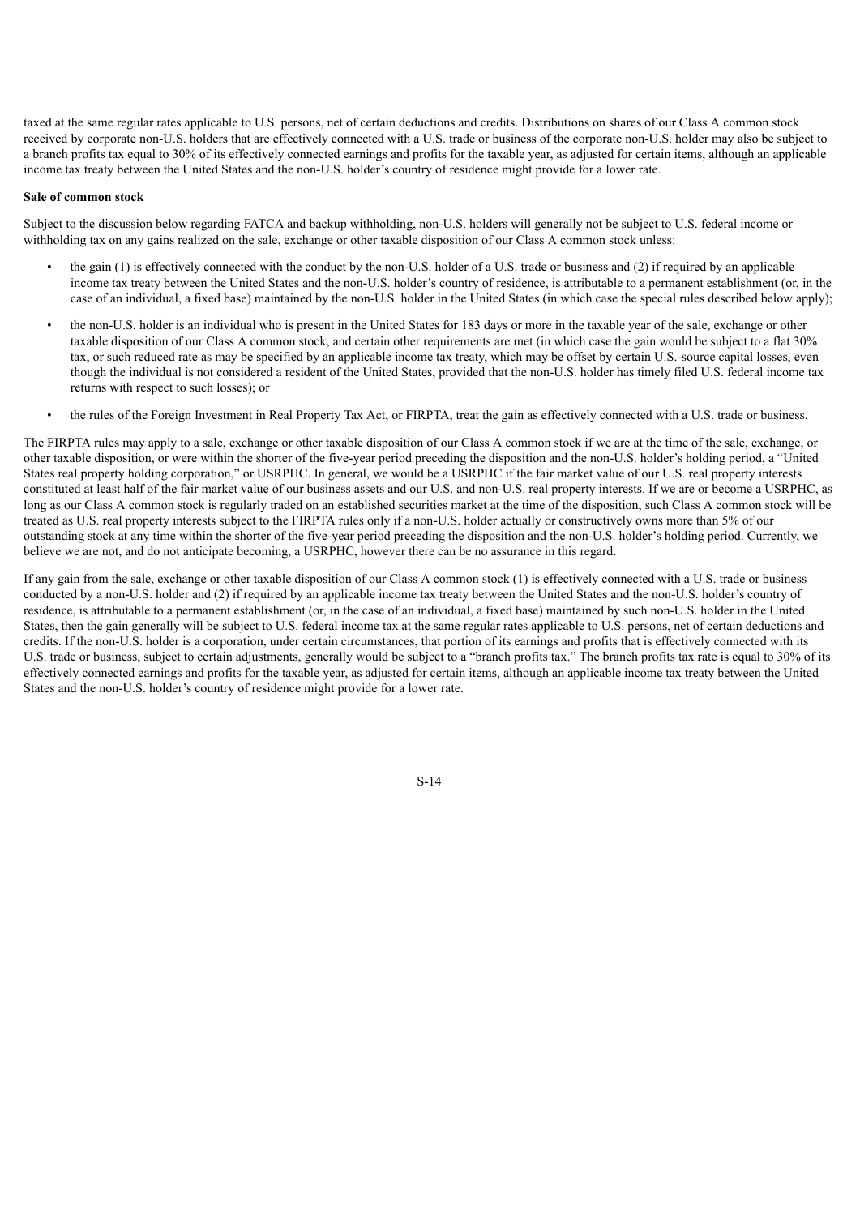taxed at the same regular rates applicable to U.S. persons, net of certain deductions and credits. Distributions on shares of our Class A common stock received by corporate non-U.S. holders that are effectively connected with a U.S. trade or business of the corporate non-U.S. holder may also be subject to a branch profits tax equal to 30% of its effectively connected earnings and profits for the taxable year, as adjusted for certain items, although an applicable income tax treaty between the United States and the non-U.S. holder's country of residence might provide for a lower rate.

**Sale of common stock**

Subject to the discussion below regarding FATCA and backup withholding, non-U.S. holders will generally not be subject to U.S. federal income or withholding tax on any gains realized on the sale, exchange or other taxable disposition of our Class A common stock unless:

- the gain (1) is effectively connected with the conduct by the non-U.S. holder of a U.S. trade or business and (2) if required by an applicable income tax treaty between the United States and the non-U.S. holder's country of residence, is attributable to a permanent establishment (or, in the case of an individual, a fixed base) maintained by the non-U.S. holder in the United States (in which case the special rules described below apply);
- the non-U.S. holder is an individual who is present in the United States for 183 days or more in the taxable year of the sale, exchange or other taxable disposition of our Class A common stock, and certain other requirements are met (in which case the gain would be subject to a flat 30% tax, or such reduced rate as may be specified by an applicable income tax treaty, which may be offset by certain U.S.-source capital losses, even though the individual is not considered a resident of the United States, provided that the non-U.S. holder has timely filed U.S. federal income tax returns with respect to such losses); or
- the rules of the Foreign Investment in Real Property Tax Act, or FIRPTA, treat the gain as effectively connected with a U.S. trade or business.

The FIRPTA rules may apply to a sale, exchange or other taxable disposition of our Class A common stock if we are at the time of the sale, exchange, or other taxable disposition, or were within the shorter of the five-year period preceding the disposition and the non-U.S. holder's holding period, a "United States real property holding corporation," or USRPHC. In general, we would be a USRPHC if the fair market value of our U.S. real property interests constituted at least half of the fair market value of our business assets and our U.S. and non-U.S. real property interests. If we are or become a USRPHC, as long as our Class A common stock is regularly traded on an established securities market at the time of the disposition, such Class A common stock will be treated as U.S. real property interests subject to the FIRPTA rules only if a non-U.S. holder actually or constructively owns more than 5% of our outstanding stock at any time within the shorter of the five-year period preceding the disposition and the non-U.S. holder's holding period. Currently, we believe we are not, and do not anticipate becoming, a USRPHC, however there can be no assurance in this regard.

If any gain from the sale, exchange or other taxable disposition of our Class A common stock (1) is effectively connected with a U.S. trade or business conducted by a non-U.S. holder and (2) if required by an applicable income tax treaty between the United States and the non-U.S. holder's country of residence, is attributable to a permanent establishment (or, in the case of an individual, a fixed base) maintained by such non-U.S. holder in the United States, then the gain generally will be subject to U.S. federal income tax at the same regular rates applicable to U.S. persons, net of certain deductions and credits. If the non-U.S. holder is a corporation, under certain circumstances, that portion of its earnings and profits that is effectively connected with its U.S. trade or business, subject to certain adjustments, generally would be subject to a "branch profits tax." The branch profits tax rate is equal to 30% of its effectively connected earnings and profits for the taxable year, as adjusted for certain items, although an applicable income tax treaty between the United States and the non-U.S. holder's country of residence might provide for a lower rate.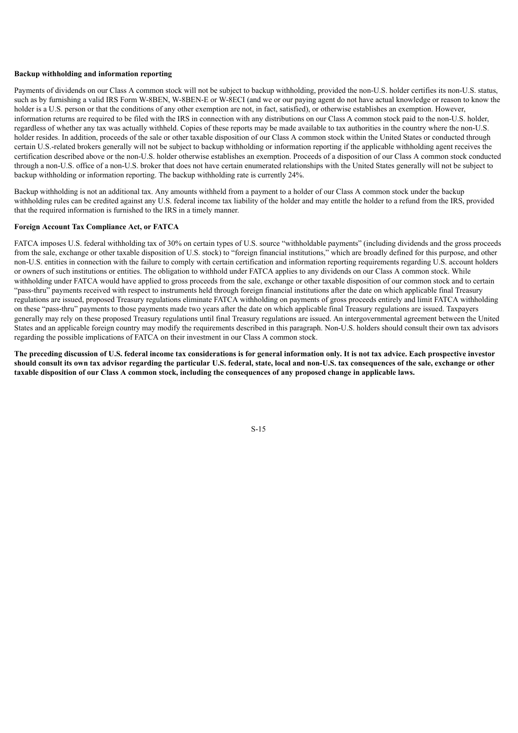**Backup withholding and information reporting**

Payments of dividends on our Class A common stock will not be subject to backup withholding, provided the non-U.S. holder certifies its non-U.S. status, such as by furnishing a valid IRS Form W-8BEN, W-8BEN-E or W-8ECI (and we or our paying agent do not have actual knowledge or reason to know the holder is a U.S. person or that the conditions of any other exemption are not, in fact, satisfied), or otherwise establishes an exemption. However, information returns are required to be filed with the IRS in connection with any distributions on our Class A common stock paid to the non-U.S. holder, regardless of whether any tax was actually withheld. Copies of these reports may be made available to tax authorities in the country where the non-U.S. holder resides. In addition, proceeds of the sale or other taxable disposition of our Class A common stock within the United States or conducted through certain U.S.-related brokers generally will not be subject to backup withholding or information reporting if the applicable withholding agent receives the certification described above or the non-U.S. holder otherwise establishes an exemption. Proceeds of a disposition of our Class A common stock conducted through a non-U.S. office of a non-U.S. broker that does not have certain enumerated relationships with the United States generally will not be subject to backup withholding or information reporting. The backup withholding rate is currently 24%.

Backup withholding is not an additional tax. Any amounts withheld from a payment to a holder of our Class A common stock under the backup withholding rules can be credited against any U.S. federal income tax liability of the holder and may entitle the holder to a refund from the IRS, provided that the required information is furnished to the IRS in a timely manner.

**Foreign Account Tax Compliance Act, or FATCA**

FATCA imposes U.S. federal withholding tax of 30% on certain types of U.S. source "withholdable payments" (including dividends and the gross proceeds from the sale, exchange or other taxable disposition of U.S. stock) to "foreign financial institutions," which are broadly defined for this purpose, and other non-U.S. entities in connection with the failure to comply with certain certification and information reporting requirements regarding U.S. account holders or owners of such institutions or entities. The obligation to withhold under FATCA applies to any dividends on our Class A common stock. While withholding under FATCA would have applied to gross proceeds from the sale, exchange or other taxable disposition of our common stock and to certain "pass-thru" payments received with respect to instruments held through foreign financial institutions after the date on which applicable final Treasury regulations are issued, proposed Treasury regulations eliminate FATCA withholding on payments of gross proceeds entirely and limit FATCA withholding on these "pass-thru" payments to those payments made two years after the date on which applicable final Treasury regulations are issued. Taxpayers generally may rely on these proposed Treasury regulations until final Treasury regulations are issued. An intergovernmental agreement between the United States and an applicable foreign country may modify the requirements described in this paragraph. Non-U.S. holders should consult their own tax advisors regarding the possible implications of FATCA on their investment in our Class A common stock.

**The preceding discussion of U.S. federal income tax considerations is for general information only. It is not tax advice. Each prospective investor should consult its own tax advisor regarding the particular U.S. federal, state, local and non-U.S. tax consequences of the sale, exchange or other taxable disposition of our Class A common stock, including the consequences of any proposed change in applicable laws.**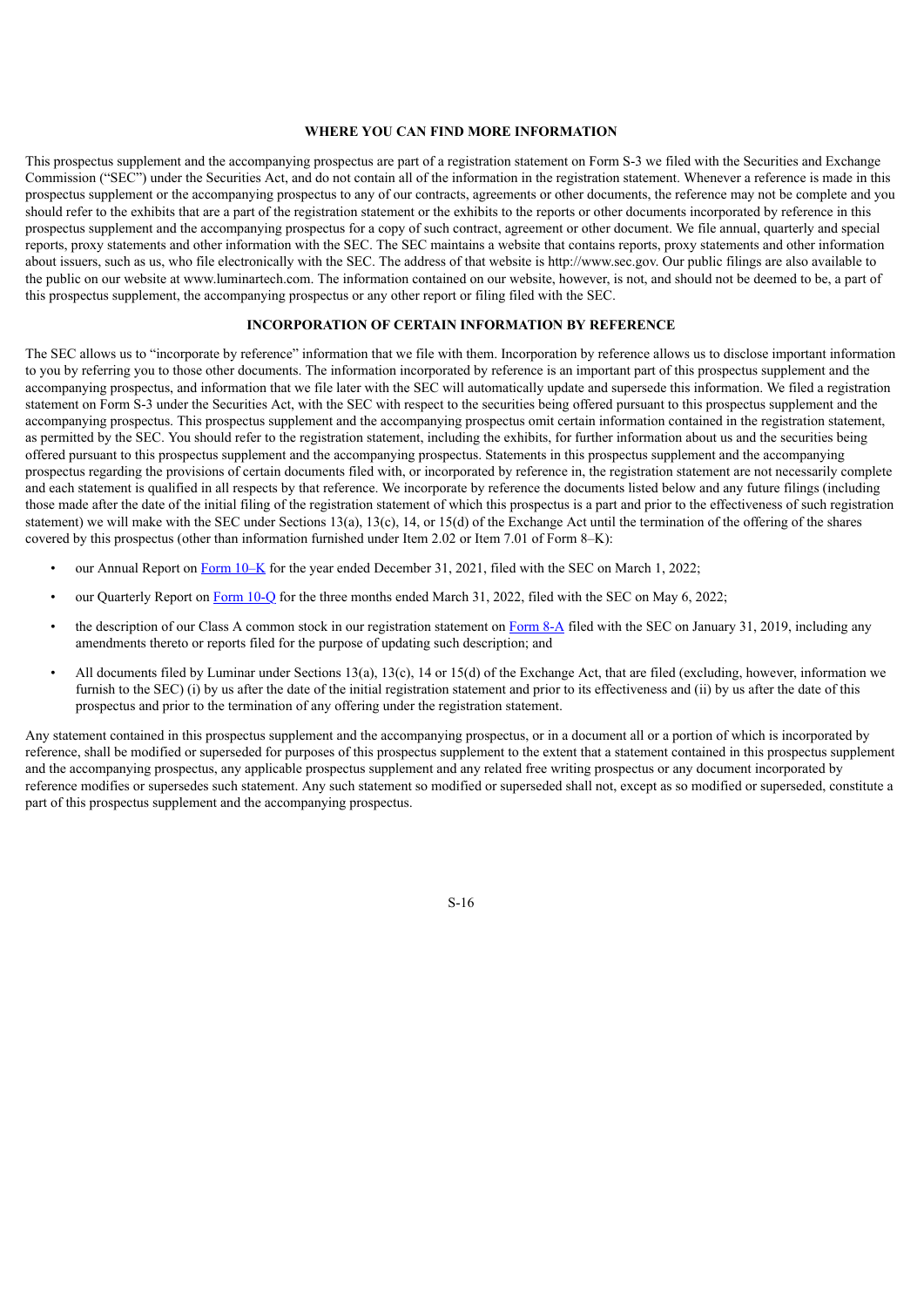## WHERE YOU CAN FIND MORE INFORMATION

This prospectus supplement and the accompanying prospectus are part of a registration statement on Form S-3 we filed with the Securities and Exchange Commission ("SEC") under the Securities Act, and do not contain all of the information in the registration statement. Whenever a reference is made in this prospectus supplement or the accompanying prospectus to any of our contracts, agreements or other documents, the reference may not be complete and you should refer to the exhibits that are a part of the registration statement or the exhibits to the reports or other documents incorporated by reference in this prospectus supplement and the accompanying prospectus for a copy of such contract, agreement or other document. We file annual, quarterly and special reports, proxy statements and other information with the SEC. The SEC maintains a website that contains reports, proxy statements and other information about issuers, such as us, who file electronically with the SEC. The address of that website is http://www.sec.gov. Our public filings are also available to the public on our website at www.luminartech.com. The information contained on our website, however, is not, and should not be deemed to be, a part of this prospectus supplement, the accompanying prospectus or any other report or filing filed with the SEC.

## INCORPORATION OF CERTAIN INFORMATION BY REFERENCE

The SEC allows us to "incorporate by reference" information that we file with them. Incorporation by reference allows us to disclose important information to you by referring you to those other documents. The information incorporated by reference is an important part of this prospectus supplement and the accompanying prospectus, and information that we file later with the SEC will automatically update and supersede this information. We filed a registration statement on Form S-3 under the Securities Act, with the SEC with respect to the securities being offered pursuant to this prospectus supplement and the accompanying prospectus. This prospectus supplement and the accompanying prospectus omit certain information contained in the registration statement, as permitted by the SEC. You should refer to the registration statement, including the exhibits, for further information about us and the securities being offered pursuant to this prospectus supplement and the accompanying prospectus. Statements in this prospectus supplement and the accompanying prospectus regarding the provisions of certain documents filed with, or incorporated by reference in, the registration statement are not necessarily complete and each statement is qualified in all respects by that reference. We incorporate by reference the documents listed below and any future filings (including those made after the date of the initial filing of the registration statement of which this prospectus is a part and prior to the effectiveness of such registration statement) we will make with the SEC under Sections 13(a), 13(c), 14, or 15(d) of the Exchange Act until the termination of the offering of the shares covered by this prospectus (other than information furnished under Item 2.02 or Item 7.01 of Form 8–K):

- our Annual Report on Form 10–K for the year ended December 31, 2021, filed with the SEC on March 1, 2022;
- our Quarterly Report on Form 10-Q for the three months ended March 31, 2022, filed with the SEC on May 6, 2022;
- the description of our Class A common stock in our registration statement on Form 8-A filed with the SEC on January 31, 2019, including any amendments thereto or reports filed for the purpose of updating such description; and
- All documents filed by Luminar under Sections 13(a), 13(c), 14 or 15(d) of the Exchange Act, that are filed (excluding, however, information we furnish to the SEC) (i) by us after the date of the initial registration statement and prior to its effectiveness and (ii) by us after the date of this prospectus and prior to the termination of any offering under the registration statement.

Any statement contained in this prospectus supplement and the accompanying prospectus, or in a document all or a portion of which is incorporated by reference, shall be modified or superseded for purposes of this prospectus supplement to the extent that a statement contained in this prospectus supplement and the accompanying prospectus, any applicable prospectus supplement and any related free writing prospectus or any document incorporated by reference modifies or supersedes such statement. Any such statement so modified or superseded shall not, except as so modified or superseded, constitute a part of this prospectus supplement and the accompanying prospectus.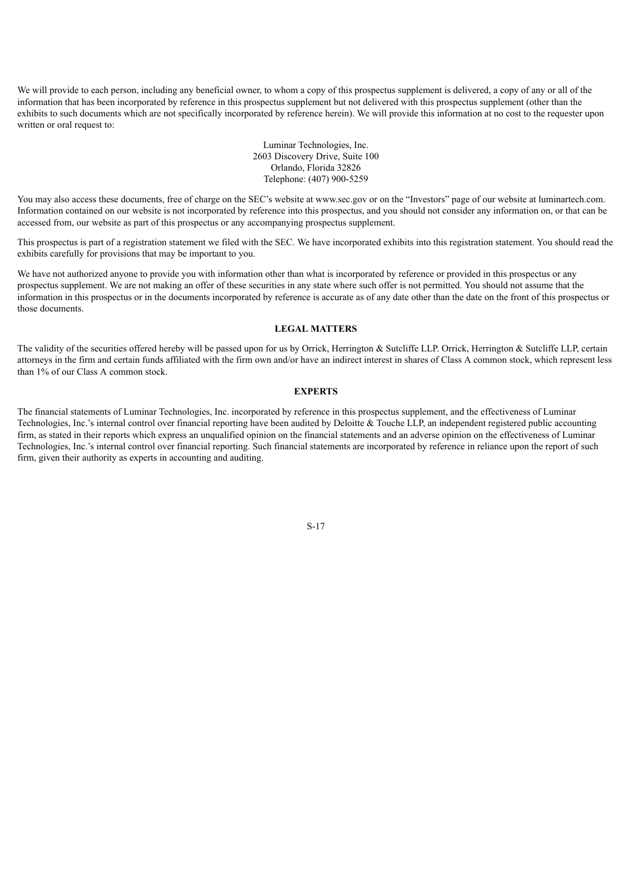We will provide to each person, including any beneficial owner, to whom a copy of this prospectus supplement is delivered, a copy of any or all of the information that has been incorporated by reference in this prospectus supplement but not delivered with this prospectus supplement (other than the exhibits to such documents which are not specifically incorporated by reference herein). We will provide this information at no cost to the requester upon written or oral request to:

Luminar Technologies, Inc.
2603 Discovery Drive, Suite 100
Orlando, Florida 32826
Telephone: (407) 900-5259

You may also access these documents, free of charge on the SEC's website at www.sec.gov or on the "Investors" page of our website at luminartech.com. Information contained on our website is not incorporated by reference into this prospectus, and you should not consider any information on, or that can be accessed from, our website as part of this prospectus or any accompanying prospectus supplement.

This prospectus is part of a registration statement we filed with the SEC. We have incorporated exhibits into this registration statement. You should read the exhibits carefully for provisions that may be important to you.

We have not authorized anyone to provide you with information other than what is incorporated by reference or provided in this prospectus or any prospectus supplement. We are not making an offer of these securities in any state where such offer is not permitted. You should not assume that the information in this prospectus or in the documents incorporated by reference is accurate as of any date other than the date on the front of this prospectus or those documents.

## LEGAL MATTERS

The validity of the securities offered hereby will be passed upon for us by Orrick, Herrington & Sutcliffe LLP. Orrick, Herrington & Sutcliffe LLP, certain attorneys in the firm and certain funds affiliated with the firm own and/or have an indirect interest in shares of Class A common stock, which represent less than 1% of our Class A common stock.

## EXPERTS

The financial statements of Luminar Technologies, Inc. incorporated by reference in this prospectus supplement, and the effectiveness of Luminar Technologies, Inc.'s internal control over financial reporting have been audited by Deloitte & Touche LLP, an independent registered public accounting firm, as stated in their reports which express an unqualified opinion on the financial statements and an adverse opinion on the effectiveness of Luminar Technologies, Inc.'s internal control over financial reporting. Such financial statements are incorporated by reference in reliance upon the report of such firm, given their authority as experts in accounting and auditing.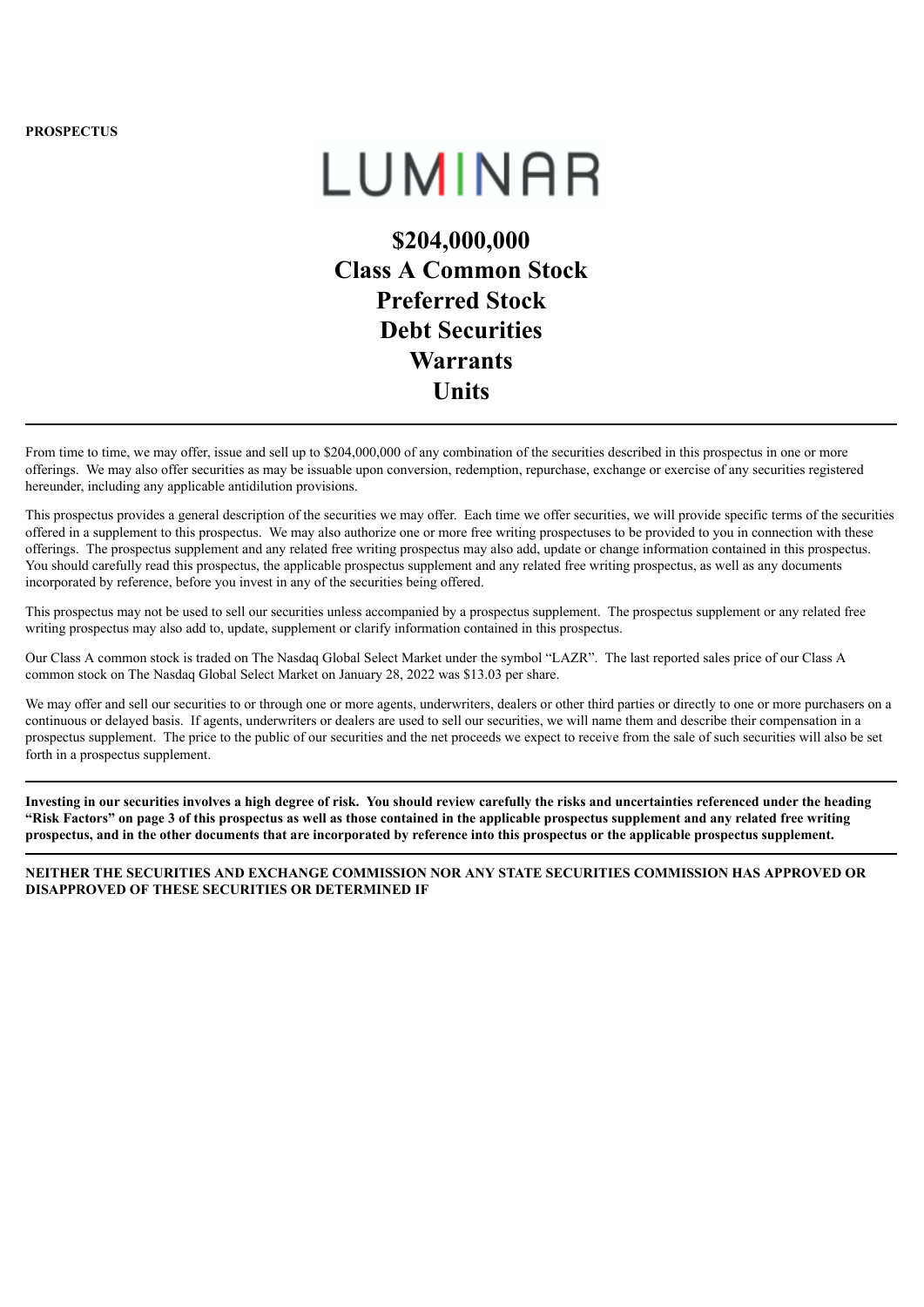**PROSPECTUS**

# LUMINAR

# $204,000,000
# Class A Common Stock
# Preferred Stock
# Debt Securities
# Warrants
# Units

---

From time to time, we may offer, issue and sell up to $204,000,000 of any combination of the securities described in this prospectus in one or more offerings. We may also offer securities as may be issuable upon conversion, redemption, repurchase, exchange or exercise of any securities registered hereunder, including any applicable antidilution provisions.

This prospectus provides a general description of the securities we may offer. Each time we offer securities, we will provide specific terms of the securities offered in a supplement to this prospectus. We may also authorize one or more free writing prospectuses to be provided to you in connection with these offerings. The prospectus supplement and any related free writing prospectus may also add, update or change information contained in this prospectus. You should carefully read this prospectus, the applicable prospectus supplement and any related free writing prospectus, as well as any documents incorporated by reference, before you invest in any of the securities being offered.

This prospectus may not be used to sell our securities unless accompanied by a prospectus supplement. The prospectus supplement or any related free writing prospectus may also add to, update, supplement or clarify information contained in this prospectus.

Our Class A common stock is traded on The Nasdaq Global Select Market under the symbol "LAZR". The last reported sales price of our Class A common stock on The Nasdaq Global Select Market on January 28, 2022 was $13.03 per share.

We may offer and sell our securities to or through one or more agents, underwriters, dealers or other third parties or directly to one or more purchasers on a continuous or delayed basis. If agents, underwriters or dealers are used to sell our securities, we will name them and describe their compensation in a prospectus supplement. The price to the public of our securities and the net proceeds we expect to receive from the sale of such securities will also be set forth in a prospectus supplement.

---

**Investing in our securities involves a high degree of risk. You should review carefully the risks and uncertainties referenced under the heading "Risk Factors" on page 3 of this prospectus as well as those contained in the applicable prospectus supplement and any related free writing prospectus, and in the other documents that are incorporated by reference into this prospectus or the applicable prospectus supplement.**

---

**NEITHER THE SECURITIES AND EXCHANGE COMMISSION NOR ANY STATE SECURITIES COMMISSION HAS APPROVED OR DISAPPROVED OF THESE SECURITIES OR DETERMINED IF**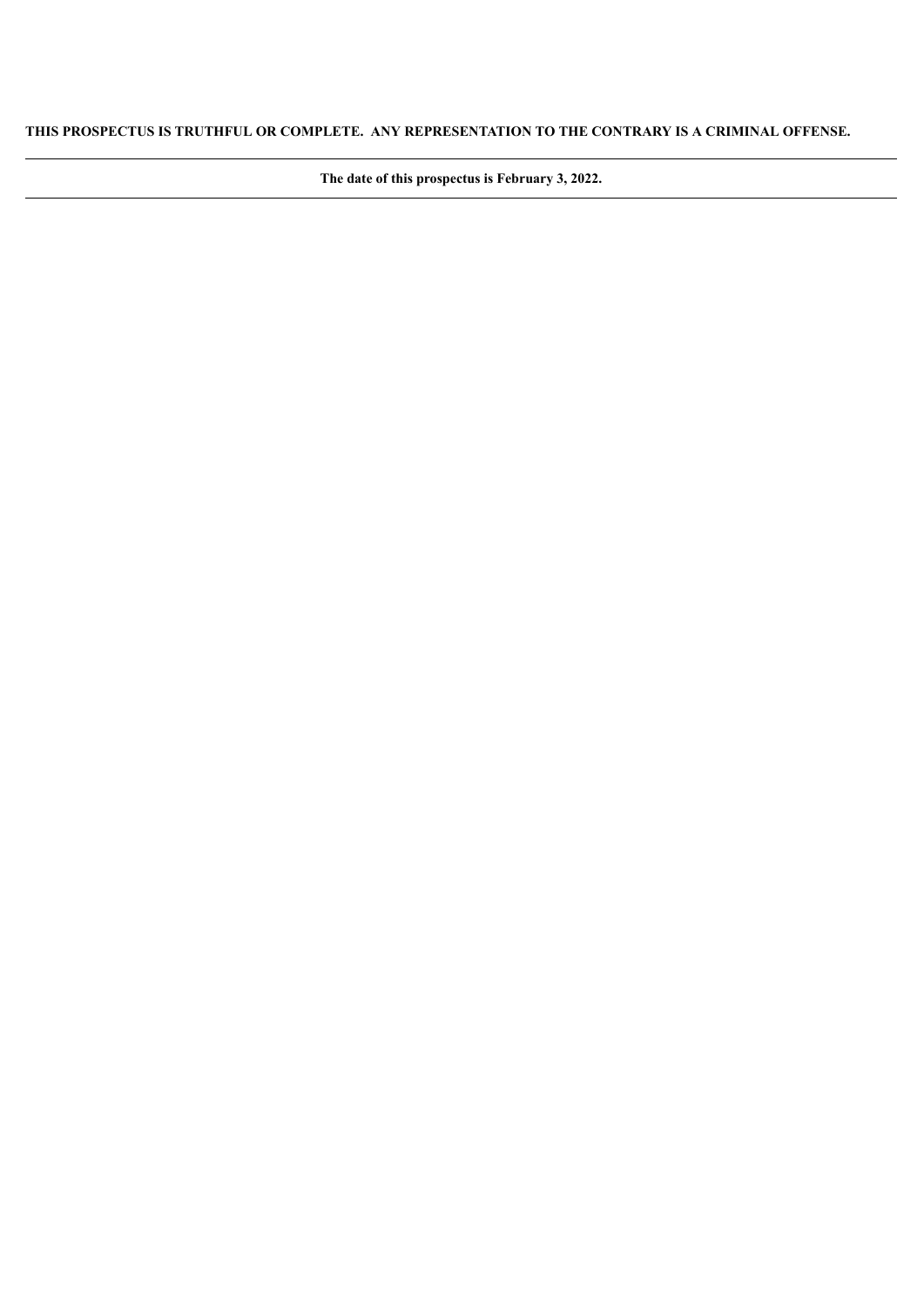**THIS PROSPECTUS IS TRUTHFUL OR COMPLETE. ANY REPRESENTATION TO THE CONTRARY IS A CRIMINAL OFFENSE.**

---

**The date of this prospectus is February 3, 2022.**

---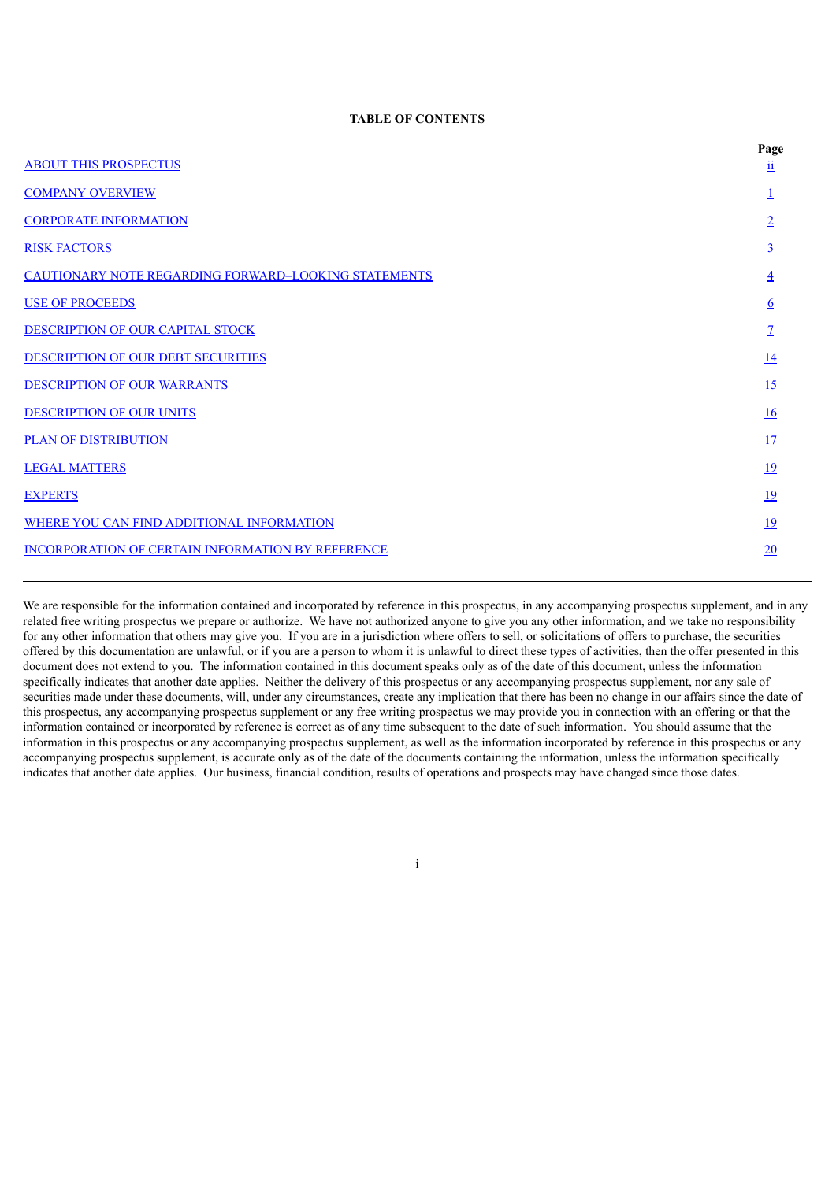**TABLE OF CONTENTS**

| | Page |
|---|---|
| ABOUT THIS PROSPECTUS | ii |
| COMPANY OVERVIEW | 1 |
| CORPORATE INFORMATION | 2 |
| RISK FACTORS | 3 |
| CAUTIONARY NOTE REGARDING FORWARD–LOOKING STATEMENTS | 4 |
| USE OF PROCEEDS | 6 |
| DESCRIPTION OF OUR CAPITAL STOCK | 7 |
| DESCRIPTION OF OUR DEBT SECURITIES | 14 |
| DESCRIPTION OF OUR WARRANTS | 15 |
| DESCRIPTION OF OUR UNITS | 16 |
| PLAN OF DISTRIBUTION | 17 |
| LEGAL MATTERS | 19 |
| EXPERTS | 19 |
| WHERE YOU CAN FIND ADDITIONAL INFORMATION | 19 |
| INCORPORATION OF CERTAIN INFORMATION BY REFERENCE | 20 |

We are responsible for the information contained and incorporated by reference in this prospectus, in any accompanying prospectus supplement, and in any related free writing prospectus we prepare or authorize. We have not authorized anyone to give you any other information, and we take no responsibility for any other information that others may give you. If you are in a jurisdiction where offers to sell, or solicitations of offers to purchase, the securities offered by this documentation are unlawful, or if you are a person to whom it is unlawful to direct these types of activities, then the offer presented in this document does not extend to you. The information contained in this document speaks only as of the date of this document, unless the information specifically indicates that another date applies. Neither the delivery of this prospectus or any accompanying prospectus supplement, nor any sale of securities made under these documents, will, under any circumstances, create any implication that there has been no change in our affairs since the date of this prospectus, any accompanying prospectus supplement or any free writing prospectus we may provide you in connection with an offering or that the information contained or incorporated by reference is correct as of any time subsequent to the date of such information. You should assume that the information in this prospectus or any accompanying prospectus supplement, as well as the information incorporated by reference in this prospectus or any accompanying prospectus supplement, is accurate only as of the date of the documents containing the information, unless the information specifically indicates that another date applies. Our business, financial condition, results of operations and prospects may have changed since those dates.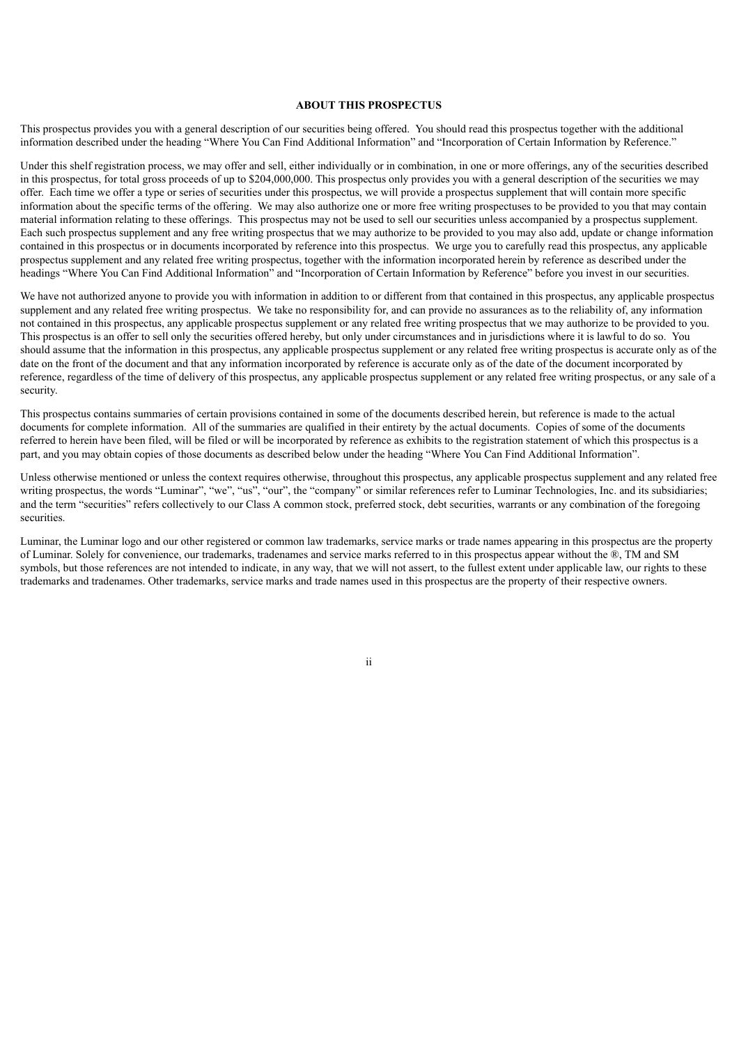## ABOUT THIS PROSPECTUS

This prospectus provides you with a general description of our securities being offered. You should read this prospectus together with the additional information described under the heading "Where You Can Find Additional Information" and "Incorporation of Certain Information by Reference."

Under this shelf registration process, we may offer and sell, either individually or in combination, in one or more offerings, any of the securities described in this prospectus, for total gross proceeds of up to $204,000,000. This prospectus only provides you with a general description of the securities we may offer. Each time we offer a type or series of securities under this prospectus, we will provide a prospectus supplement that will contain more specific information about the specific terms of the offering. We may also authorize one or more free writing prospectuses to be provided to you that may contain material information relating to these offerings. This prospectus may not be used to sell our securities unless accompanied by a prospectus supplement. Each such prospectus supplement and any free writing prospectus that we may authorize to be provided to you may also add, update or change information contained in this prospectus or in documents incorporated by reference into this prospectus. We urge you to carefully read this prospectus, any applicable prospectus supplement and any related free writing prospectus, together with the information incorporated herein by reference as described under the headings "Where You Can Find Additional Information" and "Incorporation of Certain Information by Reference" before you invest in our securities.

We have not authorized anyone to provide you with information in addition to or different from that contained in this prospectus, any applicable prospectus supplement and any related free writing prospectus. We take no responsibility for, and can provide no assurances as to the reliability of, any information not contained in this prospectus, any applicable prospectus supplement or any related free writing prospectus that we may authorize to be provided to you. This prospectus is an offer to sell only the securities offered hereby, but only under circumstances and in jurisdictions where it is lawful to do so. You should assume that the information in this prospectus, any applicable prospectus supplement or any related free writing prospectus is accurate only as of the date on the front of the document and that any information incorporated by reference is accurate only as of the date of the document incorporated by reference, regardless of the time of delivery of this prospectus, any applicable prospectus supplement or any related free writing prospectus, or any sale of a security.

This prospectus contains summaries of certain provisions contained in some of the documents described herein, but reference is made to the actual documents for complete information. All of the summaries are qualified in their entirety by the actual documents. Copies of some of the documents referred to herein have been filed, will be filed or will be incorporated by reference as exhibits to the registration statement of which this prospectus is a part, and you may obtain copies of those documents as described below under the heading "Where You Can Find Additional Information".

Unless otherwise mentioned or unless the context requires otherwise, throughout this prospectus, any applicable prospectus supplement and any related free writing prospectus, the words "Luminar", "we", "us", "our", the "company" or similar references refer to Luminar Technologies, Inc. and its subsidiaries; and the term "securities" refers collectively to our Class A common stock, preferred stock, debt securities, warrants or any combination of the foregoing securities.

Luminar, the Luminar logo and our other registered or common law trademarks, service marks or trade names appearing in this prospectus are the property of Luminar. Solely for convenience, our trademarks, tradenames and service marks referred to in this prospectus appear without the ®, TM and SM symbols, but those references are not intended to indicate, in any way, that we will not assert, to the fullest extent under applicable law, our rights to these trademarks and tradenames. Other trademarks, service marks and trade names used in this prospectus are the property of their respective owners.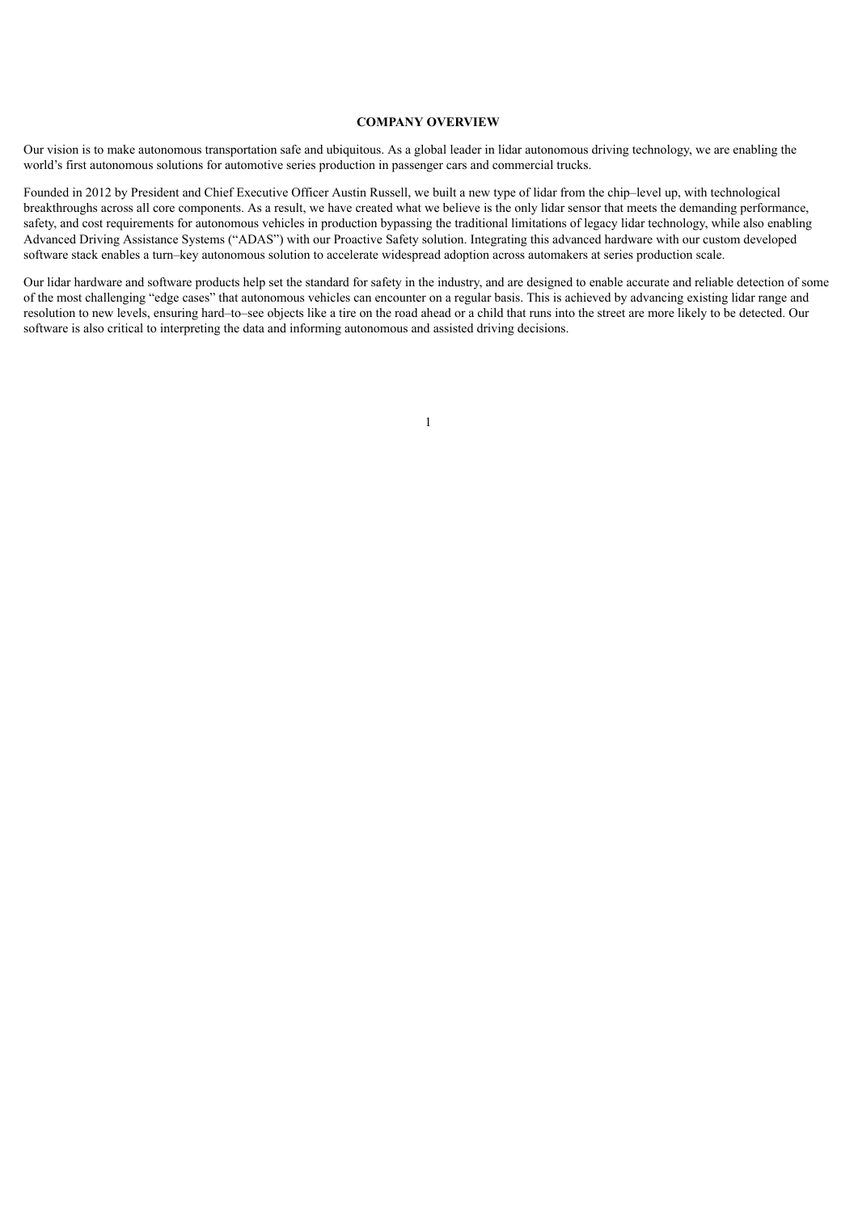## COMPANY OVERVIEW

Our vision is to make autonomous transportation safe and ubiquitous. As a global leader in lidar autonomous driving technology, we are enabling the world's first autonomous solutions for automotive series production in passenger cars and commercial trucks.

Founded in 2012 by President and Chief Executive Officer Austin Russell, we built a new type of lidar from the chip–level up, with technological breakthroughs across all core components. As a result, we have created what we believe is the only lidar sensor that meets the demanding performance, safety, and cost requirements for autonomous vehicles in production bypassing the traditional limitations of legacy lidar technology, while also enabling Advanced Driving Assistance Systems ("ADAS") with our Proactive Safety solution. Integrating this advanced hardware with our custom developed software stack enables a turn–key autonomous solution to accelerate widespread adoption across automakers at series production scale.

Our lidar hardware and software products help set the standard for safety in the industry, and are designed to enable accurate and reliable detection of some of the most challenging "edge cases" that autonomous vehicles can encounter on a regular basis. This is achieved by advancing existing lidar range and resolution to new levels, ensuring hard–to–see objects like a tire on the road ahead or a child that runs into the street are more likely to be detected. Our software is also critical to interpreting the data and informing autonomous and assisted driving decisions.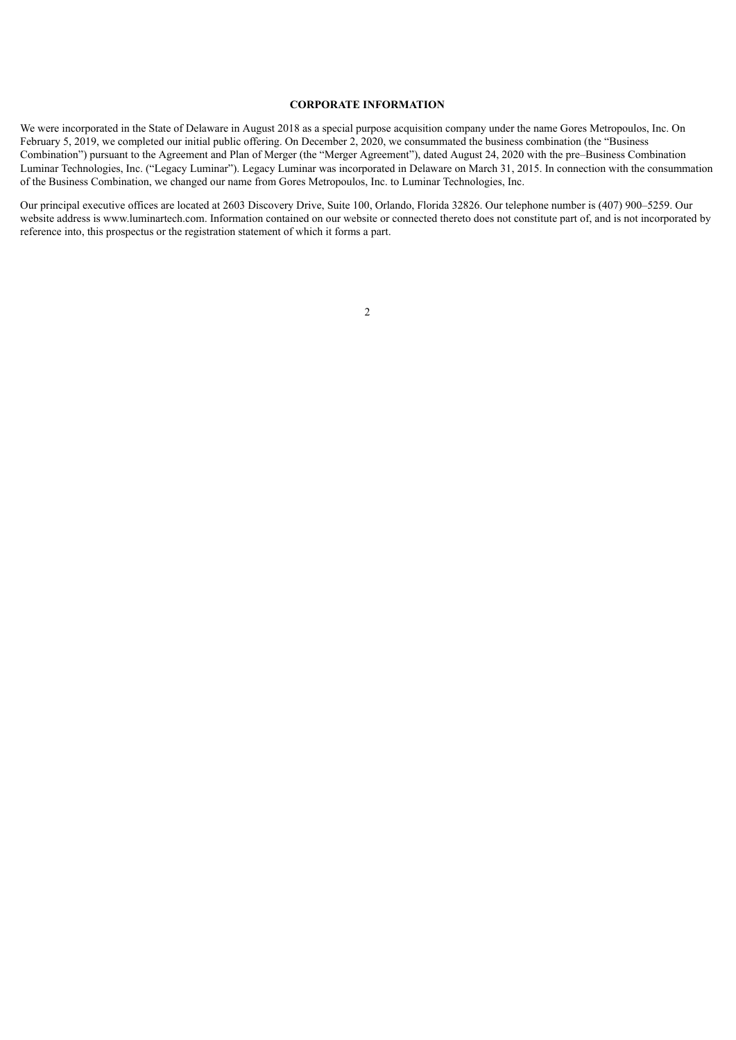## CORPORATE INFORMATION

We were incorporated in the State of Delaware in August 2018 as a special purpose acquisition company under the name Gores Metropoulos, Inc. On February 5, 2019, we completed our initial public offering. On December 2, 2020, we consummated the business combination (the "Business Combination") pursuant to the Agreement and Plan of Merger (the "Merger Agreement"), dated August 24, 2020 with the pre–Business Combination Luminar Technologies, Inc. ("Legacy Luminar"). Legacy Luminar was incorporated in Delaware on March 31, 2015. In connection with the consummation of the Business Combination, we changed our name from Gores Metropoulos, Inc. to Luminar Technologies, Inc.

Our principal executive offices are located at 2603 Discovery Drive, Suite 100, Orlando, Florida 32826. Our telephone number is (407) 900–5259. Our website address is www.luminartech.com. Information contained on our website or connected thereto does not constitute part of, and is not incorporated by reference into, this prospectus or the registration statement of which it forms a part.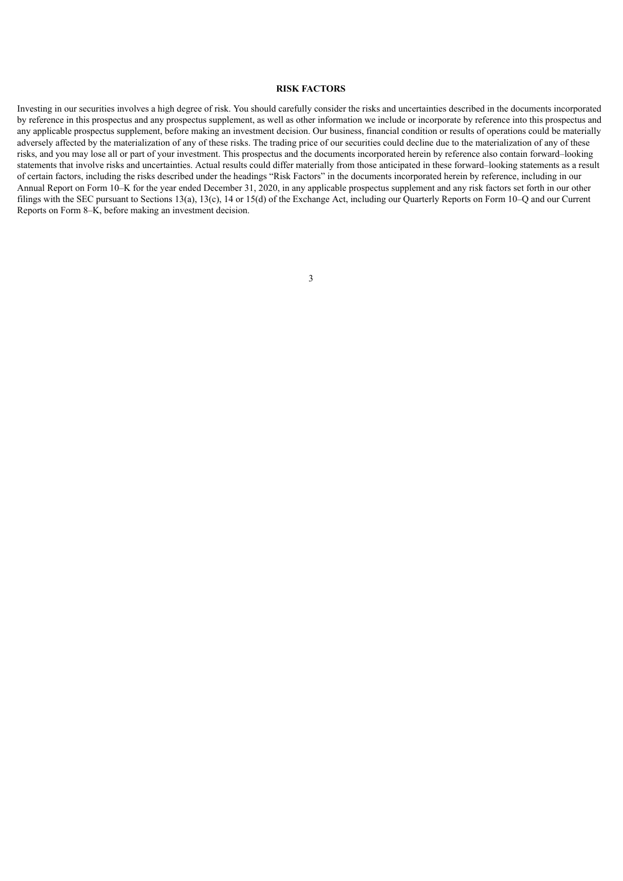## RISK FACTORS

Investing in our securities involves a high degree of risk. You should carefully consider the risks and uncertainties described in the documents incorporated by reference in this prospectus and any prospectus supplement, as well as other information we include or incorporate by reference into this prospectus and any applicable prospectus supplement, before making an investment decision. Our business, financial condition or results of operations could be materially adversely affected by the materialization of any of these risks. The trading price of our securities could decline due to the materialization of any of these risks, and you may lose all or part of your investment. This prospectus and the documents incorporated herein by reference also contain forward–looking statements that involve risks and uncertainties. Actual results could differ materially from those anticipated in these forward–looking statements as a result of certain factors, including the risks described under the headings "Risk Factors" in the documents incorporated herein by reference, including in our Annual Report on Form 10–K for the year ended December 31, 2020, in any applicable prospectus supplement and any risk factors set forth in our other filings with the SEC pursuant to Sections 13(a), 13(c), 14 or 15(d) of the Exchange Act, including our Quarterly Reports on Form 10–Q and our Current Reports on Form 8–K, before making an investment decision.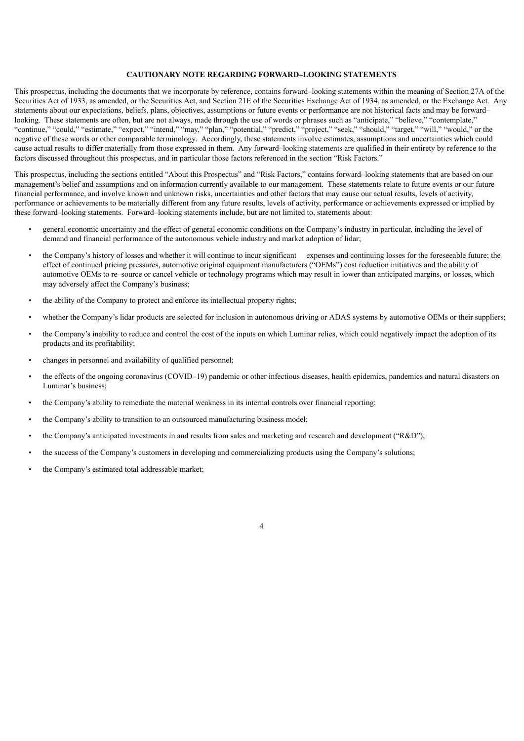## CAUTIONARY NOTE REGARDING FORWARD–LOOKING STATEMENTS

This prospectus, including the documents that we incorporate by reference, contains forward–looking statements within the meaning of Section 27A of the Securities Act of 1933, as amended, or the Securities Act, and Section 21E of the Securities Exchange Act of 1934, as amended, or the Exchange Act. Any statements about our expectations, beliefs, plans, objectives, assumptions or future events or performance are not historical facts and may be forward–looking. These statements are often, but are not always, made through the use of words or phrases such as "anticipate," "believe," "contemplate," "continue," "could," "estimate," "expect," "intend," "may," "plan," "potential," "predict," "project," "seek," "should," "target," "will," "would," or the negative of these words or other comparable terminology. Accordingly, these statements involve estimates, assumptions and uncertainties which could cause actual results to differ materially from those expressed in them. Any forward–looking statements are qualified in their entirety by reference to the factors discussed throughout this prospectus, and in particular those factors referenced in the section "Risk Factors."

This prospectus, including the sections entitled "About this Prospectus" and "Risk Factors," contains forward–looking statements that are based on our management's belief and assumptions and on information currently available to our management. These statements relate to future events or our future financial performance, and involve known and unknown risks, uncertainties and other factors that may cause our actual results, levels of activity, performance or achievements to be materially different from any future results, levels of activity, performance or achievements expressed or implied by these forward–looking statements. Forward–looking statements include, but are not limited to, statements about:

- general economic uncertainty and the effect of general economic conditions on the Company's industry in particular, including the level of demand and financial performance of the autonomous vehicle industry and market adoption of lidar;
- the Company's history of losses and whether it will continue to incur significant expenses and continuing losses for the foreseeable future; the effect of continued pricing pressures, automotive original equipment manufacturers ("OEMs") cost reduction initiatives and the ability of automotive OEMs to re–source or cancel vehicle or technology programs which may result in lower than anticipated margins, or losses, which may adversely affect the Company's business;
- the ability of the Company to protect and enforce its intellectual property rights;
- whether the Company's lidar products are selected for inclusion in autonomous driving or ADAS systems by automotive OEMs or their suppliers;
- the Company's inability to reduce and control the cost of the inputs on which Luminar relies, which could negatively impact the adoption of its products and its profitability;
- changes in personnel and availability of qualified personnel;
- the effects of the ongoing coronavirus (COVID–19) pandemic or other infectious diseases, health epidemics, pandemics and natural disasters on Luminar's business;
- the Company's ability to remediate the material weakness in its internal controls over financial reporting;
- the Company's ability to transition to an outsourced manufacturing business model;
- the Company's anticipated investments in and results from sales and marketing and research and development ("R&D");
- the success of the Company's customers in developing and commercializing products using the Company's solutions;
- the Company's estimated total addressable market;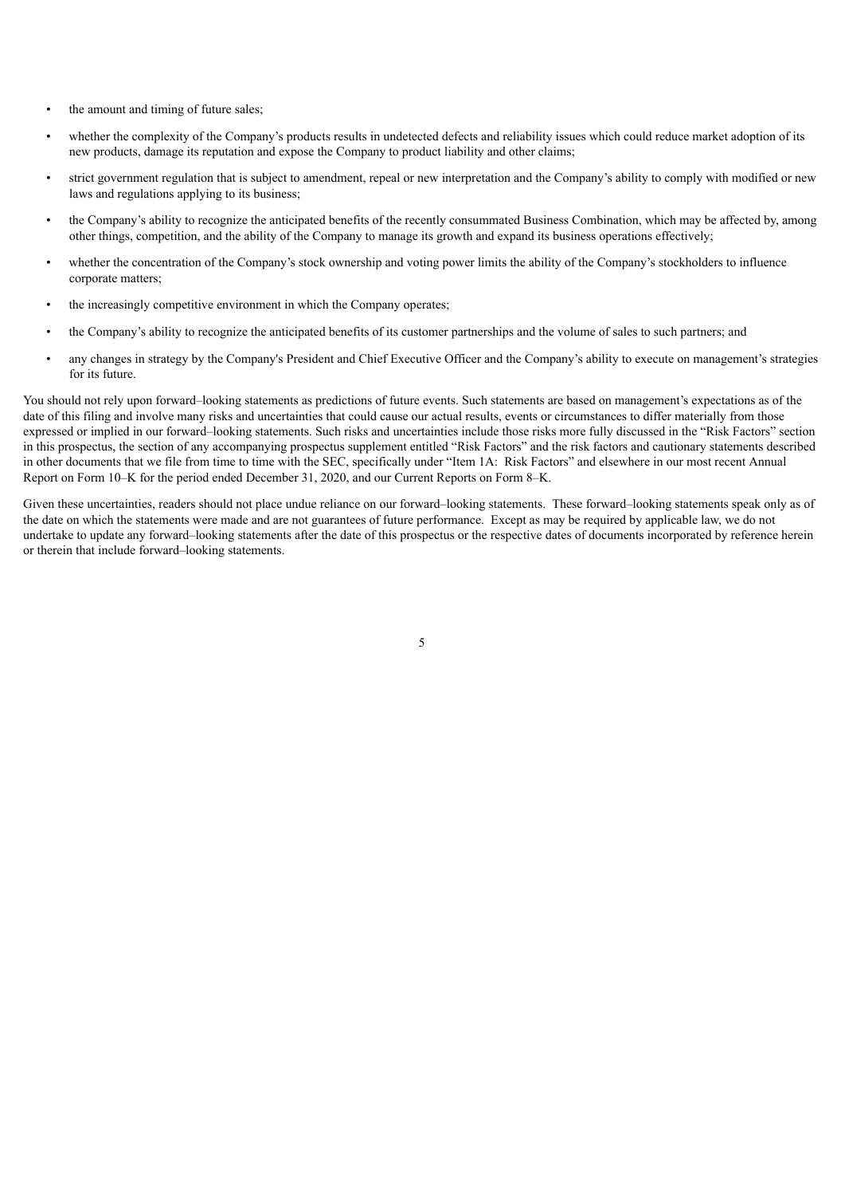- the amount and timing of future sales;
- whether the complexity of the Company's products results in undetected defects and reliability issues which could reduce market adoption of its new products, damage its reputation and expose the Company to product liability and other claims;
- strict government regulation that is subject to amendment, repeal or new interpretation and the Company's ability to comply with modified or new laws and regulations applying to its business;
- the Company's ability to recognize the anticipated benefits of the recently consummated Business Combination, which may be affected by, among other things, competition, and the ability of the Company to manage its growth and expand its business operations effectively;
- whether the concentration of the Company's stock ownership and voting power limits the ability of the Company's stockholders to influence corporate matters;
- the increasingly competitive environment in which the Company operates;
- the Company's ability to recognize the anticipated benefits of its customer partnerships and the volume of sales to such partners; and
- any changes in strategy by the Company's President and Chief Executive Officer and the Company's ability to execute on management's strategies for its future.

You should not rely upon forward–looking statements as predictions of future events. Such statements are based on management's expectations as of the date of this filing and involve many risks and uncertainties that could cause our actual results, events or circumstances to differ materially from those expressed or implied in our forward–looking statements. Such risks and uncertainties include those risks more fully discussed in the "Risk Factors" section in this prospectus, the section of any accompanying prospectus supplement entitled "Risk Factors" and the risk factors and cautionary statements described in other documents that we file from time to time with the SEC, specifically under "Item 1A: Risk Factors" and elsewhere in our most recent Annual Report on Form 10–K for the period ended December 31, 2020, and our Current Reports on Form 8–K.

Given these uncertainties, readers should not place undue reliance on our forward–looking statements. These forward–looking statements speak only as of the date on which the statements were made and are not guarantees of future performance. Except as may be required by applicable law, we do not undertake to update any forward–looking statements after the date of this prospectus or the respective dates of documents incorporated by reference herein or therein that include forward–looking statements.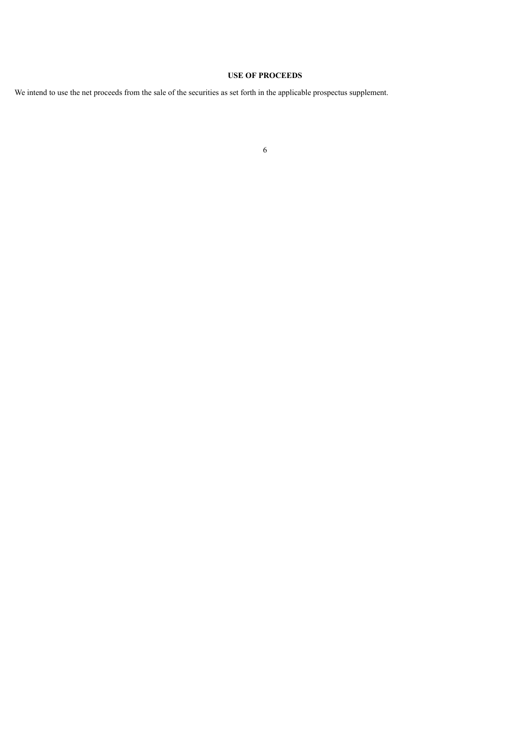## USE OF PROCEEDS

We intend to use the net proceeds from the sale of the securities as set forth in the applicable prospectus supplement.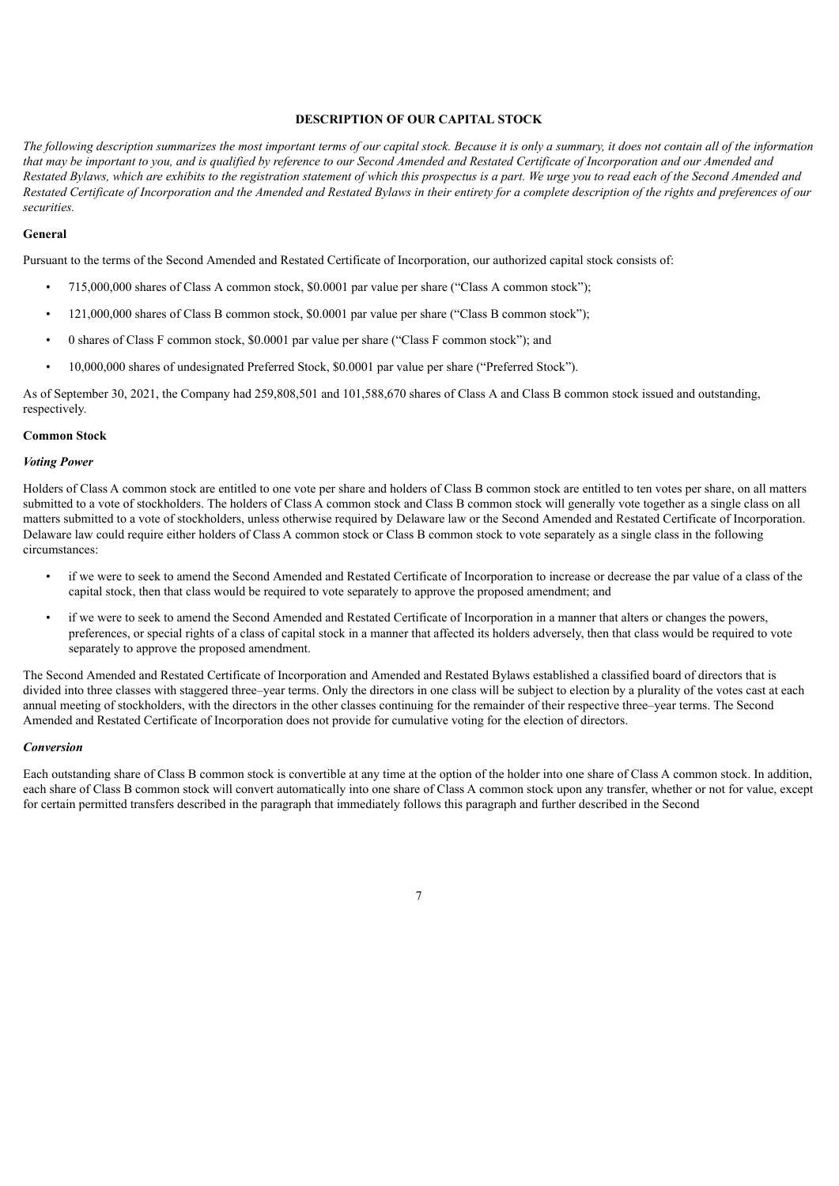## DESCRIPTION OF OUR CAPITAL STOCK

*The following description summarizes the most important terms of our capital stock. Because it is only a summary, it does not contain all of the information that may be important to you, and is qualified by reference to our Second Amended and Restated Certificate of Incorporation and our Amended and Restated Bylaws, which are exhibits to the registration statement of which this prospectus is a part. We urge you to read each of the Second Amended and Restated Certificate of Incorporation and the Amended and Restated Bylaws in their entirety for a complete description of the rights and preferences of our securities.*

### General

Pursuant to the terms of the Second Amended and Restated Certificate of Incorporation, our authorized capital stock consists of:

- 715,000,000 shares of Class A common stock, $0.0001 par value per share ("Class A common stock");
- 121,000,000 shares of Class B common stock, $0.0001 par value per share ("Class B common stock");
- 0 shares of Class F common stock, $0.0001 par value per share ("Class F common stock"); and
- 10,000,000 shares of undesignated Preferred Stock, $0.0001 par value per share ("Preferred Stock").

As of September 30, 2021, the Company had 259,808,501 and 101,588,670 shares of Class A and Class B common stock issued and outstanding, respectively.

### Common Stock

#### *Voting Power*

Holders of Class A common stock are entitled to one vote per share and holders of Class B common stock are entitled to ten votes per share, on all matters submitted to a vote of stockholders. The holders of Class A common stock and Class B common stock will generally vote together as a single class on all matters submitted to a vote of stockholders, unless otherwise required by Delaware law or the Second Amended and Restated Certificate of Incorporation. Delaware law could require either holders of Class A common stock or Class B common stock to vote separately as a single class in the following circumstances:

- if we were to seek to amend the Second Amended and Restated Certificate of Incorporation to increase or decrease the par value of a class of the capital stock, then that class would be required to vote separately to approve the proposed amendment; and
- if we were to seek to amend the Second Amended and Restated Certificate of Incorporation in a manner that alters or changes the powers, preferences, or special rights of a class of capital stock in a manner that affected its holders adversely, then that class would be required to vote separately to approve the proposed amendment.

The Second Amended and Restated Certificate of Incorporation and Amended and Restated Bylaws established a classified board of directors that is divided into three classes with staggered three–year terms. Only the directors in one class will be subject to election by a plurality of the votes cast at each annual meeting of stockholders, with the directors in the other classes continuing for the remainder of their respective three–year terms. The Second Amended and Restated Certificate of Incorporation does not provide for cumulative voting for the election of directors.

#### *Conversion*

Each outstanding share of Class B common stock is convertible at any time at the option of the holder into one share of Class A common stock. In addition, each share of Class B common stock will convert automatically into one share of Class A common stock upon any transfer, whether or not for value, except for certain permitted transfers described in the paragraph that immediately follows this paragraph and further described in the Second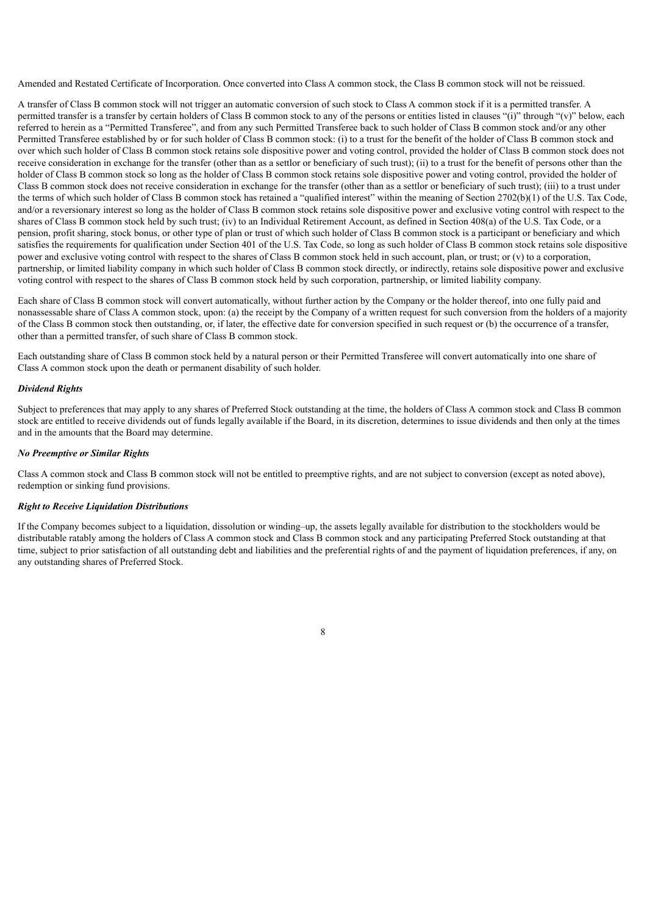Amended and Restated Certificate of Incorporation. Once converted into Class A common stock, the Class B common stock will not be reissued.

A transfer of Class B common stock will not trigger an automatic conversion of such stock to Class A common stock if it is a permitted transfer. A permitted transfer is a transfer by certain holders of Class B common stock to any of the persons or entities listed in clauses "(i)" through "(v)" below, each referred to herein as a "Permitted Transferee", and from any such Permitted Transferee back to such holder of Class B common stock and/or any other Permitted Transferee established by or for such holder of Class B common stock: (i) to a trust for the benefit of the holder of Class B common stock and over which such holder of Class B common stock retains sole dispositive power and voting control, provided the holder of Class B common stock does not receive consideration in exchange for the transfer (other than as a settlor or beneficiary of such trust); (ii) to a trust for the benefit of persons other than the holder of Class B common stock so long as the holder of Class B common stock retains sole dispositive power and voting control, provided the holder of Class B common stock does not receive consideration in exchange for the transfer (other than as a settlor or beneficiary of such trust); (iii) to a trust under the terms of which such holder of Class B common stock has retained a "qualified interest" within the meaning of Section 2702(b)(1) of the U.S. Tax Code, and/or a reversionary interest so long as the holder of Class B common stock retains sole dispositive power and exclusive voting control with respect to the shares of Class B common stock held by such trust; (iv) to an Individual Retirement Account, as defined in Section 408(a) of the U.S. Tax Code, or a pension, profit sharing, stock bonus, or other type of plan or trust of which such holder of Class B common stock is a participant or beneficiary and which satisfies the requirements for qualification under Section 401 of the U.S. Tax Code, so long as such holder of Class B common stock retains sole dispositive power and exclusive voting control with respect to the shares of Class B common stock held in such account, plan, or trust; or (v) to a corporation, partnership, or limited liability company in which such holder of Class B common stock directly, or indirectly, retains sole dispositive power and exclusive voting control with respect to the shares of Class B common stock held by such corporation, partnership, or limited liability company.

Each share of Class B common stock will convert automatically, without further action by the Company or the holder thereof, into one fully paid and nonassessable share of Class A common stock, upon: (a) the receipt by the Company of a written request for such conversion from the holders of a majority of the Class B common stock then outstanding, or, if later, the effective date for conversion specified in such request or (b) the occurrence of a transfer, other than a permitted transfer, of such share of Class B common stock.

Each outstanding share of Class B common stock held by a natural person or their Permitted Transferee will convert automatically into one share of Class A common stock upon the death or permanent disability of such holder.

***Dividend Rights***

Subject to preferences that may apply to any shares of Preferred Stock outstanding at the time, the holders of Class A common stock and Class B common stock are entitled to receive dividends out of funds legally available if the Board, in its discretion, determines to issue dividends and then only at the times and in the amounts that the Board may determine.

***No Preemptive or Similar Rights***

Class A common stock and Class B common stock will not be entitled to preemptive rights, and are not subject to conversion (except as noted above), redemption or sinking fund provisions.

***Right to Receive Liquidation Distributions***

If the Company becomes subject to a liquidation, dissolution or winding–up, the assets legally available for distribution to the stockholders would be distributable ratably among the holders of Class A common stock and Class B common stock and any participating Preferred Stock outstanding at that time, subject to prior satisfaction of all outstanding debt and liabilities and the preferential rights of and the payment of liquidation preferences, if any, on any outstanding shares of Preferred Stock.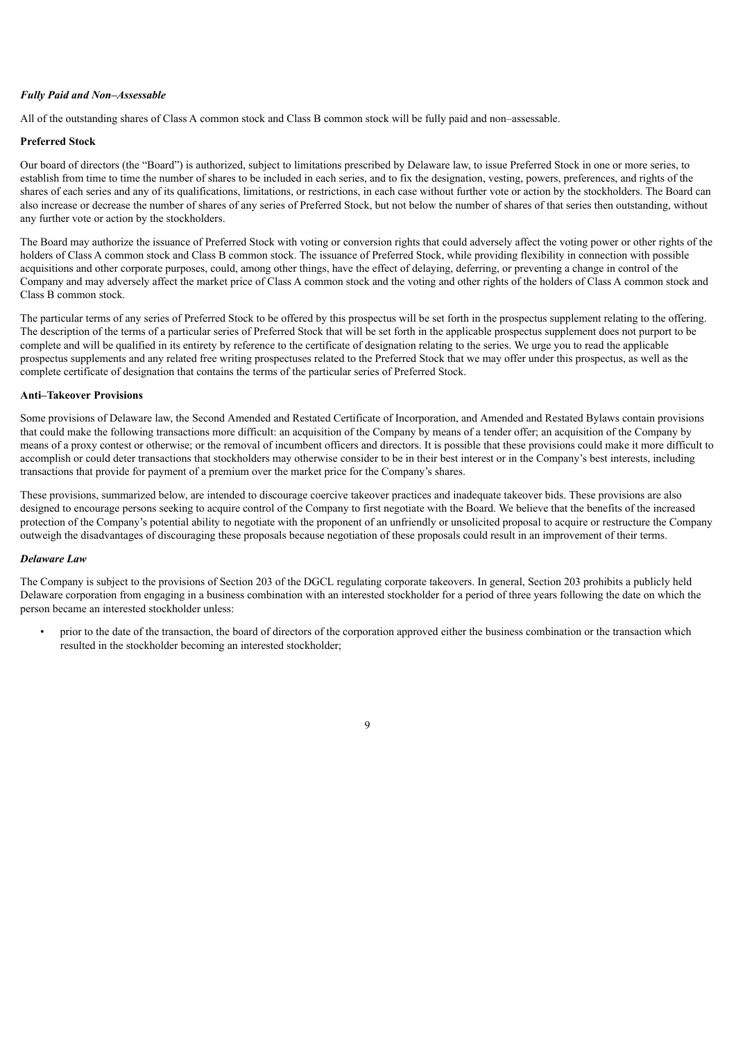***Fully Paid and Non–Assessable***

All of the outstanding shares of Class A common stock and Class B common stock will be fully paid and non–assessable.

**Preferred Stock**

Our board of directors (the "Board") is authorized, subject to limitations prescribed by Delaware law, to issue Preferred Stock in one or more series, to establish from time to time the number of shares to be included in each series, and to fix the designation, vesting, powers, preferences, and rights of the shares of each series and any of its qualifications, limitations, or restrictions, in each case without further vote or action by the stockholders. The Board can also increase or decrease the number of shares of any series of Preferred Stock, but not below the number of shares of that series then outstanding, without any further vote or action by the stockholders.

The Board may authorize the issuance of Preferred Stock with voting or conversion rights that could adversely affect the voting power or other rights of the holders of Class A common stock and Class B common stock. The issuance of Preferred Stock, while providing flexibility in connection with possible acquisitions and other corporate purposes, could, among other things, have the effect of delaying, deferring, or preventing a change in control of the Company and may adversely affect the market price of Class A common stock and the voting and other rights of the holders of Class A common stock and Class B common stock.

The particular terms of any series of Preferred Stock to be offered by this prospectus will be set forth in the prospectus supplement relating to the offering. The description of the terms of a particular series of Preferred Stock that will be set forth in the applicable prospectus supplement does not purport to be complete and will be qualified in its entirety by reference to the certificate of designation relating to the series. We urge you to read the applicable prospectus supplements and any related free writing prospectuses related to the Preferred Stock that we may offer under this prospectus, as well as the complete certificate of designation that contains the terms of the particular series of Preferred Stock.

**Anti–Takeover Provisions**

Some provisions of Delaware law, the Second Amended and Restated Certificate of Incorporation, and Amended and Restated Bylaws contain provisions that could make the following transactions more difficult: an acquisition of the Company by means of a tender offer; an acquisition of the Company by means of a proxy contest or otherwise; or the removal of incumbent officers and directors. It is possible that these provisions could make it more difficult to accomplish or could deter transactions that stockholders may otherwise consider to be in their best interest or in the Company's best interests, including transactions that provide for payment of a premium over the market price for the Company's shares.

These provisions, summarized below, are intended to discourage coercive takeover practices and inadequate takeover bids. These provisions are also designed to encourage persons seeking to acquire control of the Company to first negotiate with the Board. We believe that the benefits of the increased protection of the Company's potential ability to negotiate with the proponent of an unfriendly or unsolicited proposal to acquire or restructure the Company outweigh the disadvantages of discouraging these proposals because negotiation of these proposals could result in an improvement of their terms.

***Delaware Law***

The Company is subject to the provisions of Section 203 of the DGCL regulating corporate takeovers. In general, Section 203 prohibits a publicly held Delaware corporation from engaging in a business combination with an interested stockholder for a period of three years following the date on which the person became an interested stockholder unless:

- prior to the date of the transaction, the board of directors of the corporation approved either the business combination or the transaction which resulted in the stockholder becoming an interested stockholder;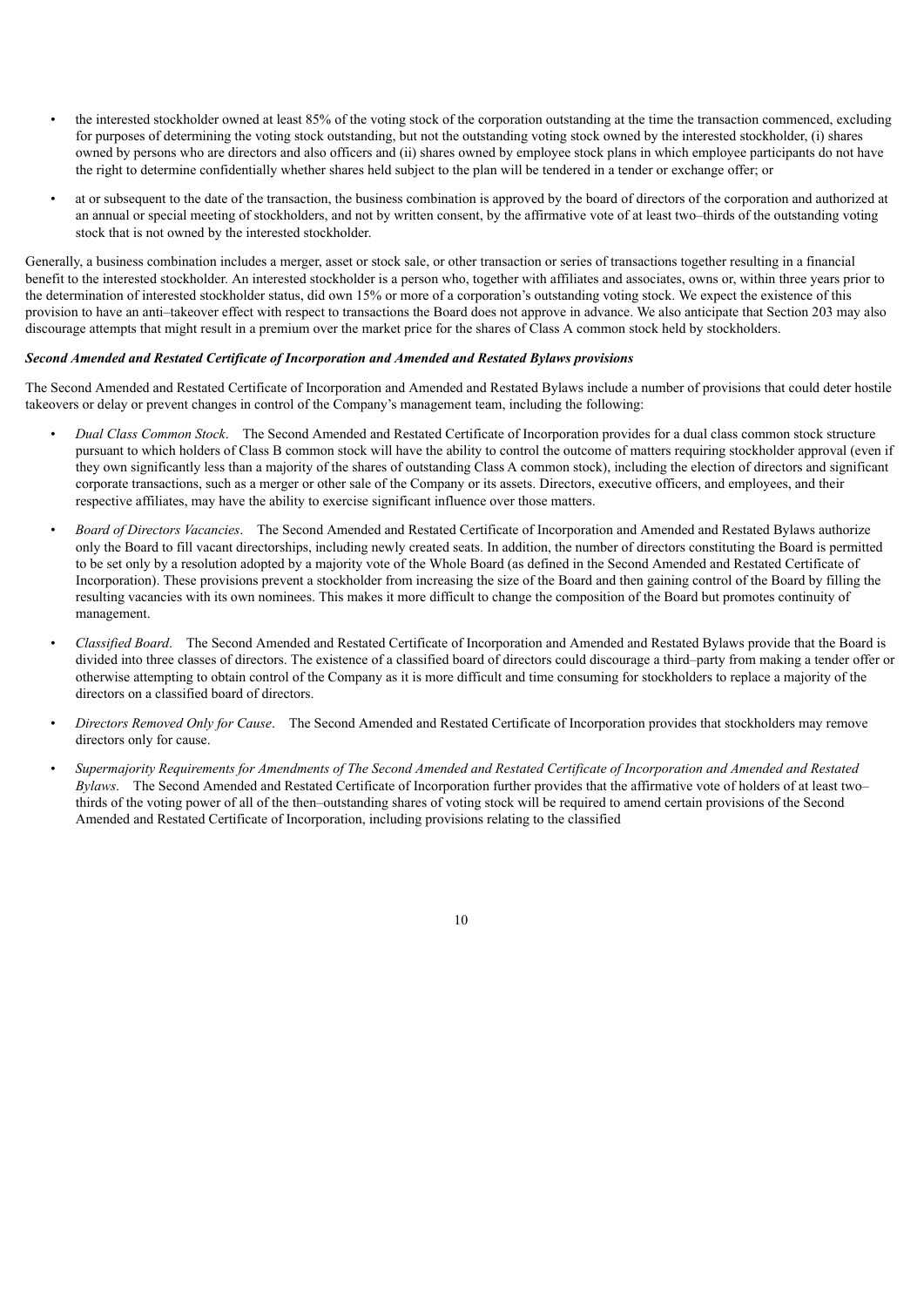- the interested stockholder owned at least 85% of the voting stock of the corporation outstanding at the time the transaction commenced, excluding for purposes of determining the voting stock outstanding, but not the outstanding voting stock owned by the interested stockholder, (i) shares owned by persons who are directors and also officers and (ii) shares owned by employee stock plans in which employee participants do not have the right to determine confidentially whether shares held subject to the plan will be tendered in a tender or exchange offer; or
- at or subsequent to the date of the transaction, the business combination is approved by the board of directors of the corporation and authorized at an annual or special meeting of stockholders, and not by written consent, by the affirmative vote of at least two–thirds of the outstanding voting stock that is not owned by the interested stockholder.

Generally, a business combination includes a merger, asset or stock sale, or other transaction or series of transactions together resulting in a financial benefit to the interested stockholder. An interested stockholder is a person who, together with affiliates and associates, owns or, within three years prior to the determination of interested stockholder status, did own 15% or more of a corporation's outstanding voting stock. We expect the existence of this provision to have an anti–takeover effect with respect to transactions the Board does not approve in advance. We also anticipate that Section 203 may also discourage attempts that might result in a premium over the market price for the shares of Class A common stock held by stockholders.

***Second Amended and Restated Certificate of Incorporation and Amended and Restated Bylaws provisions***

The Second Amended and Restated Certificate of Incorporation and Amended and Restated Bylaws include a number of provisions that could deter hostile takeovers or delay or prevent changes in control of the Company's management team, including the following:

- *Dual Class Common Stock*. The Second Amended and Restated Certificate of Incorporation provides for a dual class common stock structure pursuant to which holders of Class B common stock will have the ability to control the outcome of matters requiring stockholder approval (even if they own significantly less than a majority of the shares of outstanding Class A common stock), including the election of directors and significant corporate transactions, such as a merger or other sale of the Company or its assets. Directors, executive officers, and employees, and their respective affiliates, may have the ability to exercise significant influence over those matters.
- *Board of Directors Vacancies*. The Second Amended and Restated Certificate of Incorporation and Amended and Restated Bylaws authorize only the Board to fill vacant directorships, including newly created seats. In addition, the number of directors constituting the Board is permitted to be set only by a resolution adopted by a majority vote of the Whole Board (as defined in the Second Amended and Restated Certificate of Incorporation). These provisions prevent a stockholder from increasing the size of the Board and then gaining control of the Board by filling the resulting vacancies with its own nominees. This makes it more difficult to change the composition of the Board but promotes continuity of management.
- *Classified Board*. The Second Amended and Restated Certificate of Incorporation and Amended and Restated Bylaws provide that the Board is divided into three classes of directors. The existence of a classified board of directors could discourage a third–party from making a tender offer or otherwise attempting to obtain control of the Company as it is more difficult and time consuming for stockholders to replace a majority of the directors on a classified board of directors.
- *Directors Removed Only for Cause*. The Second Amended and Restated Certificate of Incorporation provides that stockholders may remove directors only for cause.
- *Supermajority Requirements for Amendments of The Second Amended and Restated Certificate of Incorporation and Amended and Restated Bylaws*. The Second Amended and Restated Certificate of Incorporation further provides that the affirmative vote of holders of at least two–thirds of the voting power of all of the then–outstanding shares of voting stock will be required to amend certain provisions of the Second Amended and Restated Certificate of Incorporation, including provisions relating to the classified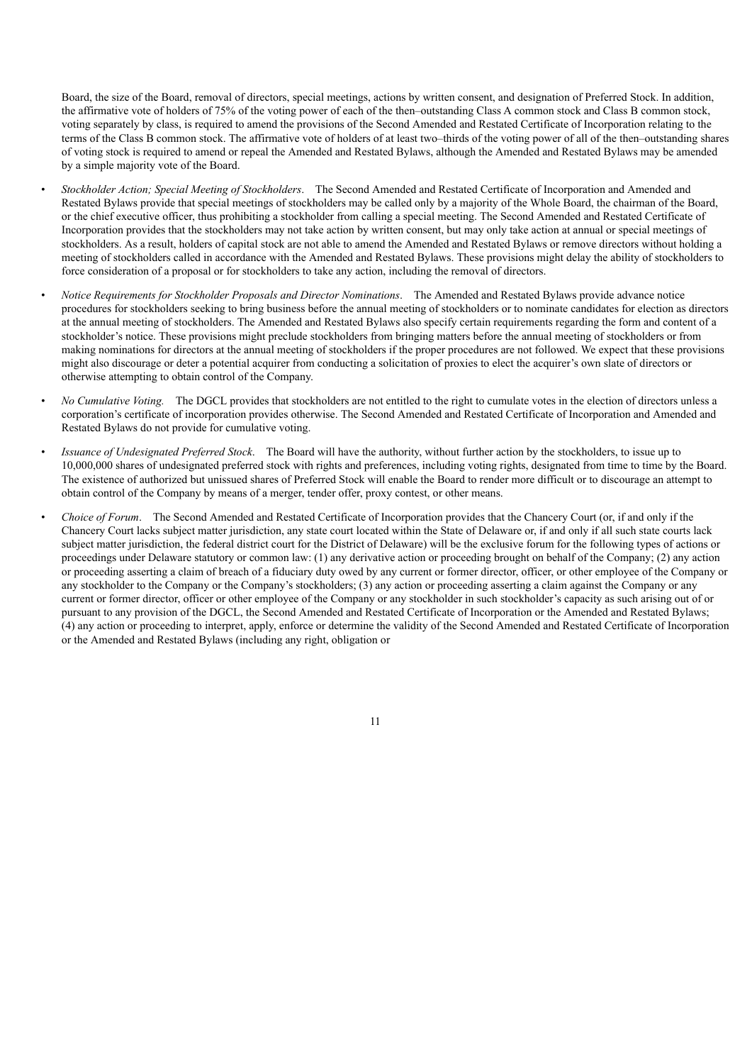Board, the size of the Board, removal of directors, special meetings, actions by written consent, and designation of Preferred Stock. In addition, the affirmative vote of holders of 75% of the voting power of each of the then–outstanding Class A common stock and Class B common stock, voting separately by class, is required to amend the provisions of the Second Amended and Restated Certificate of Incorporation relating to the terms of the Class B common stock. The affirmative vote of holders of at least two–thirds of the voting power of all of the then–outstanding shares of voting stock is required to amend or repeal the Amended and Restated Bylaws, although the Amended and Restated Bylaws may be amended by a simple majority vote of the Board.

- *Stockholder Action; Special Meeting of Stockholders*. The Second Amended and Restated Certificate of Incorporation and Amended and Restated Bylaws provide that special meetings of stockholders may be called only by a majority of the Whole Board, the chairman of the Board, or the chief executive officer, thus prohibiting a stockholder from calling a special meeting. The Second Amended and Restated Certificate of Incorporation provides that the stockholders may not take action by written consent, but may only take action at annual or special meetings of stockholders. As a result, holders of capital stock are not able to amend the Amended and Restated Bylaws or remove directors without holding a meeting of stockholders called in accordance with the Amended and Restated Bylaws. These provisions might delay the ability of stockholders to force consideration of a proposal or for stockholders to take any action, including the removal of directors.
- *Notice Requirements for Stockholder Proposals and Director Nominations*. The Amended and Restated Bylaws provide advance notice procedures for stockholders seeking to bring business before the annual meeting of stockholders or to nominate candidates for election as directors at the annual meeting of stockholders. The Amended and Restated Bylaws also specify certain requirements regarding the form and content of a stockholder's notice. These provisions might preclude stockholders from bringing matters before the annual meeting of stockholders or from making nominations for directors at the annual meeting of stockholders if the proper procedures are not followed. We expect that these provisions might also discourage or deter a potential acquirer from conducting a solicitation of proxies to elect the acquirer's own slate of directors or otherwise attempting to obtain control of the Company.
- *No Cumulative Voting.* The DGCL provides that stockholders are not entitled to the right to cumulate votes in the election of directors unless a corporation's certificate of incorporation provides otherwise. The Second Amended and Restated Certificate of Incorporation and Amended and Restated Bylaws do not provide for cumulative voting.
- *Issuance of Undesignated Preferred Stock*. The Board will have the authority, without further action by the stockholders, to issue up to 10,000,000 shares of undesignated preferred stock with rights and preferences, including voting rights, designated from time to time by the Board. The existence of authorized but unissued shares of Preferred Stock will enable the Board to render more difficult or to discourage an attempt to obtain control of the Company by means of a merger, tender offer, proxy contest, or other means.
- *Choice of Forum*. The Second Amended and Restated Certificate of Incorporation provides that the Chancery Court (or, if and only if the Chancery Court lacks subject matter jurisdiction, any state court located within the State of Delaware or, if and only if all such state courts lack subject matter jurisdiction, the federal district court for the District of Delaware) will be the exclusive forum for the following types of actions or proceedings under Delaware statutory or common law: (1) any derivative action or proceeding brought on behalf of the Company; (2) any action or proceeding asserting a claim of breach of a fiduciary duty owed by any current or former director, officer, or other employee of the Company or any stockholder to the Company or the Company's stockholders; (3) any action or proceeding asserting a claim against the Company or any current or former director, officer or other employee of the Company or any stockholder in such stockholder's capacity as such arising out of or pursuant to any provision of the DGCL, the Second Amended and Restated Certificate of Incorporation or the Amended and Restated Bylaws; (4) any action or proceeding to interpret, apply, enforce or determine the validity of the Second Amended and Restated Certificate of Incorporation or the Amended and Restated Bylaws (including any right, obligation or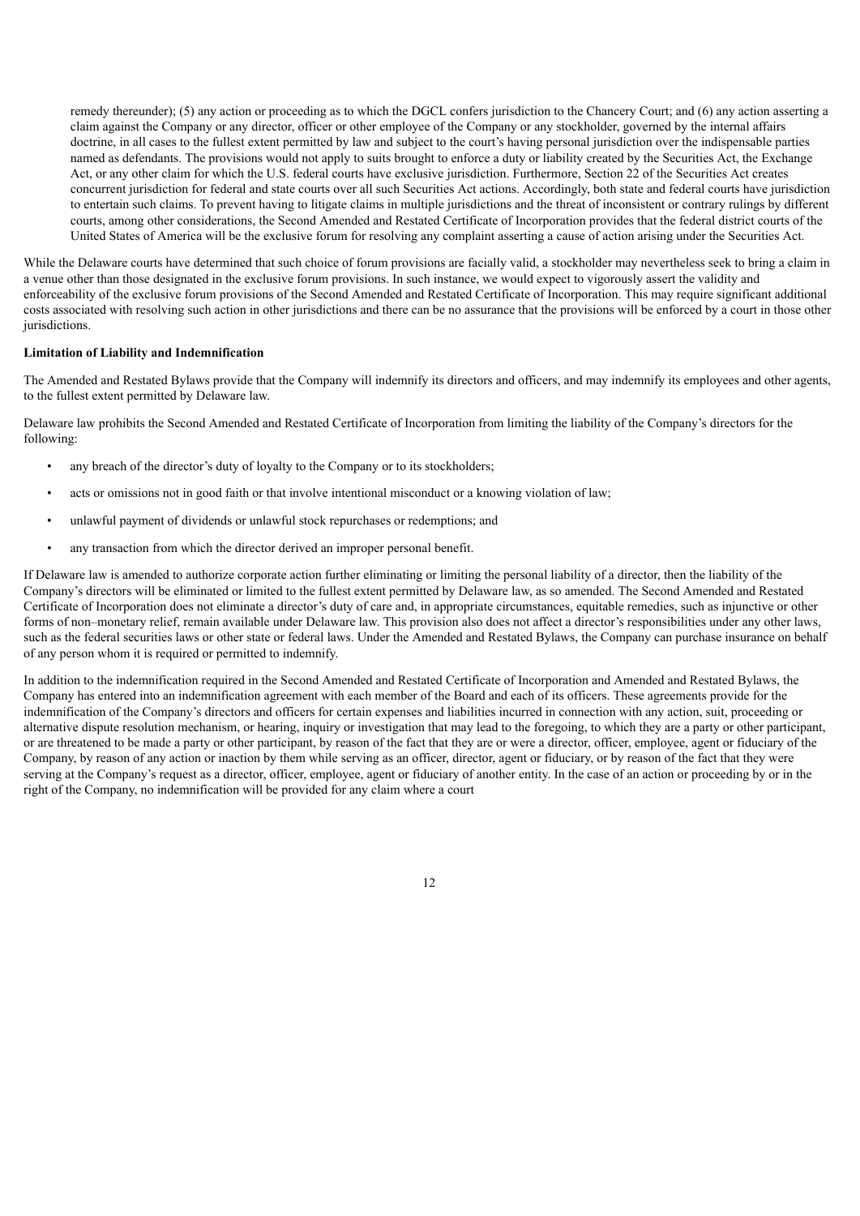remedy thereunder); (5) any action or proceeding as to which the DGCL confers jurisdiction to the Chancery Court; and (6) any action asserting a claim against the Company or any director, officer or other employee of the Company or any stockholder, governed by the internal affairs doctrine, in all cases to the fullest extent permitted by law and subject to the court's having personal jurisdiction over the indispensable parties named as defendants. The provisions would not apply to suits brought to enforce a duty or liability created by the Securities Act, the Exchange Act, or any other claim for which the U.S. federal courts have exclusive jurisdiction. Furthermore, Section 22 of the Securities Act creates concurrent jurisdiction for federal and state courts over all such Securities Act actions. Accordingly, both state and federal courts have jurisdiction to entertain such claims. To prevent having to litigate claims in multiple jurisdictions and the threat of inconsistent or contrary rulings by different courts, among other considerations, the Second Amended and Restated Certificate of Incorporation provides that the federal district courts of the United States of America will be the exclusive forum for resolving any complaint asserting a cause of action arising under the Securities Act.

While the Delaware courts have determined that such choice of forum provisions are facially valid, a stockholder may nevertheless seek to bring a claim in a venue other than those designated in the exclusive forum provisions. In such instance, we would expect to vigorously assert the validity and enforceability of the exclusive forum provisions of the Second Amended and Restated Certificate of Incorporation. This may require significant additional costs associated with resolving such action in other jurisdictions and there can be no assurance that the provisions will be enforced by a court in those other jurisdictions.

**Limitation of Liability and Indemnification**

The Amended and Restated Bylaws provide that the Company will indemnify its directors and officers, and may indemnify its employees and other agents, to the fullest extent permitted by Delaware law.

Delaware law prohibits the Second Amended and Restated Certificate of Incorporation from limiting the liability of the Company's directors for the following:

- any breach of the director's duty of loyalty to the Company or to its stockholders;
- acts or omissions not in good faith or that involve intentional misconduct or a knowing violation of law;
- unlawful payment of dividends or unlawful stock repurchases or redemptions; and
- any transaction from which the director derived an improper personal benefit.

If Delaware law is amended to authorize corporate action further eliminating or limiting the personal liability of a director, then the liability of the Company's directors will be eliminated or limited to the fullest extent permitted by Delaware law, as so amended. The Second Amended and Restated Certificate of Incorporation does not eliminate a director's duty of care and, in appropriate circumstances, equitable remedies, such as injunctive or other forms of non–monetary relief, remain available under Delaware law. This provision also does not affect a director's responsibilities under any other laws, such as the federal securities laws or other state or federal laws. Under the Amended and Restated Bylaws, the Company can purchase insurance on behalf of any person whom it is required or permitted to indemnify.

In addition to the indemnification required in the Second Amended and Restated Certificate of Incorporation and Amended and Restated Bylaws, the Company has entered into an indemnification agreement with each member of the Board and each of its officers. These agreements provide for the indemnification of the Company's directors and officers for certain expenses and liabilities incurred in connection with any action, suit, proceeding or alternative dispute resolution mechanism, or hearing, inquiry or investigation that may lead to the foregoing, to which they are a party or other participant, or are threatened to be made a party or other participant, by reason of the fact that they are or were a director, officer, employee, agent or fiduciary of the Company, by reason of any action or inaction by them while serving as an officer, director, agent or fiduciary, or by reason of the fact that they were serving at the Company's request as a director, officer, employee, agent or fiduciary of another entity. In the case of an action or proceeding by or in the right of the Company, no indemnification will be provided for any claim where a court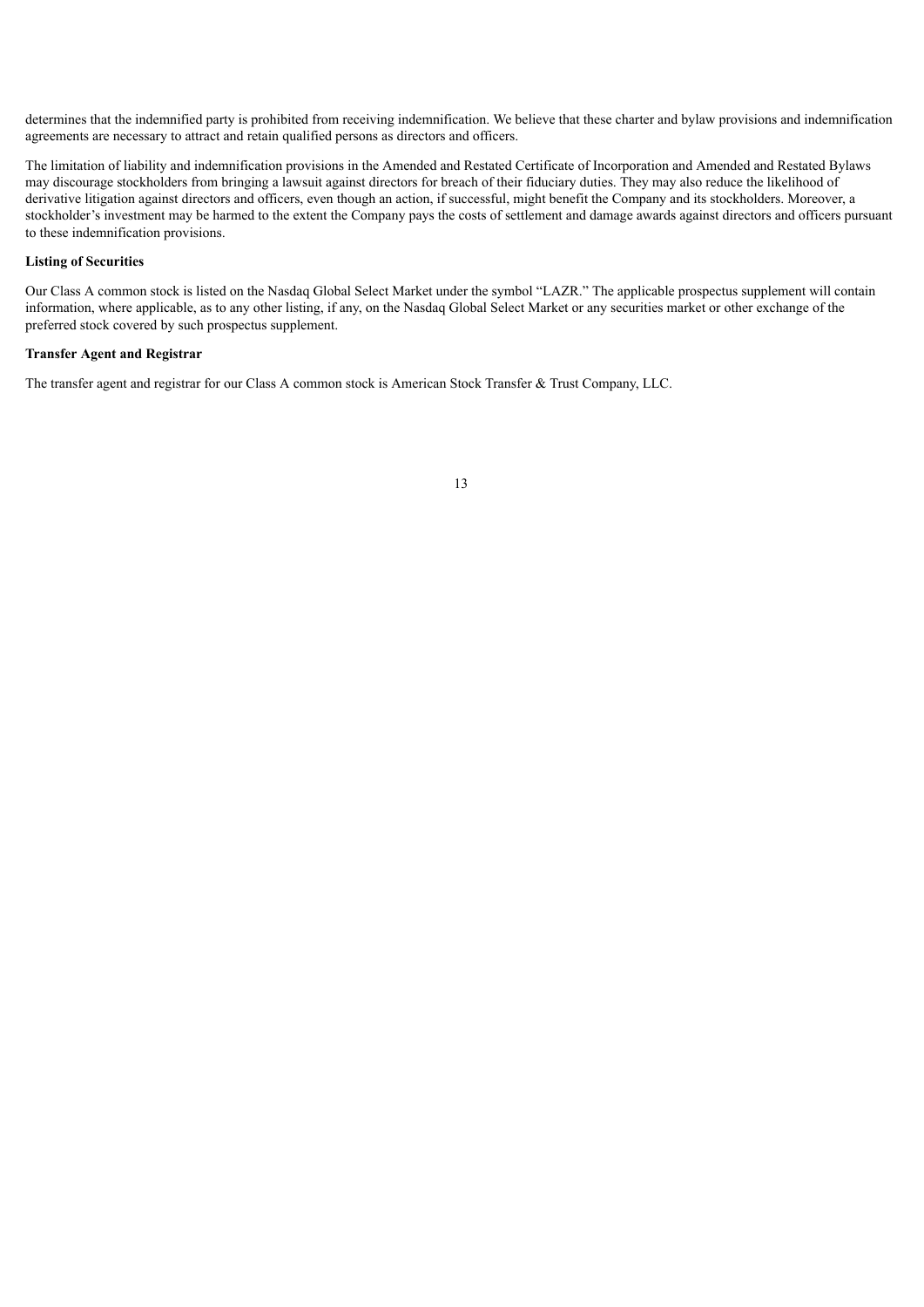determines that the indemnified party is prohibited from receiving indemnification. We believe that these charter and bylaw provisions and indemnification agreements are necessary to attract and retain qualified persons as directors and officers.

The limitation of liability and indemnification provisions in the Amended and Restated Certificate of Incorporation and Amended and Restated Bylaws may discourage stockholders from bringing a lawsuit against directors for breach of their fiduciary duties. They may also reduce the likelihood of derivative litigation against directors and officers, even though an action, if successful, might benefit the Company and its stockholders. Moreover, a stockholder's investment may be harmed to the extent the Company pays the costs of settlement and damage awards against directors and officers pursuant to these indemnification provisions.

**Listing of Securities**

Our Class A common stock is listed on the Nasdaq Global Select Market under the symbol "LAZR." The applicable prospectus supplement will contain information, where applicable, as to any other listing, if any, on the Nasdaq Global Select Market or any securities market or other exchange of the preferred stock covered by such prospectus supplement.

**Transfer Agent and Registrar**

The transfer agent and registrar for our Class A common stock is American Stock Transfer & Trust Company, LLC.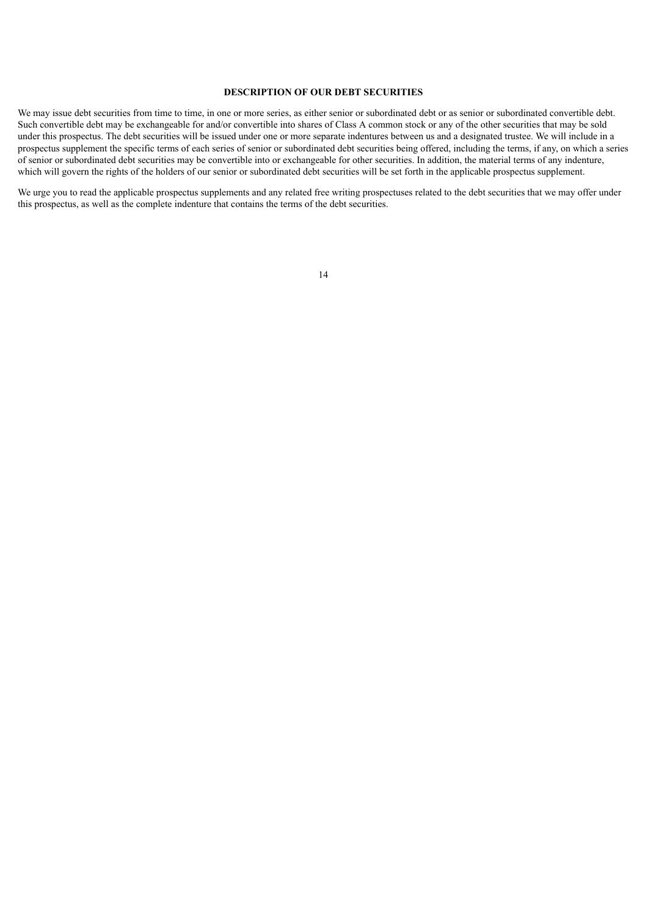## DESCRIPTION OF OUR DEBT SECURITIES

We may issue debt securities from time to time, in one or more series, as either senior or subordinated debt or as senior or subordinated convertible debt. Such convertible debt may be exchangeable for and/or convertible into shares of Class A common stock or any of the other securities that may be sold under this prospectus. The debt securities will be issued under one or more separate indentures between us and a designated trustee. We will include in a prospectus supplement the specific terms of each series of senior or subordinated debt securities being offered, including the terms, if any, on which a series of senior or subordinated debt securities may be convertible into or exchangeable for other securities. In addition, the material terms of any indenture, which will govern the rights of the holders of our senior or subordinated debt securities will be set forth in the applicable prospectus supplement.

We urge you to read the applicable prospectus supplements and any related free writing prospectuses related to the debt securities that we may offer under this prospectus, as well as the complete indenture that contains the terms of the debt securities.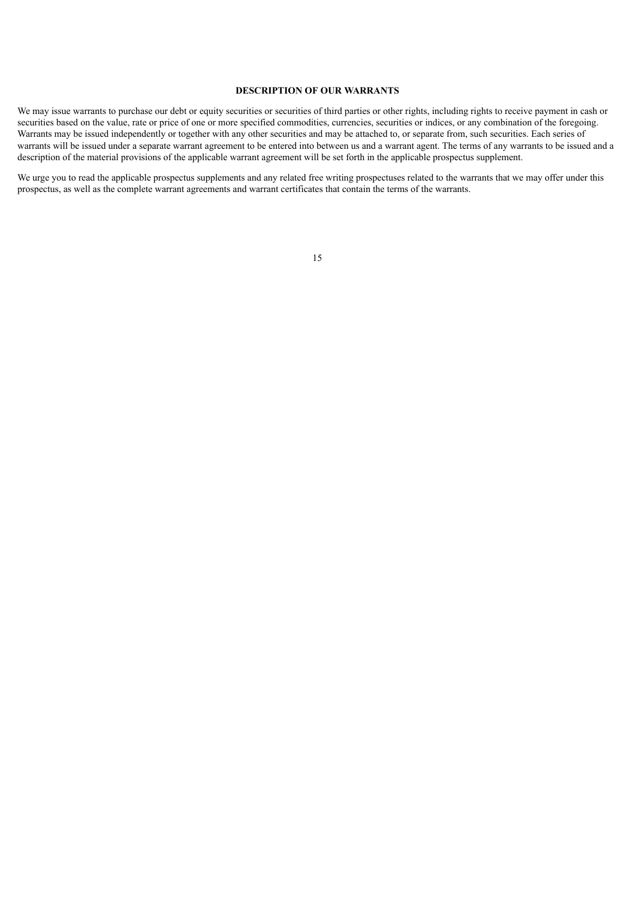## DESCRIPTION OF OUR WARRANTS

We may issue warrants to purchase our debt or equity securities or securities of third parties or other rights, including rights to receive payment in cash or securities based on the value, rate or price of one or more specified commodities, currencies, securities or indices, or any combination of the foregoing. Warrants may be issued independently or together with any other securities and may be attached to, or separate from, such securities. Each series of warrants will be issued under a separate warrant agreement to be entered into between us and a warrant agent. The terms of any warrants to be issued and a description of the material provisions of the applicable warrant agreement will be set forth in the applicable prospectus supplement.

We urge you to read the applicable prospectus supplements and any related free writing prospectuses related to the warrants that we may offer under this prospectus, as well as the complete warrant agreements and warrant certificates that contain the terms of the warrants.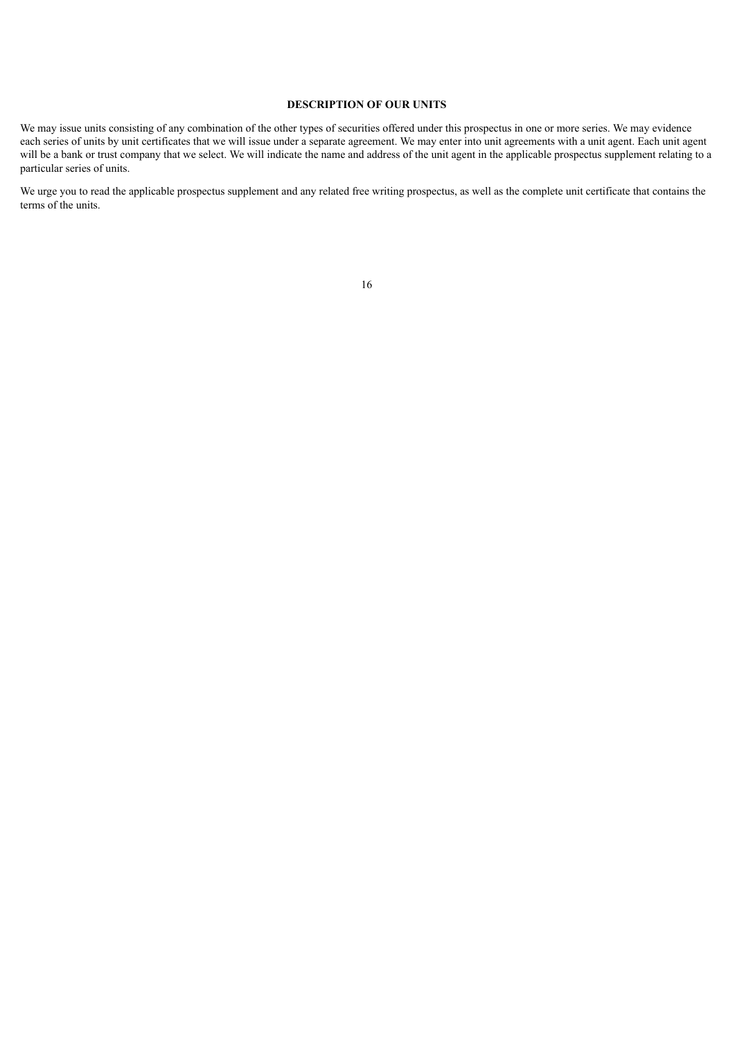## DESCRIPTION OF OUR UNITS

We may issue units consisting of any combination of the other types of securities offered under this prospectus in one or more series. We may evidence each series of units by unit certificates that we will issue under a separate agreement. We may enter into unit agreements with a unit agent. Each unit agent will be a bank or trust company that we select. We will indicate the name and address of the unit agent in the applicable prospectus supplement relating to a particular series of units.

We urge you to read the applicable prospectus supplement and any related free writing prospectus, as well as the complete unit certificate that contains the terms of the units.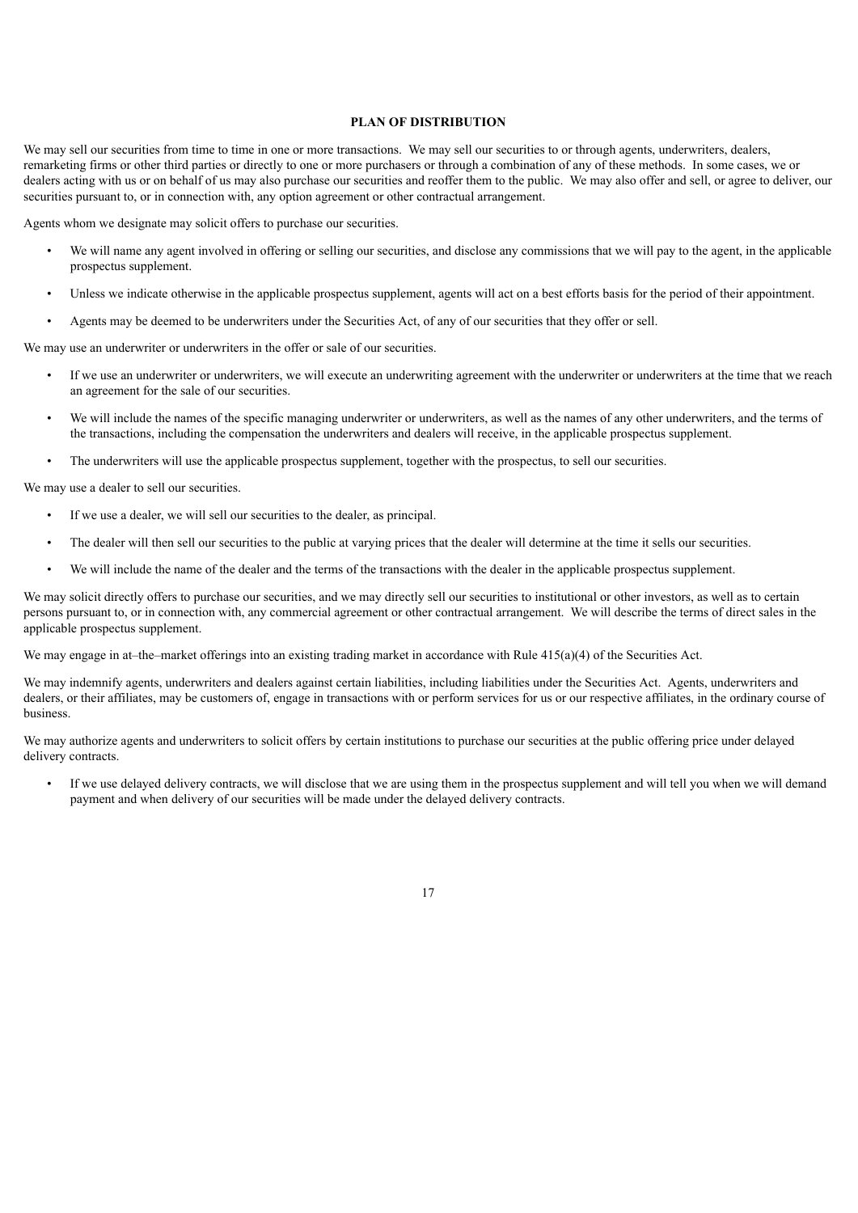## PLAN OF DISTRIBUTION

We may sell our securities from time to time in one or more transactions. We may sell our securities to or through agents, underwriters, dealers, remarketing firms or other third parties or directly to one or more purchasers or through a combination of any of these methods. In some cases, we or dealers acting with us or on behalf of us may also purchase our securities and reoffer them to the public. We may also offer and sell, or agree to deliver, our securities pursuant to, or in connection with, any option agreement or other contractual arrangement.

Agents whom we designate may solicit offers to purchase our securities.

- We will name any agent involved in offering or selling our securities, and disclose any commissions that we will pay to the agent, in the applicable prospectus supplement.
- Unless we indicate otherwise in the applicable prospectus supplement, agents will act on a best efforts basis for the period of their appointment.
- Agents may be deemed to be underwriters under the Securities Act, of any of our securities that they offer or sell.

We may use an underwriter or underwriters in the offer or sale of our securities.

- If we use an underwriter or underwriters, we will execute an underwriting agreement with the underwriter or underwriters at the time that we reach an agreement for the sale of our securities.
- We will include the names of the specific managing underwriter or underwriters, as well as the names of any other underwriters, and the terms of the transactions, including the compensation the underwriters and dealers will receive, in the applicable prospectus supplement.
- The underwriters will use the applicable prospectus supplement, together with the prospectus, to sell our securities.

We may use a dealer to sell our securities.

- If we use a dealer, we will sell our securities to the dealer, as principal.
- The dealer will then sell our securities to the public at varying prices that the dealer will determine at the time it sells our securities.
- We will include the name of the dealer and the terms of the transactions with the dealer in the applicable prospectus supplement.

We may solicit directly offers to purchase our securities, and we may directly sell our securities to institutional or other investors, as well as to certain persons pursuant to, or in connection with, any commercial agreement or other contractual arrangement. We will describe the terms of direct sales in the applicable prospectus supplement.

We may engage in at–the–market offerings into an existing trading market in accordance with Rule 415(a)(4) of the Securities Act.

We may indemnify agents, underwriters and dealers against certain liabilities, including liabilities under the Securities Act. Agents, underwriters and dealers, or their affiliates, may be customers of, engage in transactions with or perform services for us or our respective affiliates, in the ordinary course of business.

We may authorize agents and underwriters to solicit offers by certain institutions to purchase our securities at the public offering price under delayed delivery contracts.

- If we use delayed delivery contracts, we will disclose that we are using them in the prospectus supplement and will tell you when we will demand payment and when delivery of our securities will be made under the delayed delivery contracts.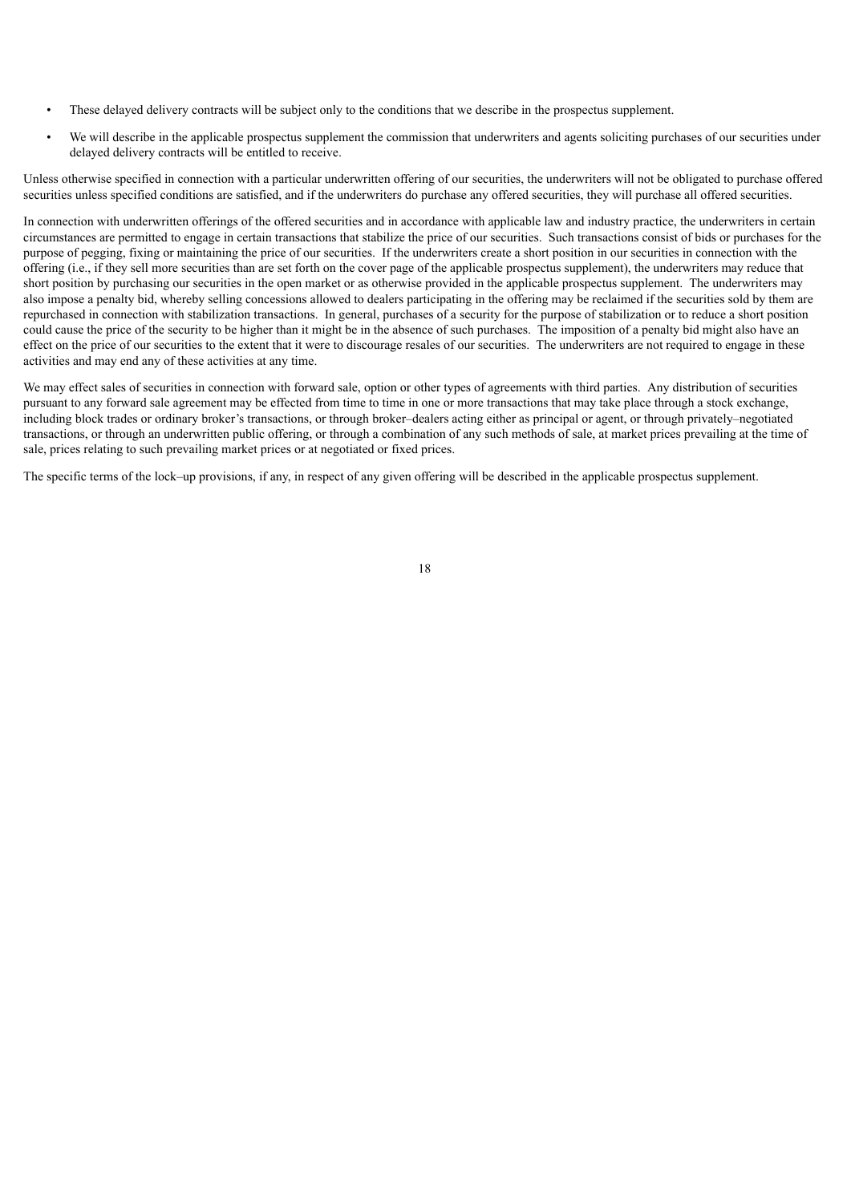- These delayed delivery contracts will be subject only to the conditions that we describe in the prospectus supplement.
- We will describe in the applicable prospectus supplement the commission that underwriters and agents soliciting purchases of our securities under delayed delivery contracts will be entitled to receive.

Unless otherwise specified in connection with a particular underwritten offering of our securities, the underwriters will not be obligated to purchase offered securities unless specified conditions are satisfied, and if the underwriters do purchase any offered securities, they will purchase all offered securities.

In connection with underwritten offerings of the offered securities and in accordance with applicable law and industry practice, the underwriters in certain circumstances are permitted to engage in certain transactions that stabilize the price of our securities. Such transactions consist of bids or purchases for the purpose of pegging, fixing or maintaining the price of our securities. If the underwriters create a short position in our securities in connection with the offering (i.e., if they sell more securities than are set forth on the cover page of the applicable prospectus supplement), the underwriters may reduce that short position by purchasing our securities in the open market or as otherwise provided in the applicable prospectus supplement. The underwriters may also impose a penalty bid, whereby selling concessions allowed to dealers participating in the offering may be reclaimed if the securities sold by them are repurchased in connection with stabilization transactions. In general, purchases of a security for the purpose of stabilization or to reduce a short position could cause the price of the security to be higher than it might be in the absence of such purchases. The imposition of a penalty bid might also have an effect on the price of our securities to the extent that it were to discourage resales of our securities. The underwriters are not required to engage in these activities and may end any of these activities at any time.

We may effect sales of securities in connection with forward sale, option or other types of agreements with third parties. Any distribution of securities pursuant to any forward sale agreement may be effected from time to time in one or more transactions that may take place through a stock exchange, including block trades or ordinary broker's transactions, or through broker–dealers acting either as principal or agent, or through privately–negotiated transactions, or through an underwritten public offering, or through a combination of any such methods of sale, at market prices prevailing at the time of sale, prices relating to such prevailing market prices or at negotiated or fixed prices.

The specific terms of the lock–up provisions, if any, in respect of any given offering will be described in the applicable prospectus supplement.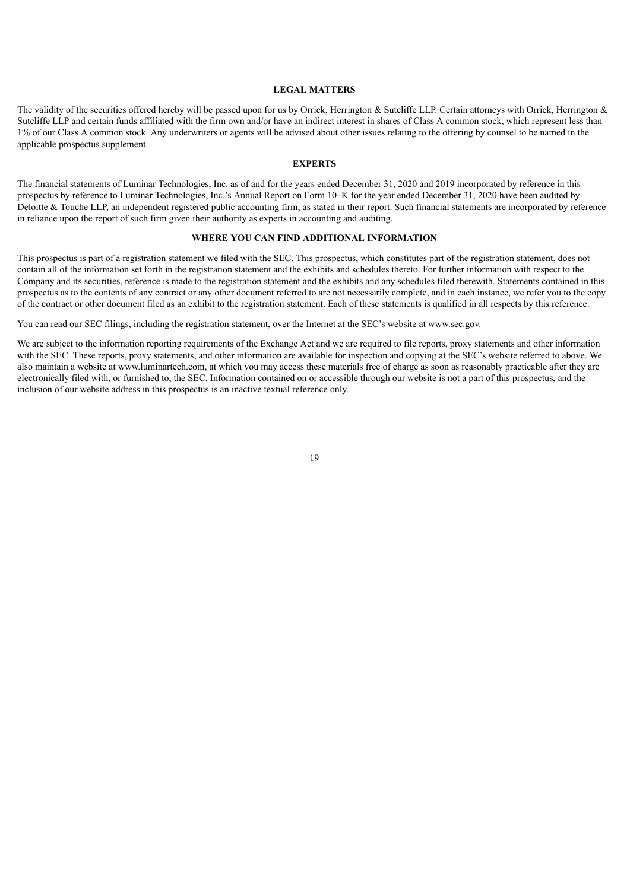## LEGAL MATTERS

The validity of the securities offered hereby will be passed upon for us by Orrick, Herrington & Sutcliffe LLP. Certain attorneys with Orrick, Herrington & Sutcliffe LLP and certain funds affiliated with the firm own and/or have an indirect interest in shares of Class A common stock, which represent less than 1% of our Class A common stock. Any underwriters or agents will be advised about other issues relating to the offering by counsel to be named in the applicable prospectus supplement.

## EXPERTS

The financial statements of Luminar Technologies, Inc. as of and for the years ended December 31, 2020 and 2019 incorporated by reference in this prospectus by reference to Luminar Technologies, Inc.'s Annual Report on Form 10–K for the year ended December 31, 2020 have been audited by Deloitte & Touche LLP, an independent registered public accounting firm, as stated in their report. Such financial statements are incorporated by reference in reliance upon the report of such firm given their authority as experts in accounting and auditing.

## WHERE YOU CAN FIND ADDITIONAL INFORMATION

This prospectus is part of a registration statement we filed with the SEC. This prospectus, which constitutes part of the registration statement, does not contain all of the information set forth in the registration statement and the exhibits and schedules thereto. For further information with respect to the Company and its securities, reference is made to the registration statement and the exhibits and any schedules filed therewith. Statements contained in this prospectus as to the contents of any contract or any other document referred to are not necessarily complete, and in each instance, we refer you to the copy of the contract or other document filed as an exhibit to the registration statement. Each of these statements is qualified in all respects by this reference.

You can read our SEC filings, including the registration statement, over the Internet at the SEC's website at www.sec.gov.

We are subject to the information reporting requirements of the Exchange Act and we are required to file reports, proxy statements and other information with the SEC. These reports, proxy statements, and other information are available for inspection and copying at the SEC's website referred to above. We also maintain a website at www.luminartech.com, at which you may access these materials free of charge as soon as reasonably practicable after they are electronically filed with, or furnished to, the SEC. Information contained on or accessible through our website is not a part of this prospectus, and the inclusion of our website address in this prospectus is an inactive textual reference only.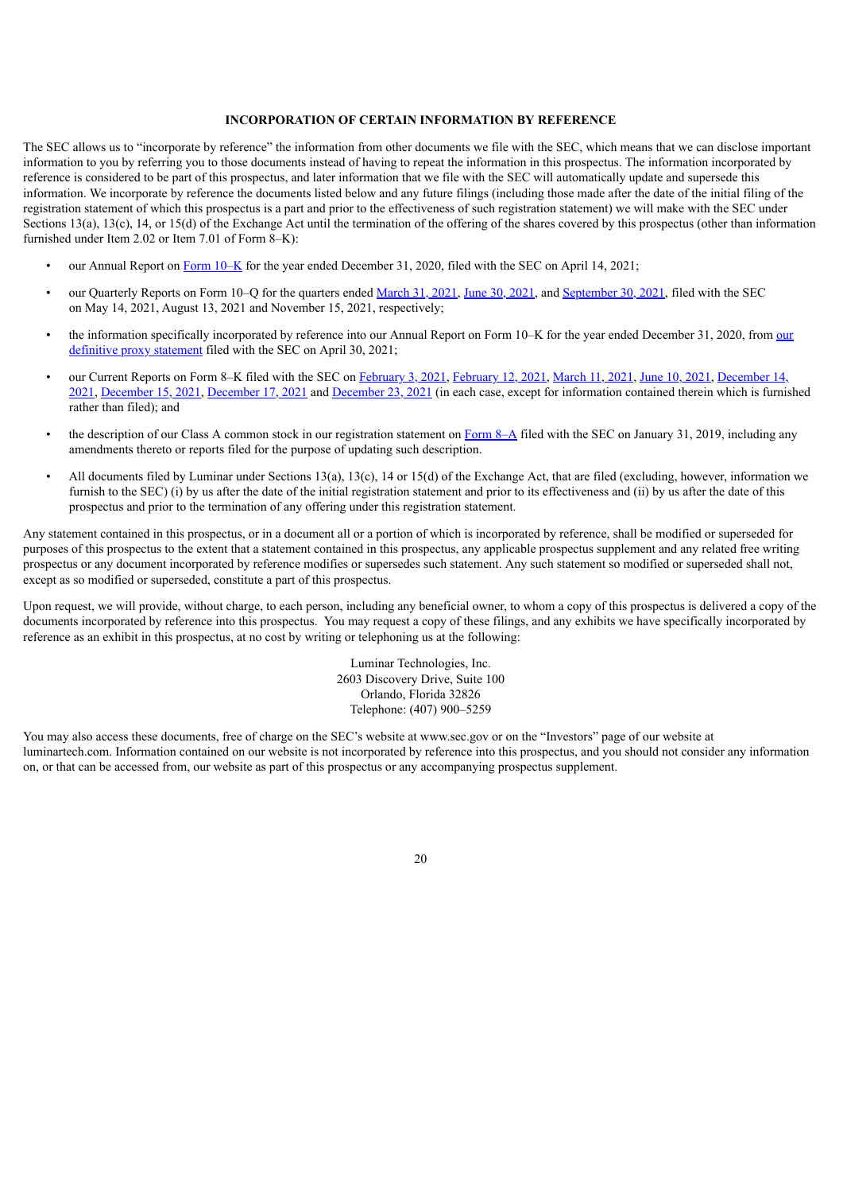## INCORPORATION OF CERTAIN INFORMATION BY REFERENCE

The SEC allows us to "incorporate by reference" the information from other documents we file with the SEC, which means that we can disclose important information to you by referring you to those documents instead of having to repeat the information in this prospectus. The information incorporated by reference is considered to be part of this prospectus, and later information that we file with the SEC will automatically update and supersede this information. We incorporate by reference the documents listed below and any future filings (including those made after the date of the initial filing of the registration statement of which this prospectus is a part and prior to the effectiveness of such registration statement) we will make with the SEC under Sections 13(a), 13(c), 14, or 15(d) of the Exchange Act until the termination of the offering of the shares covered by this prospectus (other than information furnished under Item 2.02 or Item 7.01 of Form 8–K):

- our Annual Report on Form 10–K for the year ended December 31, 2020, filed with the SEC on April 14, 2021;
- our Quarterly Reports on Form 10–Q for the quarters ended March 31, 2021, June 30, 2021, and September 30, 2021, filed with the SEC on May 14, 2021, August 13, 2021 and November 15, 2021, respectively;
- the information specifically incorporated by reference into our Annual Report on Form 10–K for the year ended December 31, 2020, from our definitive proxy statement filed with the SEC on April 30, 2021;
- our Current Reports on Form 8–K filed with the SEC on February 3, 2021, February 12, 2021, March 11, 2021, June 10, 2021, December 14, 2021, December 15, 2021, December 17, 2021 and December 23, 2021 (in each case, except for information contained therein which is furnished rather than filed); and
- the description of our Class A common stock in our registration statement on Form 8–A filed with the SEC on January 31, 2019, including any amendments thereto or reports filed for the purpose of updating such description.
- All documents filed by Luminar under Sections 13(a), 13(c), 14 or 15(d) of the Exchange Act, that are filed (excluding, however, information we furnish to the SEC) (i) by us after the date of the initial registration statement and prior to its effectiveness and (ii) by us after the date of this prospectus and prior to the termination of any offering under this registration statement.

Any statement contained in this prospectus, or in a document all or a portion of which is incorporated by reference, shall be modified or superseded for purposes of this prospectus to the extent that a statement contained in this prospectus, any applicable prospectus supplement and any related free writing prospectus or any document incorporated by reference modifies or supersedes such statement. Any such statement so modified or superseded shall not, except as so modified or superseded, constitute a part of this prospectus.

Upon request, we will provide, without charge, to each person, including any beneficial owner, to whom a copy of this prospectus is delivered a copy of the documents incorporated by reference into this prospectus. You may request a copy of these filings, and any exhibits we have specifically incorporated by reference as an exhibit in this prospectus, at no cost by writing or telephoning us at the following:

Luminar Technologies, Inc.
2603 Discovery Drive, Suite 100
Orlando, Florida 32826
Telephone: (407) 900–5259

You may also access these documents, free of charge on the SEC's website at www.sec.gov or on the "Investors" page of our website at luminartech.com. Information contained on our website is not incorporated by reference into this prospectus, and you should not consider any information on, or that can be accessed from, our website as part of this prospectus or any accompanying prospectus supplement.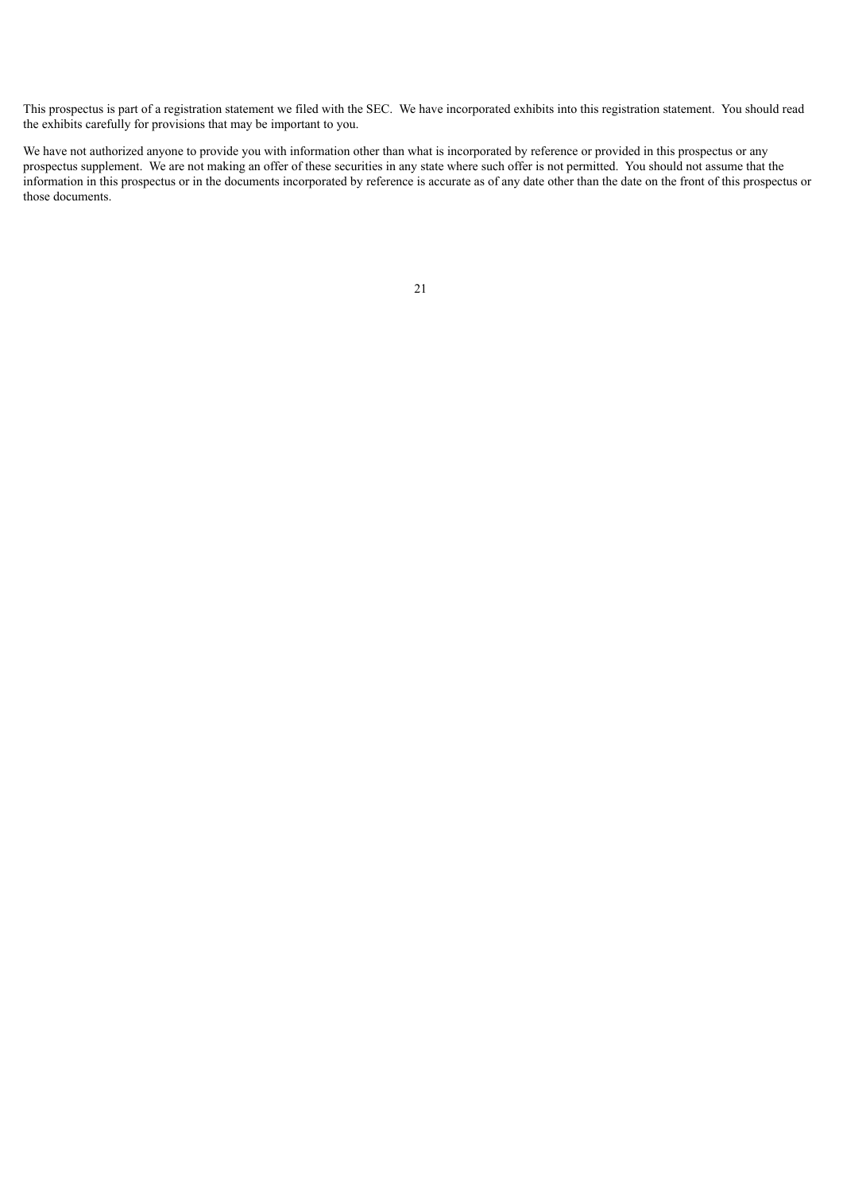This prospectus is part of a registration statement we filed with the SEC.  We have incorporated exhibits into this registration statement.  You should read the exhibits carefully for provisions that may be important to you.

We have not authorized anyone to provide you with information other than what is incorporated by reference or provided in this prospectus or any prospectus supplement.  We are not making an offer of these securities in any state where such offer is not permitted.  You should not assume that the information in this prospectus or in the documents incorporated by reference is accurate as of any date other than the date on the front of this prospectus or those documents.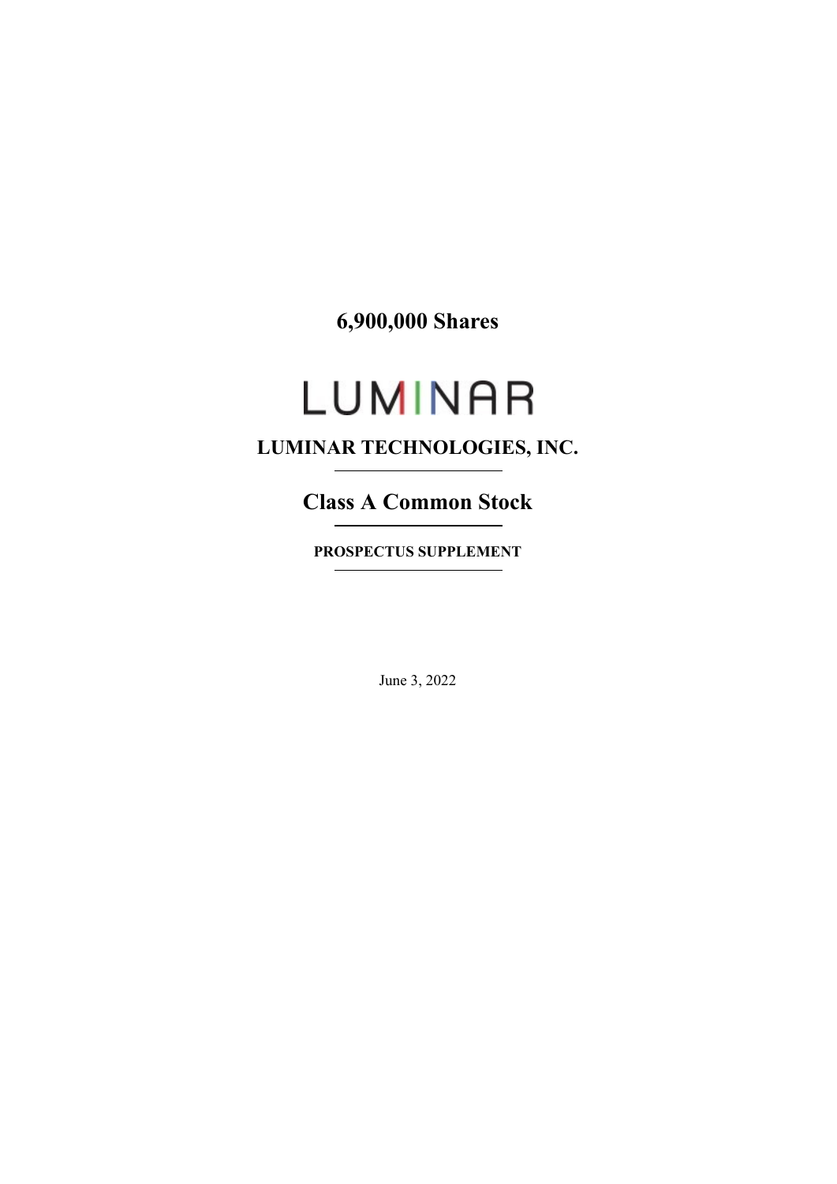**6,900,000 Shares**

LUMINAR

**LUMINAR TECHNOLOGIES, INC.**

---

## Class A Common Stock

---

**PROSPECTUS SUPPLEMENT**

---

June 3, 2022